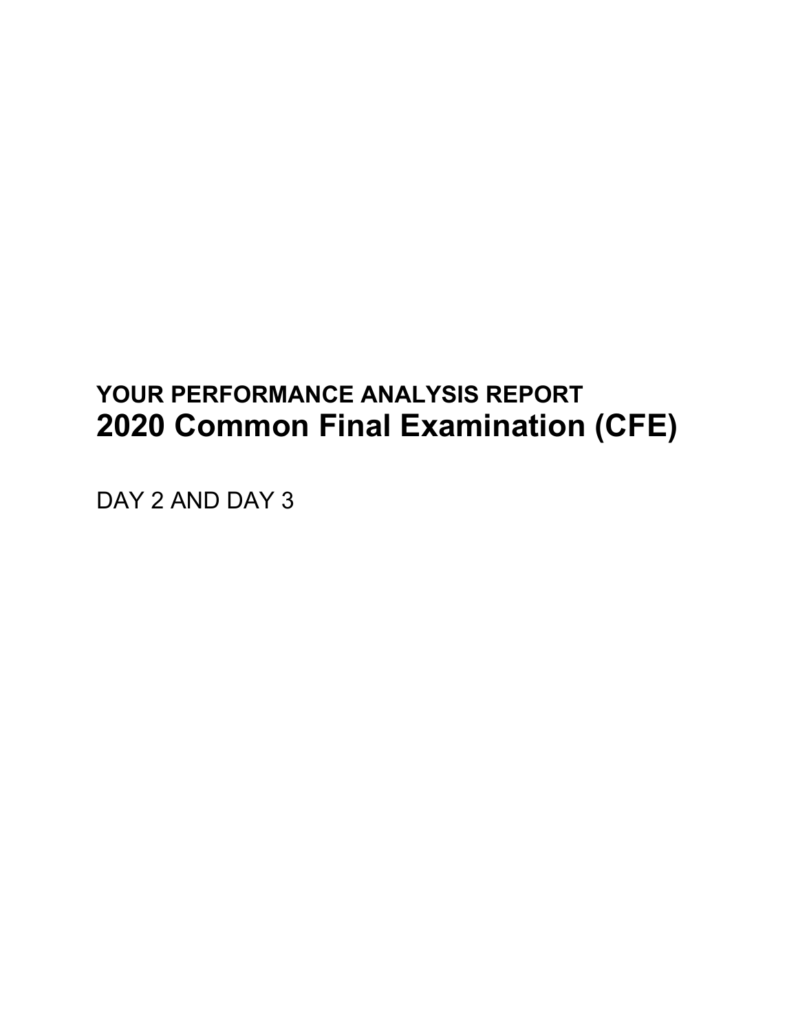**YOUR PERFORMANCE ANALYSIS REPORT**

# 2020 Common Final Examination (CFE)

DAY 2 AND DAY 3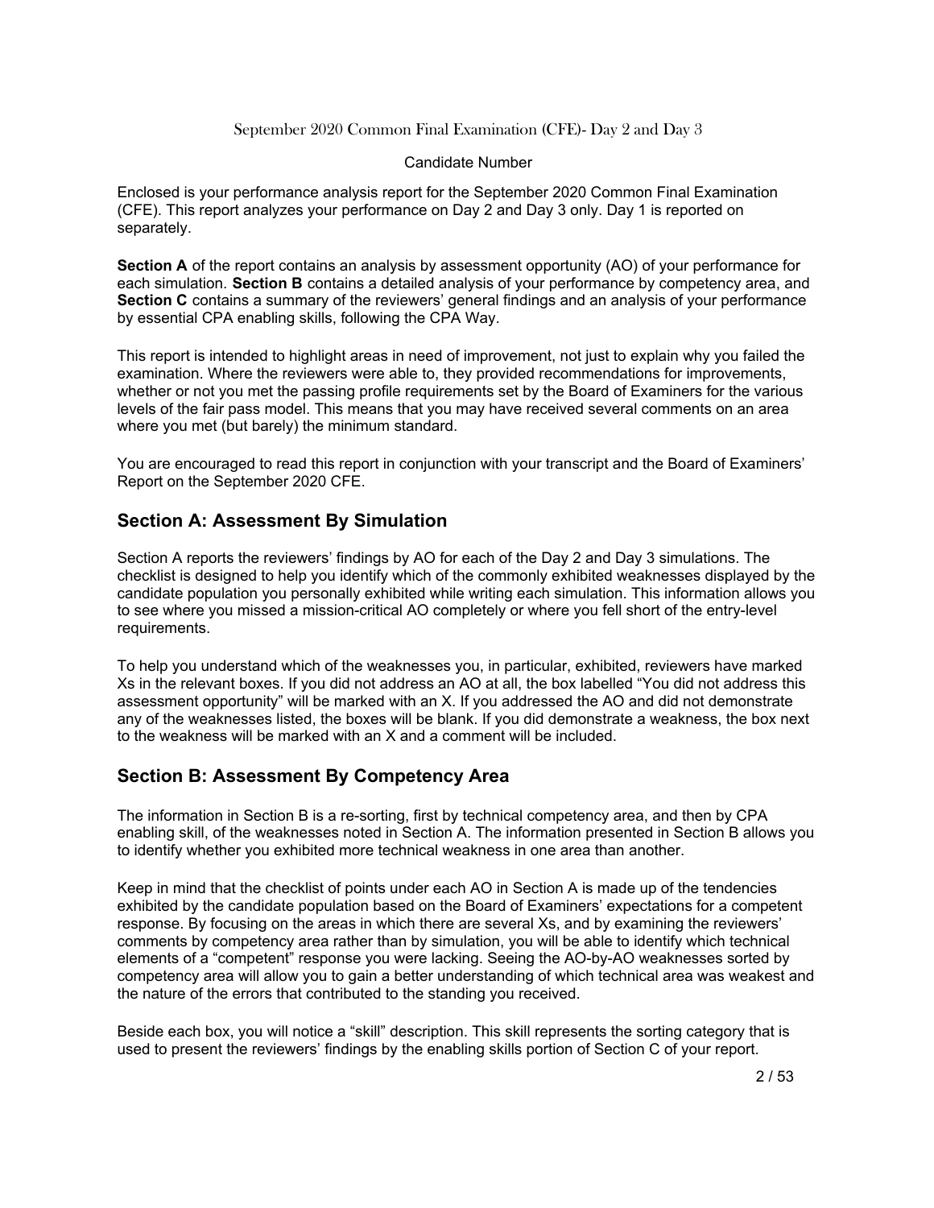September 2020 Common Final Examination (CFE)- Day 2 and Day 3

Candidate Number

Enclosed is your performance analysis report for the September 2020 Common Final Examination (CFE). This report analyzes your performance on Day 2 and Day 3 only. Day 1 is reported on separately.

**Section A** of the report contains an analysis by assessment opportunity (AO) of your performance for each simulation. **Section B** contains a detailed analysis of your performance by competency area, and **Section C** contains a summary of the reviewers' general findings and an analysis of your performance by essential CPA enabling skills, following the CPA Way.

This report is intended to highlight areas in need of improvement, not just to explain why you failed the examination. Where the reviewers were able to, they provided recommendations for improvements, whether or not you met the passing profile requirements set by the Board of Examiners for the various levels of the fair pass model. This means that you may have received several comments on an area where you met (but barely) the minimum standard.

You are encouraged to read this report in conjunction with your transcript and the Board of Examiners' Report on the September 2020 CFE.

## Section A: Assessment By Simulation

Section A reports the reviewers' findings by AO for each of the Day 2 and Day 3 simulations. The checklist is designed to help you identify which of the commonly exhibited weaknesses displayed by the candidate population you personally exhibited while writing each simulation. This information allows you to see where you missed a mission-critical AO completely or where you fell short of the entry-level requirements.

To help you understand which of the weaknesses you, in particular, exhibited, reviewers have marked Xs in the relevant boxes. If you did not address an AO at all, the box labelled "You did not address this assessment opportunity" will be marked with an X. If you addressed the AO and did not demonstrate any of the weaknesses listed, the boxes will be blank. If you did demonstrate a weakness, the box next to the weakness will be marked with an X and a comment will be included.

## Section B: Assessment By Competency Area

The information in Section B is a re-sorting, first by technical competency area, and then by CPA enabling skill, of the weaknesses noted in Section A. The information presented in Section B allows you to identify whether you exhibited more technical weakness in one area than another.

Keep in mind that the checklist of points under each AO in Section A is made up of the tendencies exhibited by the candidate population based on the Board of Examiners' expectations for a competent response. By focusing on the areas in which there are several Xs, and by examining the reviewers' comments by competency area rather than by simulation, you will be able to identify which technical elements of a "competent" response you were lacking. Seeing the AO-by-AO weaknesses sorted by competency area will allow you to gain a better understanding of which technical area was weakest and the nature of the errors that contributed to the standing you received.

Beside each box, you will notice a "skill" description. This skill represents the sorting category that is used to present the reviewers' findings by the enabling skills portion of Section C of your report.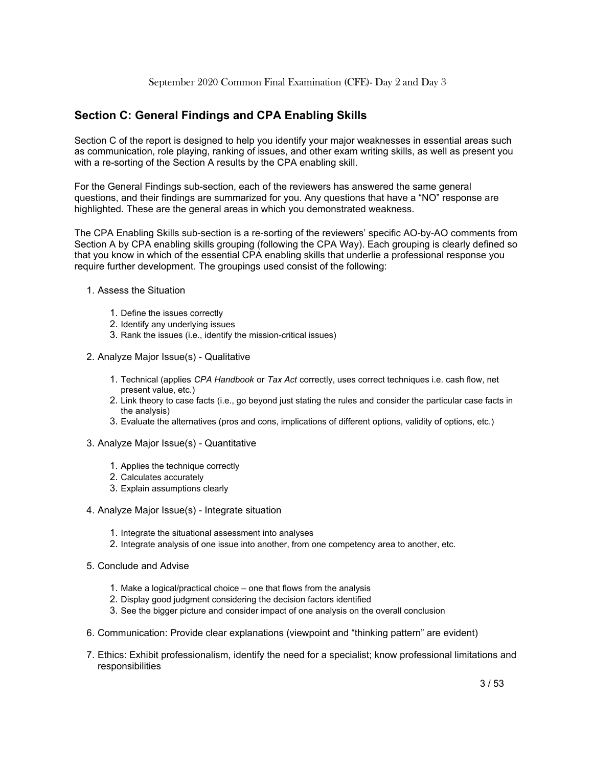## Section C: General Findings and CPA Enabling Skills

Section C of the report is designed to help you identify your major weaknesses in essential areas such as communication, role playing, ranking of issues, and other exam writing skills, as well as present you with a re-sorting of the Section A results by the CPA enabling skill.

For the General Findings sub-section, each of the reviewers has answered the same general questions, and their findings are summarized for you. Any questions that have a "NO" response are highlighted. These are the general areas in which you demonstrated weakness.

The CPA Enabling Skills sub-section is a re-sorting of the reviewers' specific AO-by-AO comments from Section A by CPA enabling skills grouping (following the CPA Way). Each grouping is clearly defined so that you know in which of the essential CPA enabling skills that underlie a professional response you require further development. The groupings used consist of the following:

1. Assess the Situation
    1. Define the issues correctly
    2. Identify any underlying issues
    3. Rank the issues (i.e., identify the mission-critical issues)
2. Analyze Major Issue(s) - Qualitative
    1. Technical (applies *CPA Handbook* or *Tax Act* correctly, uses correct techniques i.e. cash flow, net present value, etc.)
    2. Link theory to case facts (i.e., go beyond just stating the rules and consider the particular case facts in the analysis)
    3. Evaluate the alternatives (pros and cons, implications of different options, validity of options, etc.)
3. Analyze Major Issue(s) - Quantitative
    1. Applies the technique correctly
    2. Calculates accurately
    3. Explain assumptions clearly
4. Analyze Major Issue(s) - Integrate situation
    1. Integrate the situational assessment into analyses
    2. Integrate analysis of one issue into another, from one competency area to another, etc.
5. Conclude and Advise
    1. Make a logical/practical choice – one that flows from the analysis
    2. Display good judgment considering the decision factors identified
    3. See the bigger picture and consider impact of one analysis on the overall conclusion
6. Communication: Provide clear explanations (viewpoint and "thinking pattern" are evident)
7. Ethics: Exhibit professionalism, identify the need for a specialist; know professional limitations and responsibilities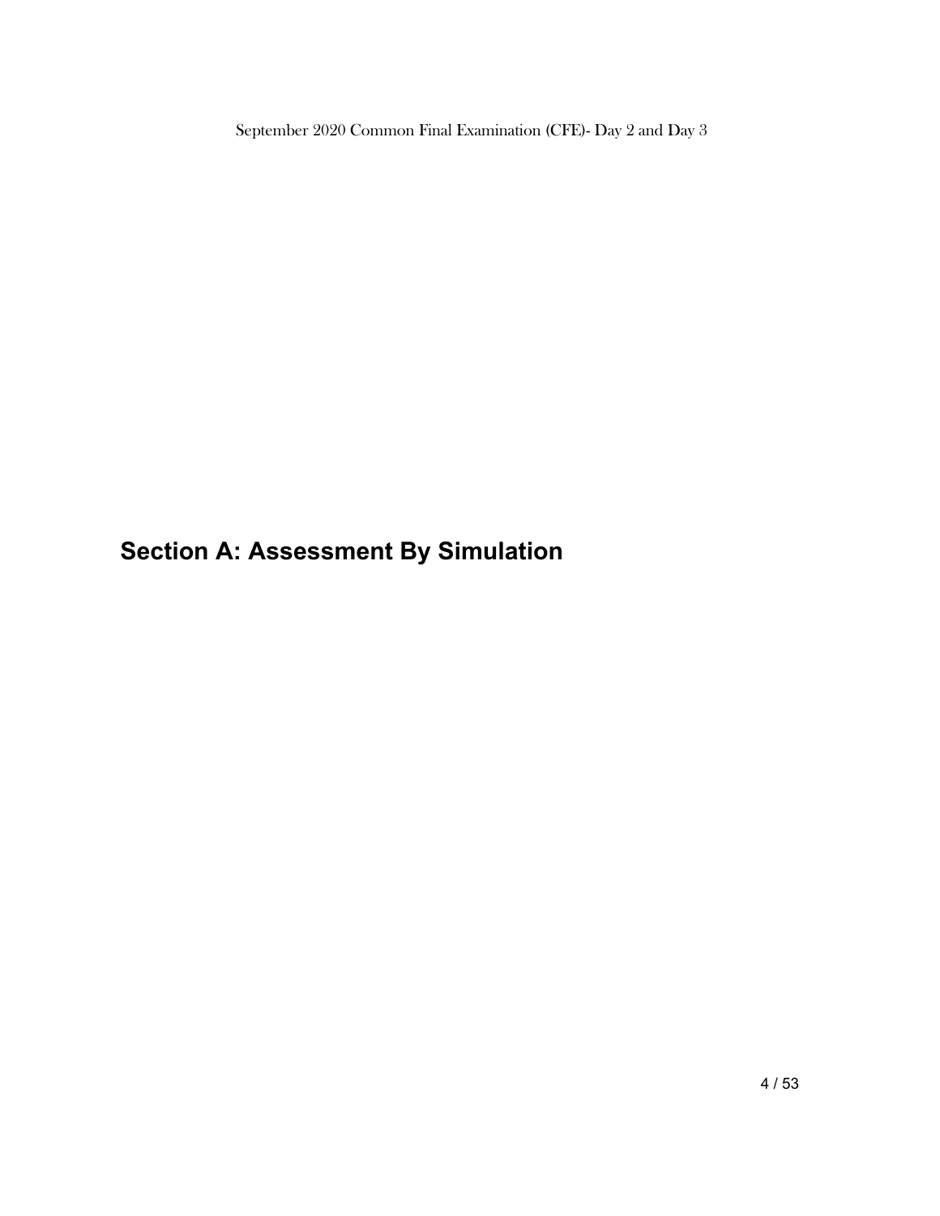# Section A: Assessment By Simulation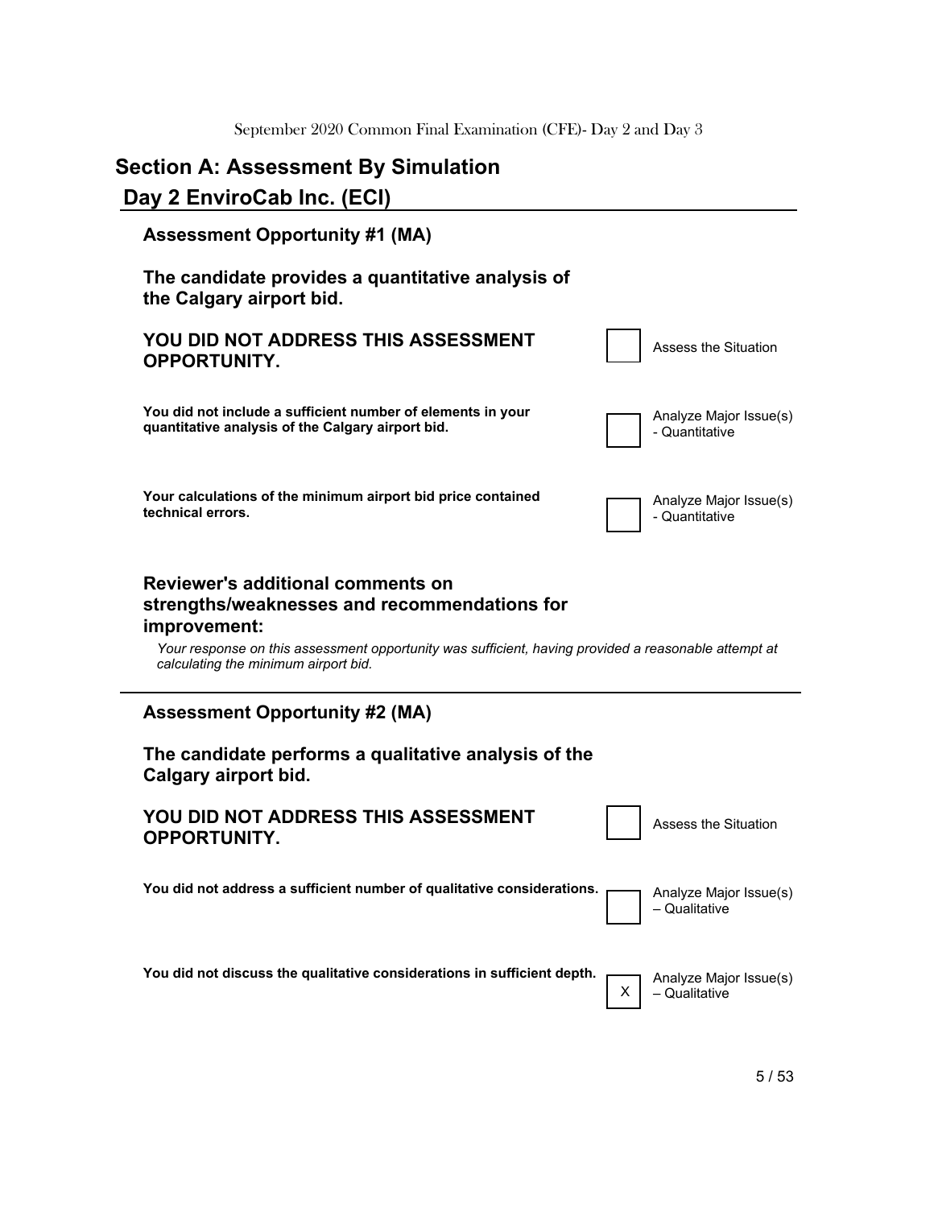# Section A: Assessment By Simulation

## Day 2 EnviroCab Inc. (ECI)

### Assessment Opportunity #1 (MA)

**The candidate provides a quantitative analysis of the Calgary airport bid.**

| | | |
|---|---|---|
| **YOU DID NOT ADDRESS THIS ASSESSMENT OPPORTUNITY.** | | Assess the Situation |
| **You did not include a sufficient number of elements in your quantitative analysis of the Calgary airport bid.** | | Analyze Major Issue(s) - Quantitative |
| **Your calculations of the minimum airport bid price contained technical errors.** | | Analyze Major Issue(s) - Quantitative |

**Reviewer's additional comments on strengths/weaknesses and recommendations for improvement:**

*Your response on this assessment opportunity was sufficient, having provided a reasonable attempt at calculating the minimum airport bid.*

### Assessment Opportunity #2 (MA)

**The candidate performs a qualitative analysis of the Calgary airport bid.**

| | | |
|---|---|---|
| **YOU DID NOT ADDRESS THIS ASSESSMENT OPPORTUNITY.** | | Assess the Situation |
| **You did not address a sufficient number of qualitative considerations.** | | Analyze Major Issue(s) – Qualitative |
| **You did not discuss the qualitative considerations in sufficient depth.** | X | Analyze Major Issue(s) – Qualitative |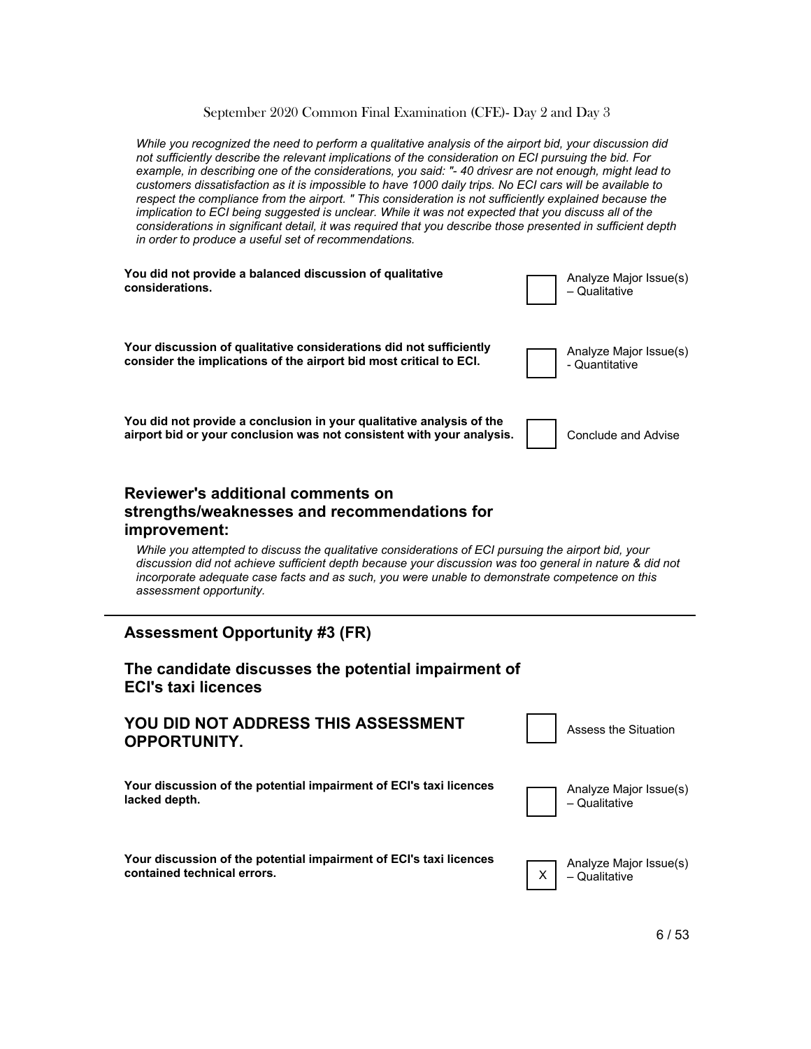*While you recognized the need to perform a qualitative analysis of the airport bid, your discussion did not sufficiently describe the relevant implications of the consideration on ECI pursuing the bid. For example, in describing one of the considerations, you said: "- 40 drivesr are not enough, might lead to customers dissatisfaction as it is impossible to have 1000 daily trips. No ECI cars will be available to respect the compliance from the airport. " This consideration is not sufficiently explained because the implication to ECI being suggested is unclear. While it was not expected that you discuss all of the considerations in significant detail, it was required that you describe those presented in sufficient depth in order to produce a useful set of recommendations.*

| Comment | Marked | Competency |
| --- | --- | --- |
| **You did not provide a balanced discussion of qualitative considerations.** | | Analyze Major Issue(s) – Qualitative |
| **Your discussion of qualitative considerations did not sufficiently consider the implications of the airport bid most critical to ECI.** | | Analyze Major Issue(s) - Quantitative |
| **You did not provide a conclusion in your qualitative analysis of the airport bid or your conclusion was not consistent with your analysis.** | | Conclude and Advise |

## Reviewer's additional comments on strengths/weaknesses and recommendations for improvement:

*While you attempted to discuss the qualitative considerations of ECI pursuing the airport bid, your discussion did not achieve sufficient depth because your discussion was too general in nature & did not incorporate adequate case facts and as such, you were unable to demonstrate competence on this assessment opportunity.*

---

## Assessment Opportunity #3 (FR)

## The candidate discusses the potential impairment of ECI's taxi licences

| Comment | Marked | Competency |
| --- | --- | --- |
| **YOU DID NOT ADDRESS THIS ASSESSMENT OPPORTUNITY.** | | Assess the Situation |
| **Your discussion of the potential impairment of ECI's taxi licences lacked depth.** | | Analyze Major Issue(s) – Qualitative |
| **Your discussion of the potential impairment of ECI's taxi licences contained technical errors.** | X | Analyze Major Issue(s) – Qualitative |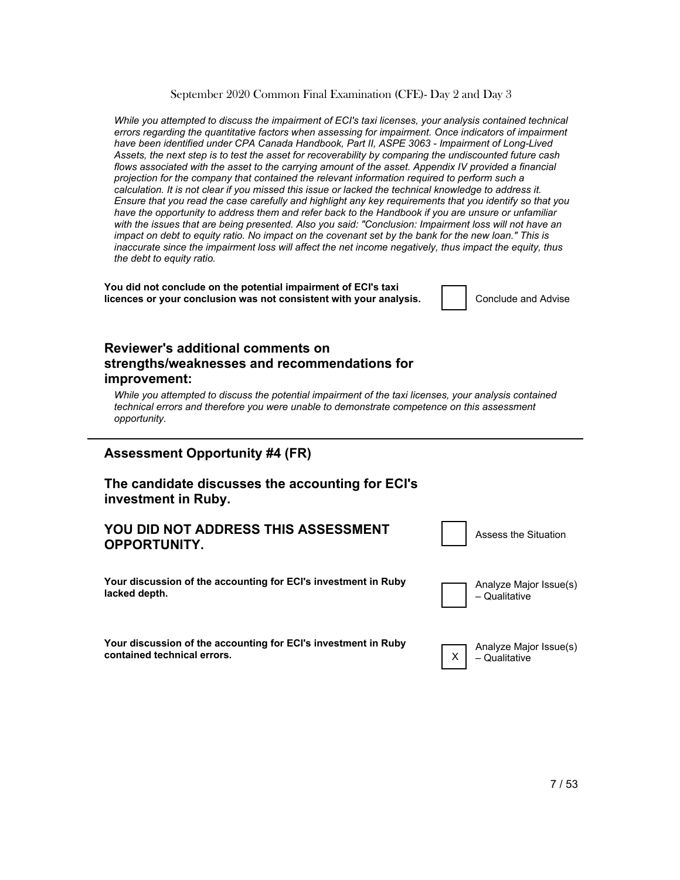*While you attempted to discuss the impairment of ECI's taxi licenses, your analysis contained technical errors regarding the quantitative factors when assessing for impairment. Once indicators of impairment have been identified under CPA Canada Handbook, Part II, ASPE 3063 - Impairment of Long-Lived Assets, the next step is to test the asset for recoverability by comparing the undiscounted future cash flows associated with the asset to the carrying amount of the asset. Appendix IV provided a financial projection for the company that contained the relevant information required to perform such a calculation. It is not clear if you missed this issue or lacked the technical knowledge to address it. Ensure that you read the case carefully and highlight any key requirements that you identify so that you have the opportunity to address them and refer back to the Handbook if you are unsure or unfamiliar with the issues that are being presented. Also you said: "Conclusion: Impairment loss will not have an impact on debt to equity ratio. No impact on the covenant set by the bank for the new loan." This is inaccurate since the impairment loss will affect the net income negatively, thus impact the equity, thus the debt to equity ratio.*

| | | |
|---|---|---|
| **You did not conclude on the potential impairment of ECI's taxi licences or your conclusion was not consistent with your analysis.** | ☐ | Conclude and Advise |

## Reviewer's additional comments on strengths/weaknesses and recommendations for improvement:

*While you attempted to discuss the potential impairment of the taxi licenses, your analysis contained technical errors and therefore you were unable to demonstrate competence on this assessment opportunity.*

---

## Assessment Opportunity #4 (FR)

## The candidate discusses the accounting for ECI's investment in Ruby.

| | | |
|---|---|---|
| **YOU DID NOT ADDRESS THIS ASSESSMENT OPPORTUNITY.** | ☐ | Assess the Situation |
| **Your discussion of the accounting for ECI's investment in Ruby lacked depth.** | ☐ | Analyze Major Issue(s) – Qualitative |
| **Your discussion of the accounting for ECI's investment in Ruby contained technical errors.** | X | Analyze Major Issue(s) – Qualitative |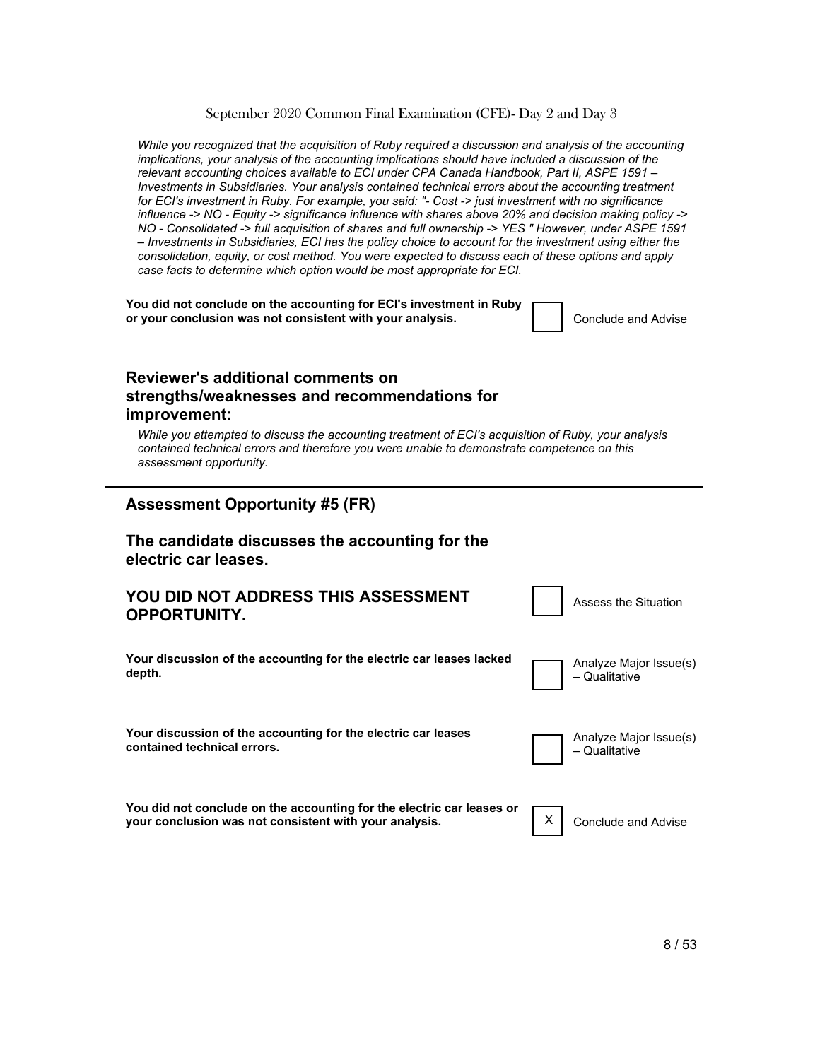*While you recognized that the acquisition of Ruby required a discussion and analysis of the accounting implications, your analysis of the accounting implications should have included a discussion of the relevant accounting choices available to ECI under CPA Canada Handbook, Part II, ASPE 1591 – Investments in Subsidiaries. Your analysis contained technical errors about the accounting treatment for ECI's investment in Ruby. For example, you said: "- Cost -> just investment with no significance influence -> NO - Equity -> significance influence with shares above 20% and decision making policy -> NO - Consolidated -> full acquisition of shares and full ownership -> YES " However, under ASPE 1591 – Investments in Subsidiaries, ECI has the policy choice to account for the investment using either the consolidation, equity, or cost method. You were expected to discuss each of these options and apply case facts to determine which option would be most appropriate for ECI.*

| | | |
|---|---|---|
| **You did not conclude on the accounting for ECI's investment in Ruby or your conclusion was not consistent with your analysis.** | | Conclude and Advise |

### Reviewer's additional comments on strengths/weaknesses and recommendations for improvement:

*While you attempted to discuss the accounting treatment of ECI's acquisition of Ruby, your analysis contained technical errors and therefore you were unable to demonstrate competence on this assessment opportunity.*

---

## Assessment Opportunity #5 (FR)

### The candidate discusses the accounting for the electric car leases.

| | | |
|---|---|---|
| **YOU DID NOT ADDRESS THIS ASSESSMENT OPPORTUNITY.** | | Assess the Situation |
| **Your discussion of the accounting for the electric car leases lacked depth.** | | Analyze Major Issue(s) – Qualitative |
| **Your discussion of the accounting for the electric car leases contained technical errors.** | | Analyze Major Issue(s) – Qualitative |
| **You did not conclude on the accounting for the electric car leases or your conclusion was not consistent with your analysis.** | X | Conclude and Advise |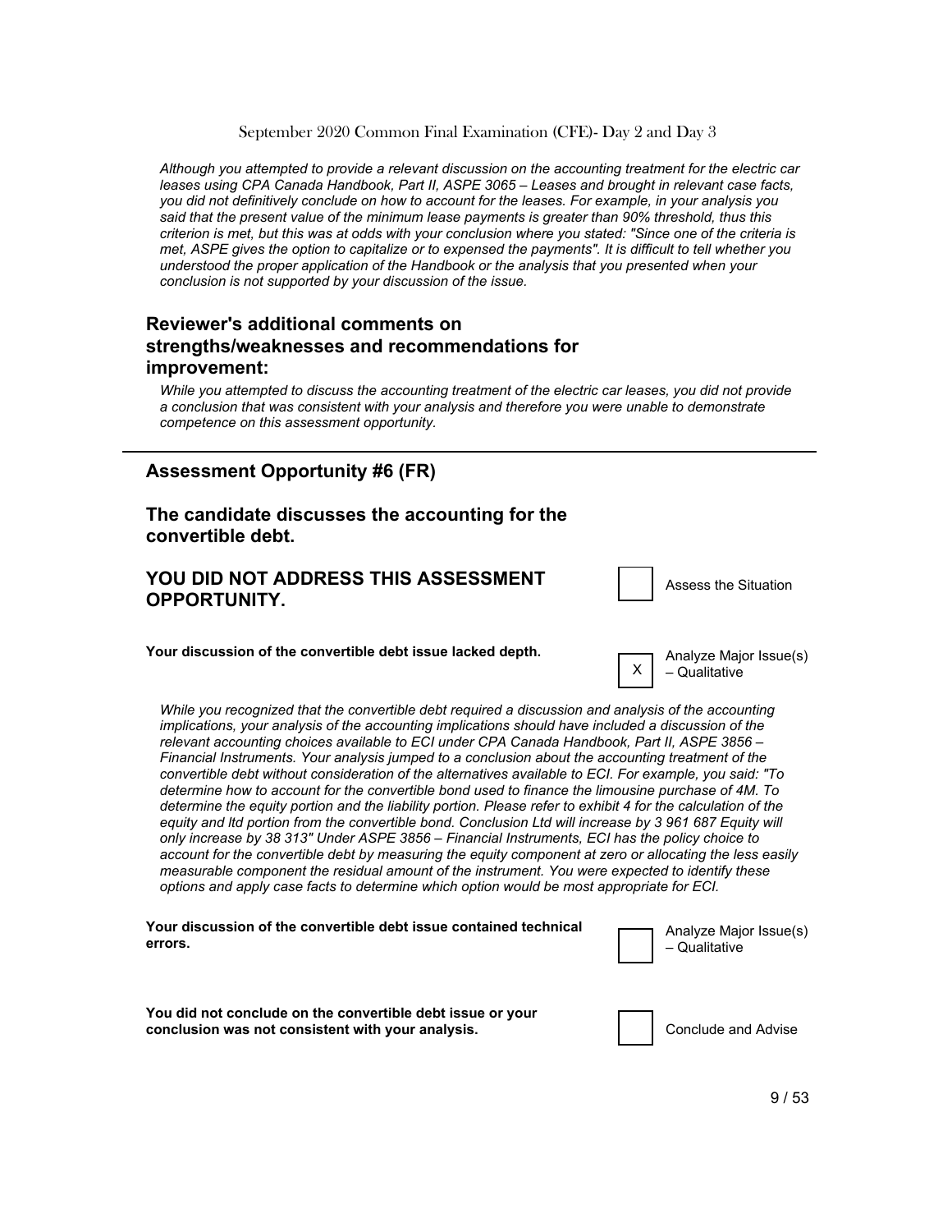*Although you attempted to provide a relevant discussion on the accounting treatment for the electric car leases using CPA Canada Handbook, Part II, ASPE 3065 – Leases and brought in relevant case facts, you did not definitively conclude on how to account for the leases. For example, in your analysis you said that the present value of the minimum lease payments is greater than 90% threshold, thus this criterion is met, but this was at odds with your conclusion where you stated: "Since one of the criteria is met, ASPE gives the option to capitalize or to expensed the payments". It is difficult to tell whether you understood the proper application of the Handbook or the analysis that you presented when your conclusion is not supported by your discussion of the issue.*

### Reviewer's additional comments on strengths/weaknesses and recommendations for improvement:

*While you attempted to discuss the accounting treatment of the electric car leases, you did not provide a conclusion that was consistent with your analysis and therefore you were unable to demonstrate competence on this assessment opportunity.*

---

## Assessment Opportunity #6 (FR)

### The candidate discusses the accounting for the convertible debt.

### YOU DID NOT ADDRESS THIS ASSESSMENT OPPORTUNITY.

| | Assess the Situation |
|---|---|

**Your discussion of the convertible debt issue lacked depth.**

| X | Analyze Major Issue(s) – Qualitative |
|---|---|

*While you recognized that the convertible debt required a discussion and analysis of the accounting implications, your analysis of the accounting implications should have included a discussion of the relevant accounting choices available to ECI under CPA Canada Handbook, Part II, ASPE 3856 – Financial Instruments. Your analysis jumped to a conclusion about the accounting treatment of the convertible debt without consideration of the alternatives available to ECI. For example, you said: "To determine how to account for the convertible bond used to finance the limousine purchase of 4M. To determine the equity portion and the liability portion. Please refer to exhibit 4 for the calculation of the equity and ltd portion from the convertible bond. Conclusion Ltd will increase by 3 961 687 Equity will only increase by 38 313" Under ASPE 3856 – Financial Instruments, ECI has the policy choice to account for the convertible debt by measuring the equity component at zero or allocating the less easily measurable component the residual amount of the instrument. You were expected to identify these options and apply case facts to determine which option would be most appropriate for ECI.*

**Your discussion of the convertible debt issue contained technical errors.**

| | Analyze Major Issue(s) – Qualitative |
|---|---|

**You did not conclude on the convertible debt issue or your conclusion was not consistent with your analysis.**

| | Conclude and Advise |
|---|---|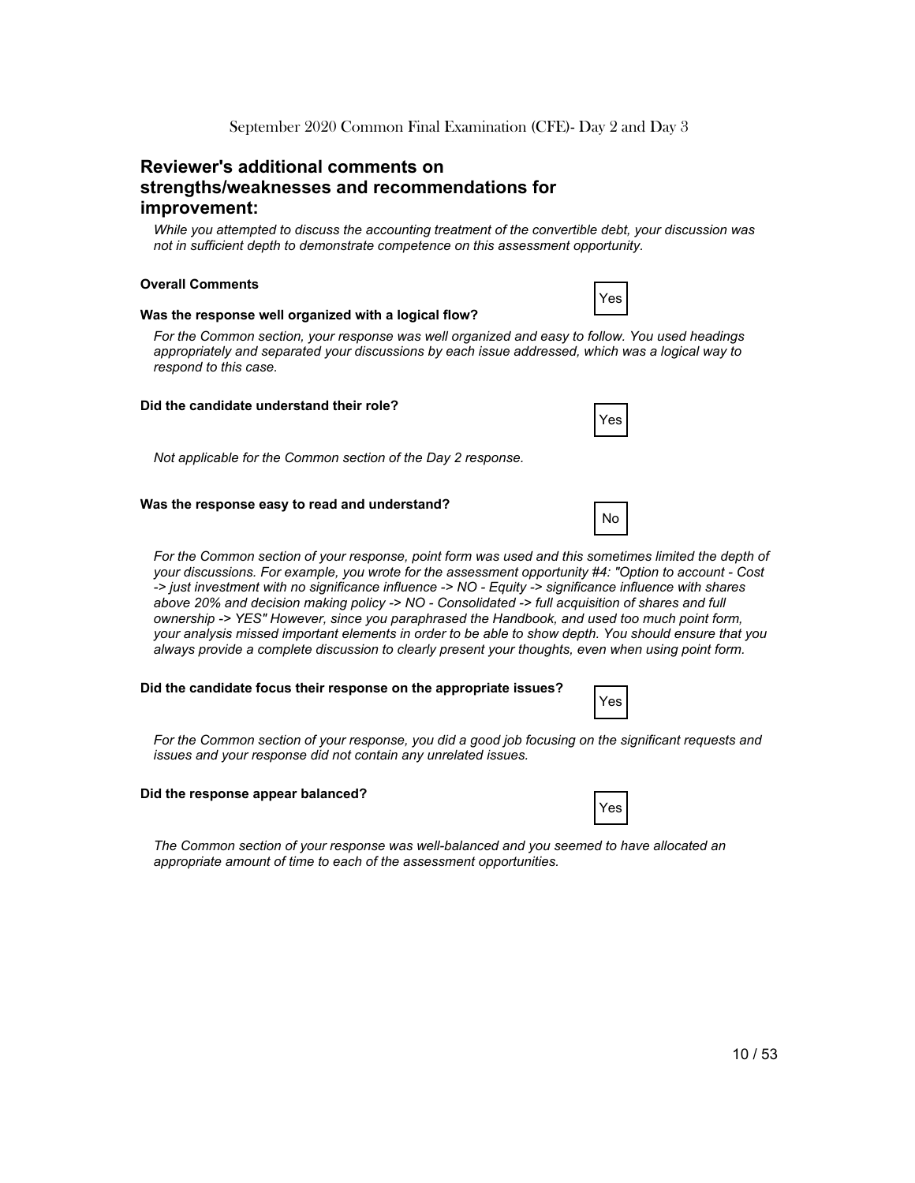## Reviewer's additional comments on strengths/weaknesses and recommendations for improvement:

*While you attempted to discuss the accounting treatment of the convertible debt, your discussion was not in sufficient depth to demonstrate competence on this assessment opportunity.*

**Overall Comments**

**Was the response well organized with a logical flow?**

Yes

*For the Common section, your response was well organized and easy to follow. You used headings appropriately and separated your discussions by each issue addressed, which was a logical way to respond to this case.*

**Did the candidate understand their role?**

Yes

*Not applicable for the Common section of the Day 2 response.*

**Was the response easy to read and understand?**

No

*For the Common section of your response, point form was used and this sometimes limited the depth of your discussions. For example, you wrote for the assessment opportunity #4: "Option to account - Cost -> just investment with no significance influence -> NO - Equity -> significance influence with shares above 20% and decision making policy -> NO - Consolidated -> full acquisition of shares and full ownership -> YES" However, since you paraphrased the Handbook, and used too much point form, your analysis missed important elements in order to be able to show depth. You should ensure that you always provide a complete discussion to clearly present your thoughts, even when using point form.*

**Did the candidate focus their response on the appropriate issues?**

Yes

*For the Common section of your response, you did a good job focusing on the significant requests and issues and your response did not contain any unrelated issues.*

**Did the response appear balanced?**

Yes

*The Common section of your response was well-balanced and you seemed to have allocated an appropriate amount of time to each of the assessment opportunities.*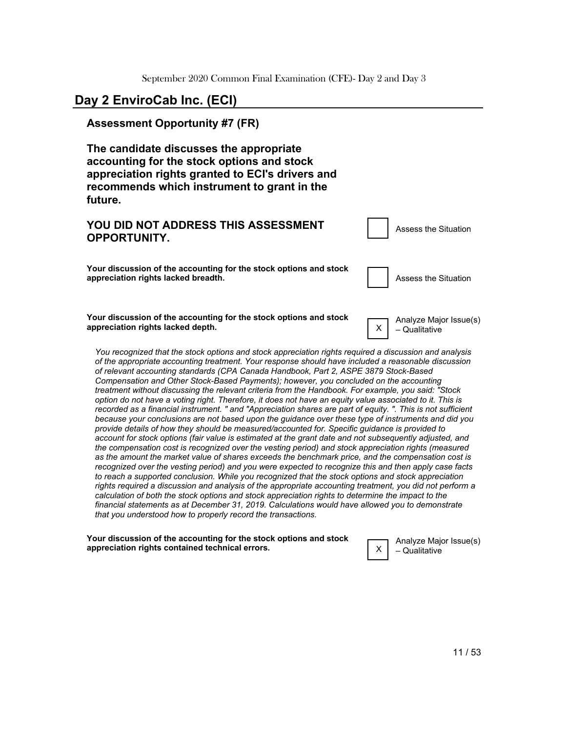## Day 2 EnviroCab Inc. (ECI)

### Assessment Opportunity #7 (FR)

**The candidate discusses the appropriate accounting for the stock options and stock appreciation rights granted to ECI's drivers and recommends which instrument to grant in the future.**

| | | |
|---|---|---|
| **YOU DID NOT ADDRESS THIS ASSESSMENT OPPORTUNITY.** | | Assess the Situation |
| **Your discussion of the accounting for the stock options and stock appreciation rights lacked breadth.** | | Assess the Situation |
| **Your discussion of the accounting for the stock options and stock appreciation rights lacked depth.** | X | Analyze Major Issue(s) – Qualitative |

*You recognized that the stock options and stock appreciation rights required a discussion and analysis of the appropriate accounting treatment. Your response should have included a reasonable discussion of relevant accounting standards (CPA Canada Handbook, Part 2, ASPE 3879 Stock-Based Compensation and Other Stock-Based Payments); however, you concluded on the accounting treatment without discussing the relevant criteria from the Handbook. For example, you said: "Stock option do not have a voting right. Therefore, it does not have an equity value associated to it. This is recorded as a financial instrument. " and "Appreciation shares are part of equity. ". This is not sufficient because your conclusions are not based upon the guidance over these type of instruments and did you provide details of how they should be measured/accounted for. Specific guidance is provided to account for stock options (fair value is estimated at the grant date and not subsequently adjusted, and the compensation cost is recognized over the vesting period) and stock appreciation rights (measured as the amount the market value of shares exceeds the benchmark price, and the compensation cost is recognized over the vesting period) and you were expected to recognize this and then apply case facts to reach a supported conclusion. While you recognized that the stock options and stock appreciation rights required a discussion and analysis of the appropriate accounting treatment, you did not perform a calculation of both the stock options and stock appreciation rights to determine the impact to the financial statements as at December 31, 2019. Calculations would have allowed you to demonstrate that you understood how to properly record the transactions.*

| | | |
|---|---|---|
| **Your discussion of the accounting for the stock options and stock appreciation rights contained technical errors.** | X | Analyze Major Issue(s) – Qualitative |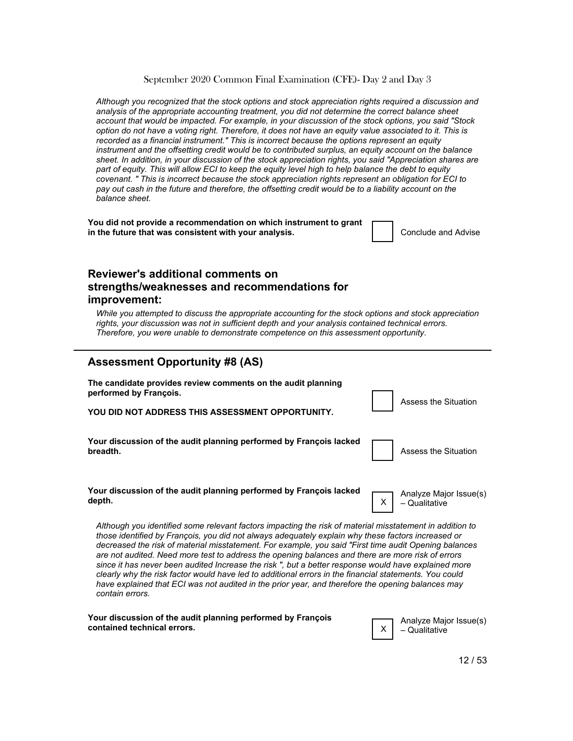*Although you recognized that the stock options and stock appreciation rights required a discussion and analysis of the appropriate accounting treatment, you did not determine the correct balance sheet account that would be impacted. For example, in your discussion of the stock options, you said "Stock option do not have a voting right. Therefore, it does not have an equity value associated to it. This is recorded as a financial instrument." This is incorrect because the options represent an equity instrument and the offsetting credit would be to contributed surplus, an equity account on the balance sheet. In addition, in your discussion of the stock appreciation rights, you said "Appreciation shares are part of equity. This will allow ECI to keep the equity level high to help balance the debt to equity covenant. " This is incorrect because the stock appreciation rights represent an obligation for ECI to pay out cash in the future and therefore, the offsetting credit would be to a liability account on the balance sheet.*

| | | |
|---|---|---|
| **You did not provide a recommendation on which instrument to grant in the future that was consistent with your analysis.** | | Conclude and Advise |

## Reviewer's additional comments on strengths/weaknesses and recommendations for improvement:

*While you attempted to discuss the appropriate accounting for the stock options and stock appreciation rights, your discussion was not in sufficient depth and your analysis contained technical errors. Therefore, you were unable to demonstrate competence on this assessment opportunity.*

---

## Assessment Opportunity #8 (AS)

| | | |
|---|---|---|
| **The candidate provides review comments on the audit planning performed by François.**<br><br>**YOU DID NOT ADDRESS THIS ASSESSMENT OPPORTUNITY.** | | Assess the Situation |
| **Your discussion of the audit planning performed by François lacked breadth.** | | Assess the Situation |
| **Your discussion of the audit planning performed by François lacked depth.** | X | Analyze Major Issue(s) – Qualitative |

*Although you identified some relevant factors impacting the risk of material misstatement in addition to those identified by François, you did not always adequately explain why these factors increased or decreased the risk of material misstatement. For example, you said "First time audit Opening balances are not audited. Need more test to address the opening balances and there are more risk of errors since it has never been audited Increase the risk ", but a better response would have explained more clearly why the risk factor would have led to additional errors in the financial statements. You could have explained that ECI was not audited in the prior year, and therefore the opening balances may contain errors.*

| | | |
|---|---|---|
| **Your discussion of the audit planning performed by François contained technical errors.** | X | Analyze Major Issue(s) – Qualitative |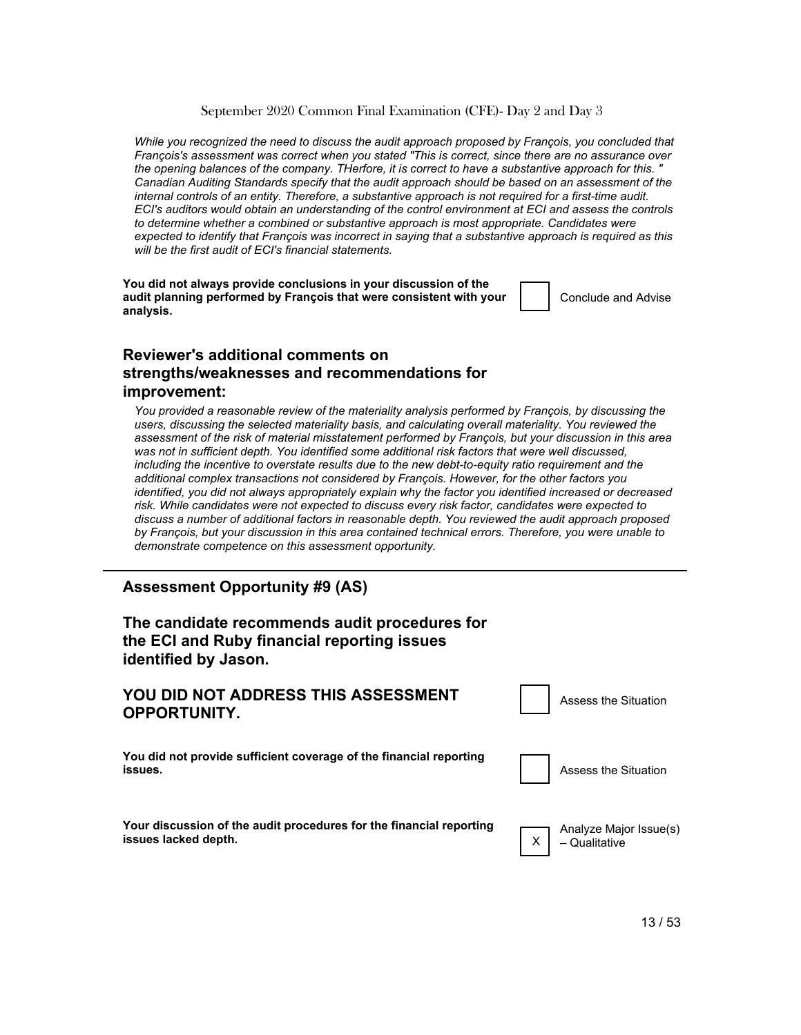*While you recognized the need to discuss the audit approach proposed by François, you concluded that François's assessment was correct when you stated "This is correct, since there are no assurance over the opening balances of the company. THerfore, it is correct to have a substantive approach for this. " Canadian Auditing Standards specify that the audit approach should be based on an assessment of the internal controls of an entity. Therefore, a substantive approach is not required for a first-time audit. ECI's auditors would obtain an understanding of the control environment at ECI and assess the controls to determine whether a combined or substantive approach is most appropriate. Candidates were expected to identify that François was incorrect in saying that a substantive approach is required as this will be the first audit of ECI's financial statements.*

| | | |
|---|---|---|
| **You did not always provide conclusions in your discussion of the audit planning performed by François that were consistent with your analysis.** | ☐ | Conclude and Advise |

## Reviewer's additional comments on strengths/weaknesses and recommendations for improvement:

*You provided a reasonable review of the materiality analysis performed by François, by discussing the users, discussing the selected materiality basis, and calculating overall materiality. You reviewed the assessment of the risk of material misstatement performed by François, but your discussion in this area was not in sufficient depth. You identified some additional risk factors that were well discussed, including the incentive to overstate results due to the new debt-to-equity ratio requirement and the additional complex transactions not considered by François. However, for the other factors you identified, you did not always appropriately explain why the factor you identified increased or decreased risk. While candidates were not expected to discuss every risk factor, candidates were expected to discuss a number of additional factors in reasonable depth. You reviewed the audit approach proposed by François, but your discussion in this area contained technical errors. Therefore, you were unable to demonstrate competence on this assessment opportunity.*

---

## Assessment Opportunity #9 (AS)

## The candidate recommends audit procedures for the ECI and Ruby financial reporting issues identified by Jason.

| | | |
|---|---|---|
| **YOU DID NOT ADDRESS THIS ASSESSMENT OPPORTUNITY.** | ☐ | Assess the Situation |
| **You did not provide sufficient coverage of the financial reporting issues.** | ☐ | Assess the Situation |
| **Your discussion of the audit procedures for the financial reporting issues lacked depth.** | X | Analyze Major Issue(s) – Qualitative |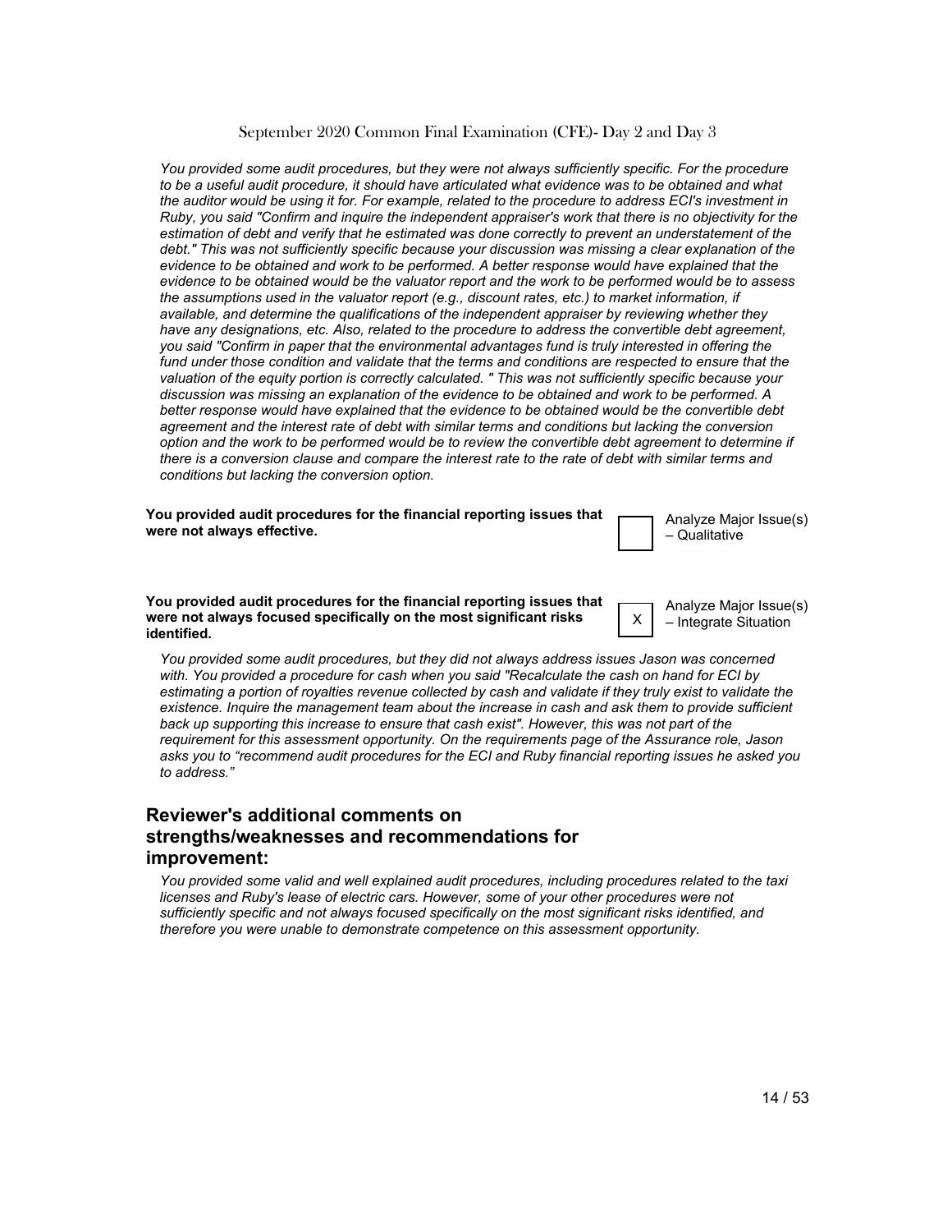*You provided some audit procedures, but they were not always sufficiently specific. For the procedure to be a useful audit procedure, it should have articulated what evidence was to be obtained and what the auditor would be using it for. For example, related to the procedure to address ECI's investment in Ruby, you said "Confirm and inquire the independent appraiser's work that there is no objectivity for the estimation of debt and verify that he estimated was done correctly to prevent an understatement of the debt." This was not sufficiently specific because your discussion was missing a clear explanation of the evidence to be obtained and work to be performed. A better response would have explained that the evidence to be obtained would be the valuator report and the work to be performed would be to assess the assumptions used in the valuator report (e.g., discount rates, etc.) to market information, if available, and determine the qualifications of the independent appraiser by reviewing whether they have any designations, etc. Also, related to the procedure to address the convertible debt agreement, you said "Confirm in paper that the environmental advantages fund is truly interested in offering the fund under those condition and validate that the terms and conditions are respected to ensure that the valuation of the equity portion is correctly calculated. " This was not sufficiently specific because your discussion was missing an explanation of the evidence to be obtained and work to be performed. A better response would have explained that the evidence to be obtained would be the convertible debt agreement and the interest rate of debt with similar terms and conditions but lacking the conversion option and the work to be performed would be to review the convertible debt agreement to determine if there is a conversion clause and compare the interest rate to the rate of debt with similar terms and conditions but lacking the conversion option.*

**You provided audit procedures for the financial reporting issues that were not always effective.**

[ ] Analyze Major Issue(s) – Qualitative

**You provided audit procedures for the financial reporting issues that were not always focused specifically on the most significant risks identified.**

[X] Analyze Major Issue(s) – Integrate Situation

*You provided some audit procedures, but they did not always address issues Jason was concerned with. You provided a procedure for cash when you said "Recalculate the cash on hand for ECI by estimating a portion of royalties revenue collected by cash and validate if they truly exist to validate the existence. Inquire the management team about the increase in cash and ask them to provide sufficient back up supporting this increase to ensure that cash exist". However, this was not part of the requirement for this assessment opportunity. On the requirements page of the Assurance role, Jason asks you to "recommend audit procedures for the ECI and Ruby financial reporting issues he asked you to address."*

## Reviewer's additional comments on strengths/weaknesses and recommendations for improvement:

*You provided some valid and well explained audit procedures, including procedures related to the taxi licenses and Ruby's lease of electric cars. However, some of your other procedures were not sufficiently specific and not always focused specifically on the most significant risks identified, and therefore you were unable to demonstrate competence on this assessment opportunity.*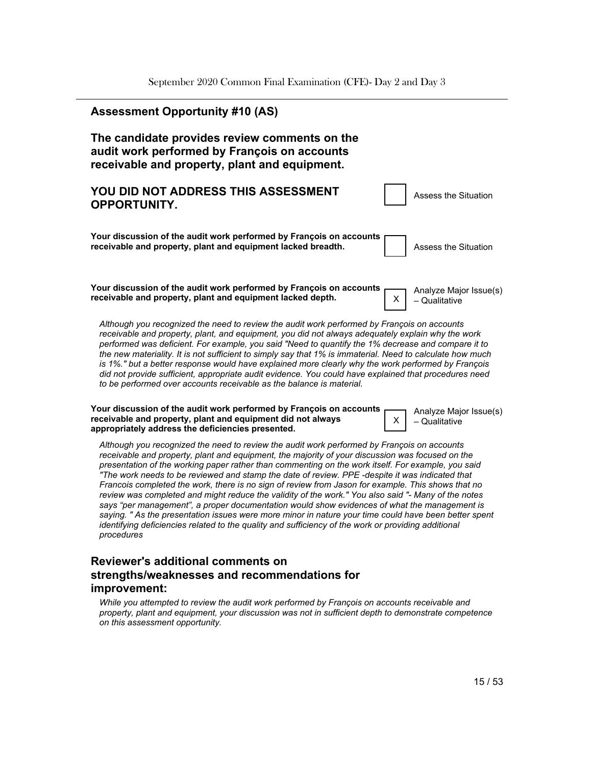## Assessment Opportunity #10 (AS)

### The candidate provides review comments on the audit work performed by François on accounts receivable and property, plant and equipment.

| | | |
|---|---|---|
| **YOU DID NOT ADDRESS THIS ASSESSMENT OPPORTUNITY.** | | Assess the Situation |
| **Your discussion of the audit work performed by François on accounts receivable and property, plant and equipment lacked breadth.** | | Assess the Situation |
| **Your discussion of the audit work performed by François on accounts receivable and property, plant and equipment lacked depth.** | X | Analyze Major Issue(s) – Qualitative |

*Although you recognized the need to review the audit work performed by François on accounts receivable and property, plant, and equipment, you did not always adequately explain why the work performed was deficient. For example, you said "Need to quantify the 1% decrease and compare it to the new materiality. It is not sufficient to simply say that 1% is immaterial. Need to calculate how much is 1%." but a better response would have explained more clearly why the work performed by François did not provide sufficient, appropriate audit evidence. You could have explained that procedures need to be performed over accounts receivable as the balance is material.*

| | | |
|---|---|---|
| **Your discussion of the audit work performed by François on accounts receivable and property, plant and equipment did not always appropriately address the deficiencies presented.** | X | Analyze Major Issue(s) – Qualitative |

*Although you recognized the need to review the audit work performed by François on accounts receivable and property, plant and equipment, the majority of your discussion was focused on the presentation of the working paper rather than commenting on the work itself. For example, you said "The work needs to be reviewed and stamp the date of review. PPE -despite it was indicated that Francois completed the work, there is no sign of review from Jason for example. This shows that no review was completed and might reduce the validity of the work." You also said "- Many of the notes says "per management", a proper documentation would show evidences of what the management is saying. " As the presentation issues were more minor in nature your time could have been better spent identifying deficiencies related to the quality and sufficiency of the work or providing additional procedures*

### Reviewer's additional comments on strengths/weaknesses and recommendations for improvement:

*While you attempted to review the audit work performed by François on accounts receivable and property, plant and equipment, your discussion was not in sufficient depth to demonstrate competence on this assessment opportunity.*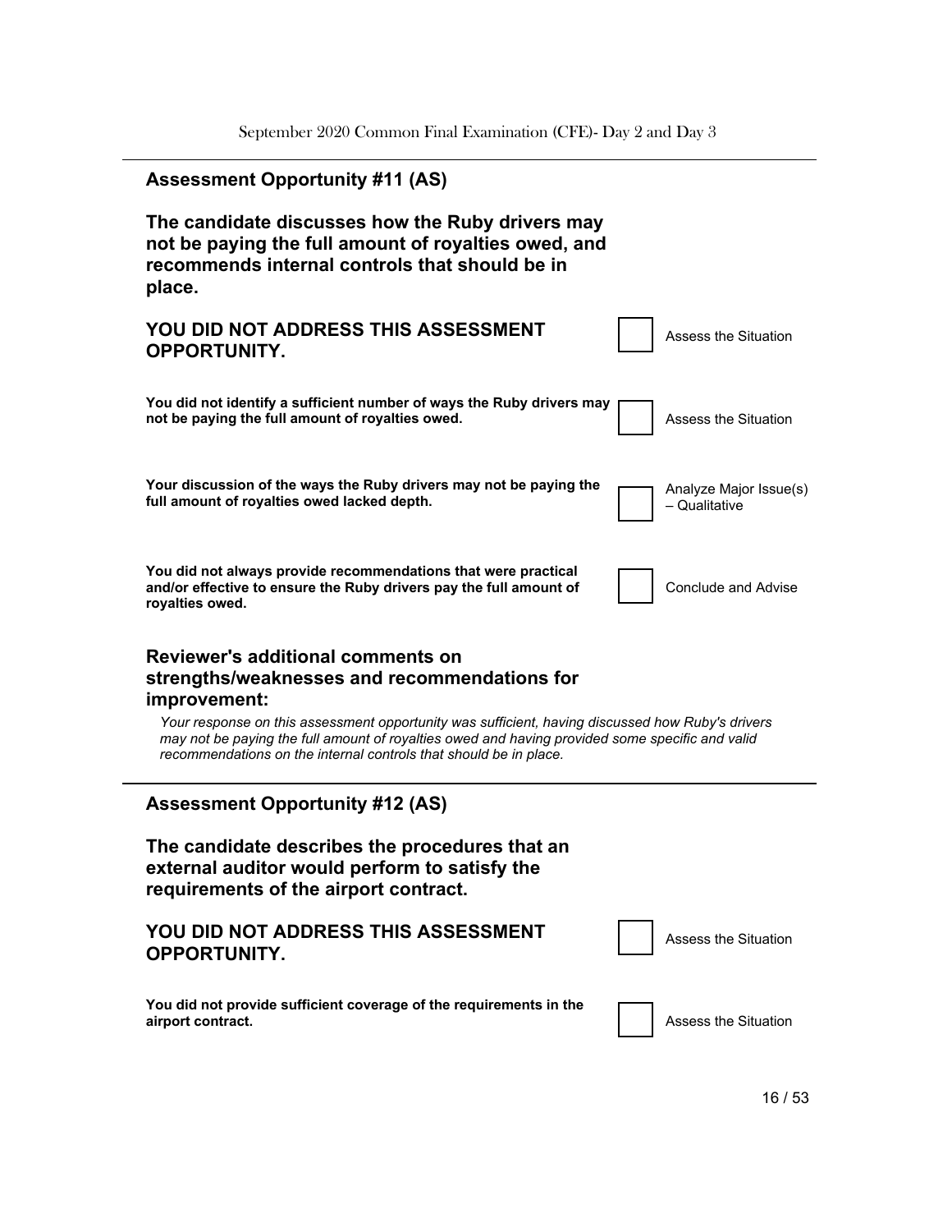## Assessment Opportunity #11 (AS)

**The candidate discusses how the Ruby drivers may not be paying the full amount of royalties owed, and recommends internal controls that should be in place.**

| | | |
|---|---|---|
| **YOU DID NOT ADDRESS THIS ASSESSMENT OPPORTUNITY.** | ☐ | Assess the Situation |
| **You did not identify a sufficient number of ways the Ruby drivers may not be paying the full amount of royalties owed.** | ☐ | Assess the Situation |
| **Your discussion of the ways the Ruby drivers may not be paying the full amount of royalties owed lacked depth.** | ☐ | Analyze Major Issue(s) – Qualitative |
| **You did not always provide recommendations that were practical and/or effective to ensure the Ruby drivers pay the full amount of royalties owed.** | ☐ | Conclude and Advise |

### Reviewer's additional comments on strengths/weaknesses and recommendations for improvement:

*Your response on this assessment opportunity was sufficient, having discussed how Ruby's drivers may not be paying the full amount of royalties owed and having provided some specific and valid recommendations on the internal controls that should be in place.*

## Assessment Opportunity #12 (AS)

**The candidate describes the procedures that an external auditor would perform to satisfy the requirements of the airport contract.**

| | | |
|---|---|---|
| **YOU DID NOT ADDRESS THIS ASSESSMENT OPPORTUNITY.** | ☐ | Assess the Situation |
| **You did not provide sufficient coverage of the requirements in the airport contract.** | ☐ | Assess the Situation |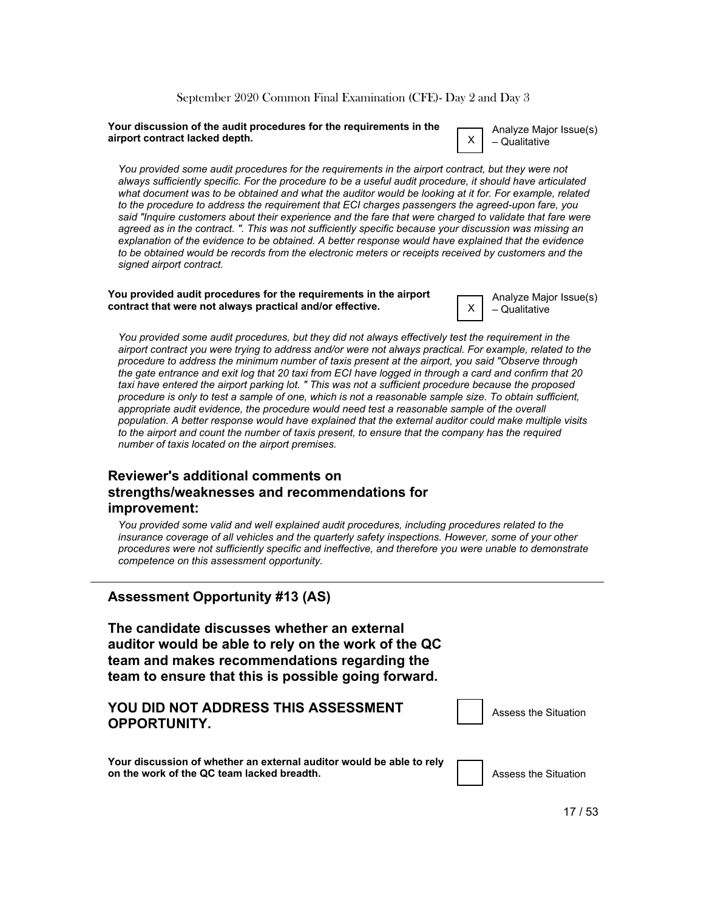**Your discussion of the audit procedures for the requirements in the airport contract lacked depth.**

[X] Analyze Major Issue(s) – Qualitative

*You provided some audit procedures for the requirements in the airport contract, but they were not always sufficiently specific. For the procedure to be a useful audit procedure, it should have articulated what document was to be obtained and what the auditor would be looking at it for. For example, related to the procedure to address the requirement that ECI charges passengers the agreed-upon fare, you said "Inquire customers about their experience and the fare that were charged to validate that fare were agreed as in the contract. ". This was not sufficiently specific because your discussion was missing an explanation of the evidence to be obtained. A better response would have explained that the evidence to be obtained would be records from the electronic meters or receipts received by customers and the signed airport contract.*

**You provided audit procedures for the requirements in the airport contract that were not always practical and/or effective.**

[X] Analyze Major Issue(s) – Qualitative

*You provided some audit procedures, but they did not always effectively test the requirement in the airport contract you were trying to address and/or were not always practical. For example, related to the procedure to address the minimum number of taxis present at the airport, you said "Observe through the gate entrance and exit log that 20 taxi from ECI have logged in through a card and confirm that 20 taxi have entered the airport parking lot. " This was not a sufficient procedure because the proposed procedure is only to test a sample of one, which is not a reasonable sample size. To obtain sufficient, appropriate audit evidence, the procedure would need test a reasonable sample of the overall population. A better response would have explained that the external auditor could make multiple visits to the airport and count the number of taxis present, to ensure that the company has the required number of taxis located on the airport premises.*

## Reviewer's additional comments on strengths/weaknesses and recommendations for improvement:

*You provided some valid and well explained audit procedures, including procedures related to the insurance coverage of all vehicles and the quarterly safety inspections. However, some of your other procedures were not sufficiently specific and ineffective, and therefore you were unable to demonstrate competence on this assessment opportunity.*

---

## Assessment Opportunity #13 (AS)

### The candidate discusses whether an external auditor would be able to rely on the work of the QC team and makes recommendations regarding the team to ensure that this is possible going forward.

### YOU DID NOT ADDRESS THIS ASSESSMENT OPPORTUNITY.

[ ] Assess the Situation

**Your discussion of whether an external auditor would be able to rely on the work of the QC team lacked breadth.**

[ ] Assess the Situation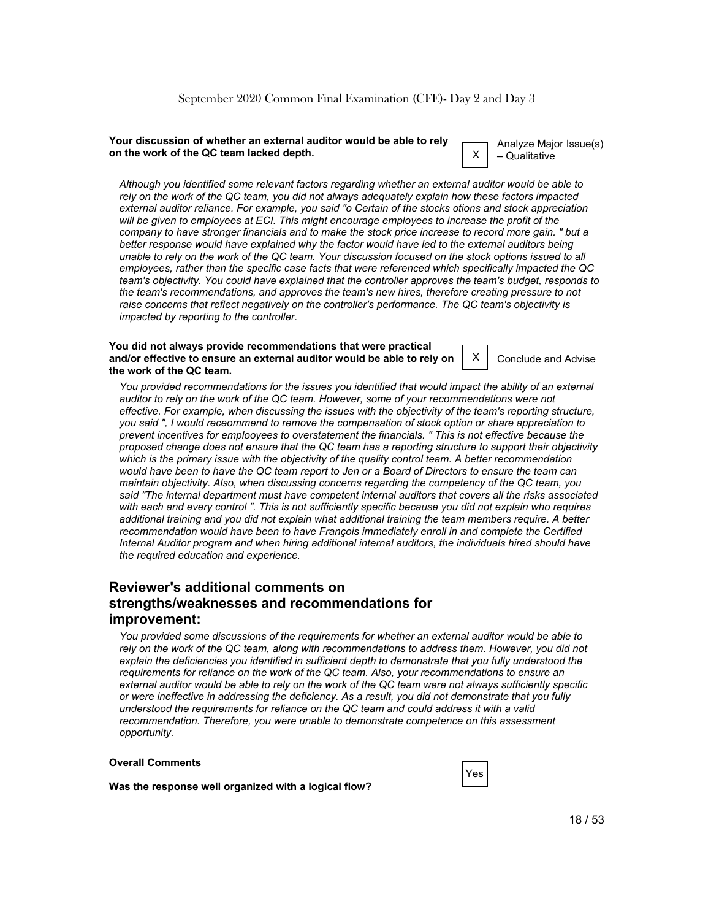**Your discussion of whether an external auditor would be able to rely on the work of the QC team lacked depth.**

| X | Analyze Major Issue(s) – Qualitative |
|---|---|

*Although you identified some relevant factors regarding whether an external auditor would be able to rely on the work of the QC team, you did not always adequately explain how these factors impacted external auditor reliance. For example, you said "o Certain of the stocks otions and stock appreciation will be given to employees at ECI. This might encourage employees to increase the profit of the company to have stronger financials and to make the stock price increase to record more gain. " but a better response would have explained why the factor would have led to the external auditors being unable to rely on the work of the QC team. Your discussion focused on the stock options issued to all employees, rather than the specific case facts that were referenced which specifically impacted the QC team's objectivity. You could have explained that the controller approves the team's budget, responds to the team's recommendations, and approves the team's new hires, therefore creating pressure to not raise concerns that reflect negatively on the controller's performance. The QC team's objectivity is impacted by reporting to the controller.*

**You did not always provide recommendations that were practical and/or effective to ensure an external auditor would be able to rely on the work of the QC team.**

| X | Conclude and Advise |
|---|---|

*You provided recommendations for the issues you identified that would impact the ability of an external auditor to rely on the work of the QC team. However, some of your recommendations were not effective. For example, when discussing the issues with the objectivity of the team's reporting structure, you said ", I would receommend to remove the compensation of stock option or share appreciation to prevent incentives for emplooyees to overstatement the financials. " This is not effective because the proposed change does not ensure that the QC team has a reporting structure to support their objectivity which is the primary issue with the objectivity of the quality control team. A better recommendation would have been to have the QC team report to Jen or a Board of Directors to ensure the team can maintain objectivity. Also, when discussing concerns regarding the competency of the QC team, you said "The internal department must have competent internal auditors that covers all the risks associated with each and every control ". This is not sufficiently specific because you did not explain who requires additional training and you did not explain what additional training the team members require. A better recommendation would have been to have François immediately enroll in and complete the Certified Internal Auditor program and when hiring additional internal auditors, the individuals hired should have the required education and experience.*

## Reviewer's additional comments on strengths/weaknesses and recommendations for improvement:

*You provided some discussions of the requirements for whether an external auditor would be able to rely on the work of the QC team, along with recommendations to address them. However, you did not explain the deficiencies you identified in sufficient depth to demonstrate that you fully understood the requirements for reliance on the work of the QC team. Also, your recommendations to ensure an external auditor would be able to rely on the work of the QC team were not always sufficiently specific or were ineffective in addressing the deficiency. As a result, you did not demonstrate that you fully understood the requirements for reliance on the QC team and could address it with a valid recommendation. Therefore, you were unable to demonstrate competence on this assessment opportunity.*

**Overall Comments**

**Was the response well organized with a logical flow?** Yes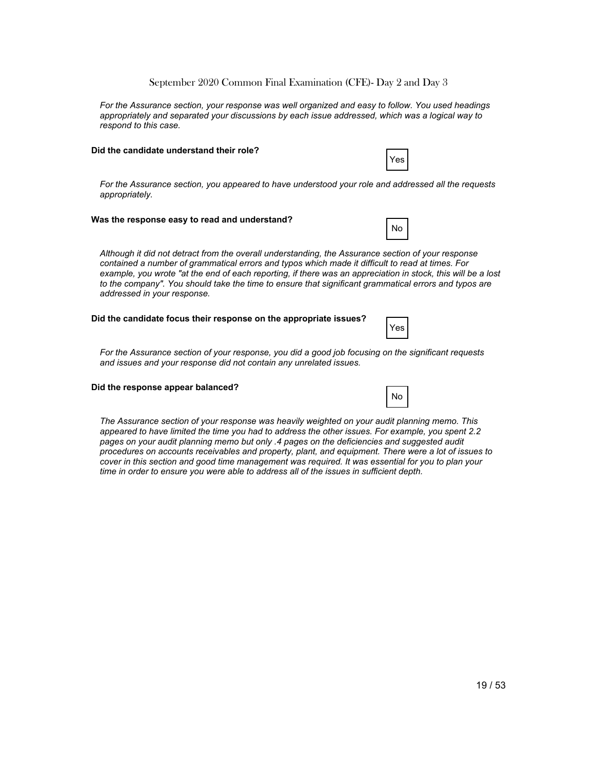*For the Assurance section, your response was well organized and easy to follow. You used headings appropriately and separated your discussions by each issue addressed, which was a logical way to respond to this case.*

**Did the candidate understand their role?**

Yes

*For the Assurance section, you appeared to have understood your role and addressed all the requests appropriately.*

**Was the response easy to read and understand?**

No

*Although it did not detract from the overall understanding, the Assurance section of your response contained a number of grammatical errors and typos which made it difficult to read at times. For example, you wrote "at the end of each reporting, if there was an appreciation in stock, this will be a lost to the company". You should take the time to ensure that significant grammatical errors and typos are addressed in your response.*

**Did the candidate focus their response on the appropriate issues?**

Yes

*For the Assurance section of your response, you did a good job focusing on the significant requests and issues and your response did not contain any unrelated issues.*

**Did the response appear balanced?**

No

*The Assurance section of your response was heavily weighted on your audit planning memo. This appeared to have limited the time you had to address the other issues. For example, you spent 2.2 pages on your audit planning memo but only .4 pages on the deficiencies and suggested audit procedures on accounts receivables and property, plant, and equipment. There were a lot of issues to cover in this section and good time management was required. It was essential for you to plan your time in order to ensure you were able to address all of the issues in sufficient depth.*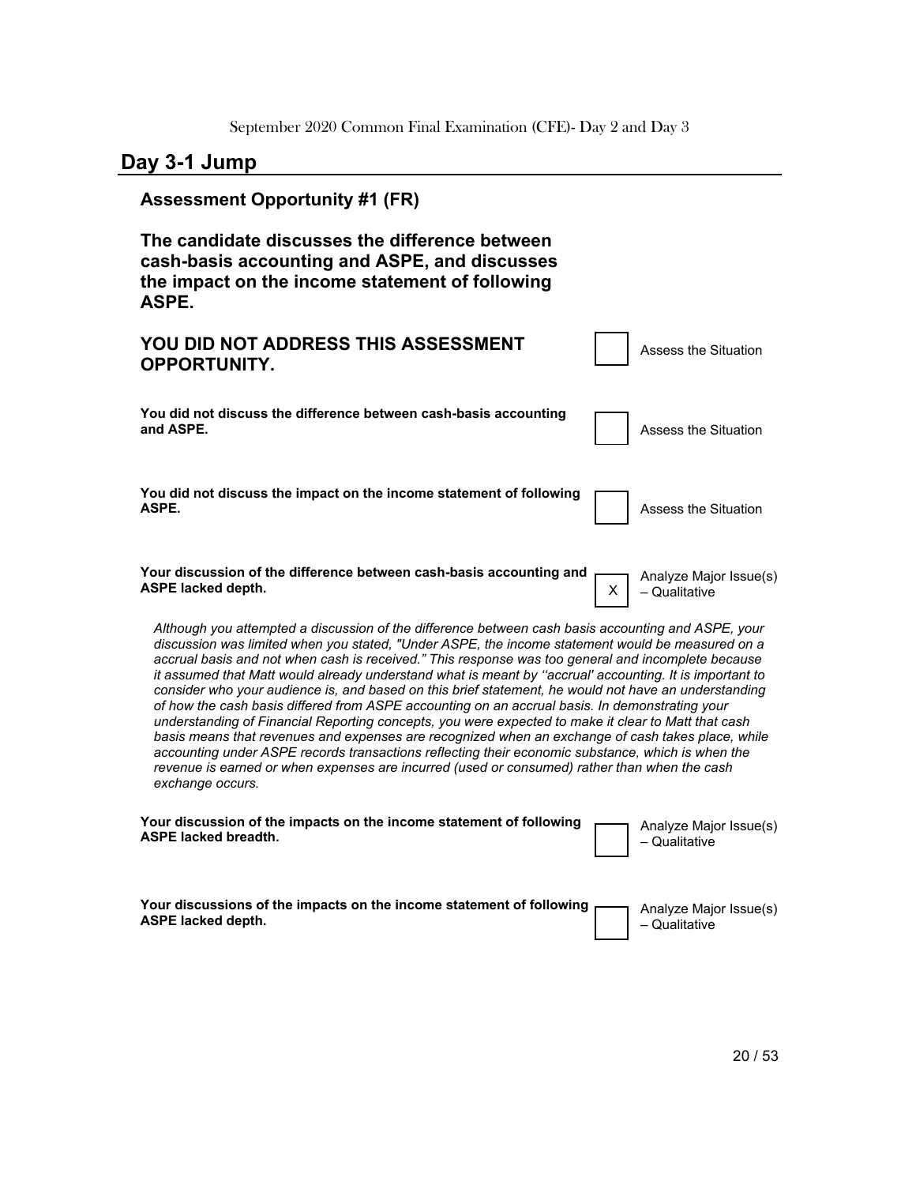## Day 3-1 Jump

### Assessment Opportunity #1 (FR)

**The candidate discusses the difference between cash-basis accounting and ASPE, and discusses the impact on the income statement of following ASPE.**

| | | |
|---|---|---|
| **YOU DID NOT ADDRESS THIS ASSESSMENT OPPORTUNITY.** | | Assess the Situation |
| **You did not discuss the difference between cash-basis accounting and ASPE.** | | Assess the Situation |
| **You did not discuss the impact on the income statement of following ASPE.** | | Assess the Situation |
| **Your discussion of the difference between cash-basis accounting and ASPE lacked depth.** | X | Analyze Major Issue(s) – Qualitative |

*Although you attempted a discussion of the difference between cash basis accounting and ASPE, your discussion was limited when you stated, "Under ASPE, the income statement would be measured on a accrual basis and not when cash is received." This response was too general and incomplete because it assumed that Matt would already understand what is meant by ''accrual' accounting. It is important to consider who your audience is, and based on this brief statement, he would not have an understanding of how the cash basis differed from ASPE accounting on an accrual basis. In demonstrating your understanding of Financial Reporting concepts, you were expected to make it clear to Matt that cash basis means that revenues and expenses are recognized when an exchange of cash takes place, while accounting under ASPE records transactions reflecting their economic substance, which is when the revenue is earned or when expenses are incurred (used or consumed) rather than when the cash exchange occurs.*

| | | |
|---|---|---|
| **Your discussion of the impacts on the income statement of following ASPE lacked breadth.** | | Analyze Major Issue(s) – Qualitative |
| **Your discussions of the impacts on the income statement of following ASPE lacked depth.** | | Analyze Major Issue(s) – Qualitative |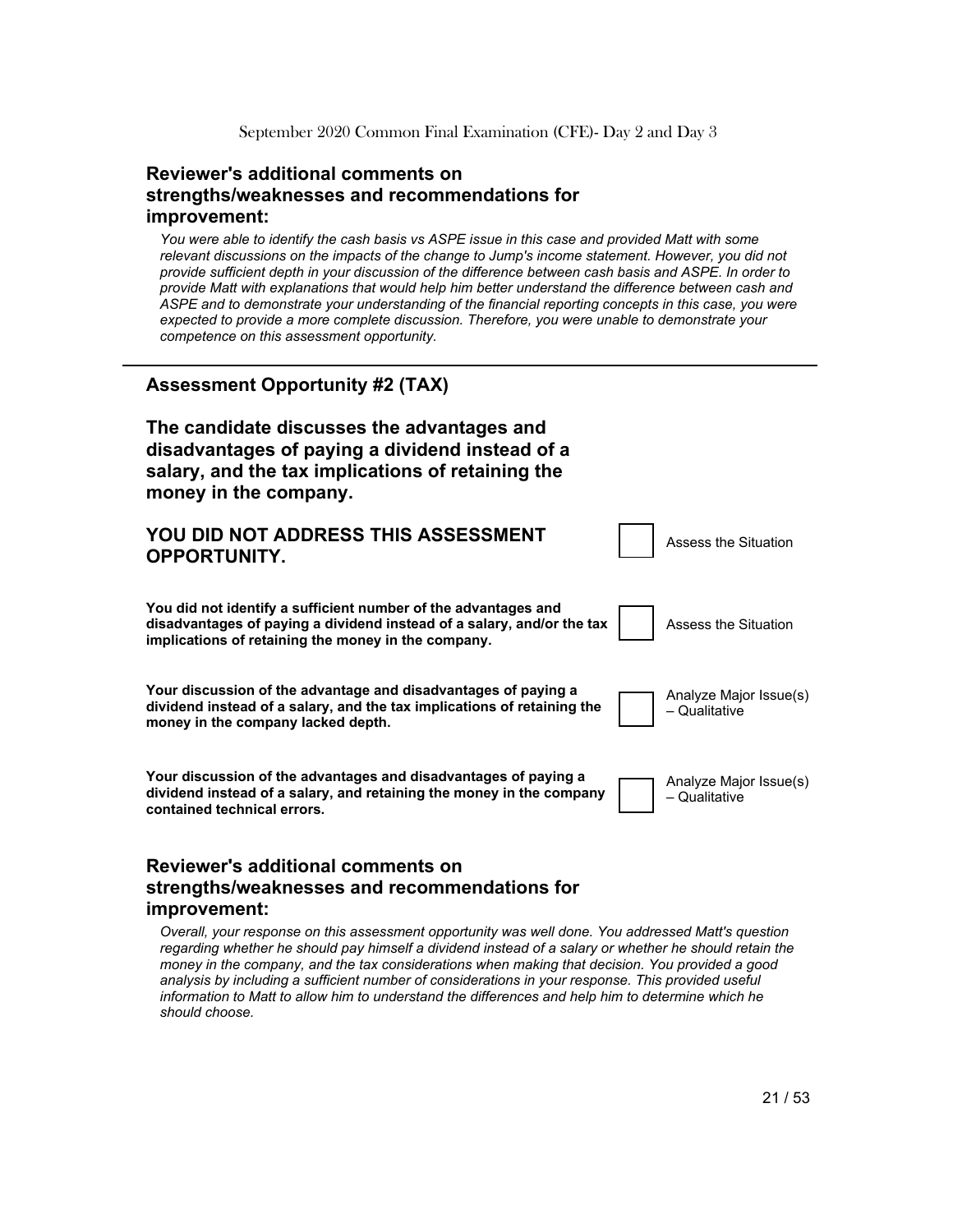## Reviewer's additional comments on strengths/weaknesses and recommendations for improvement:

*You were able to identify the cash basis vs ASPE issue in this case and provided Matt with some relevant discussions on the impacts of the change to Jump's income statement. However, you did not provide sufficient depth in your discussion of the difference between cash basis and ASPE. In order to provide Matt with explanations that would help him better understand the difference between cash and ASPE and to demonstrate your understanding of the financial reporting concepts in this case, you were expected to provide a more complete discussion. Therefore, you were unable to demonstrate your competence on this assessment opportunity.*

---

## Assessment Opportunity #2 (TAX)

## The candidate discusses the advantages and disadvantages of paying a dividend instead of a salary, and the tax implications of retaining the money in the company.

| | | |
|---|---|---|
| **YOU DID NOT ADDRESS THIS ASSESSMENT OPPORTUNITY.** | ☐ | Assess the Situation |
| **You did not identify a sufficient number of the advantages and disadvantages of paying a dividend instead of a salary, and/or the tax implications of retaining the money in the company.** | ☐ | Assess the Situation |
| **Your discussion of the advantage and disadvantages of paying a dividend instead of a salary, and the tax implications of retaining the money in the company lacked depth.** | ☐ | Analyze Major Issue(s) – Qualitative |
| **Your discussion of the advantages and disadvantages of paying a dividend instead of a salary, and retaining the money in the company contained technical errors.** | ☐ | Analyze Major Issue(s) – Qualitative |

## Reviewer's additional comments on strengths/weaknesses and recommendations for improvement:

*Overall, your response on this assessment opportunity was well done. You addressed Matt's question regarding whether he should pay himself a dividend instead of a salary or whether he should retain the money in the company, and the tax considerations when making that decision. You provided a good analysis by including a sufficient number of considerations in your response. This provided useful information to Matt to allow him to understand the differences and help him to determine which he should choose.*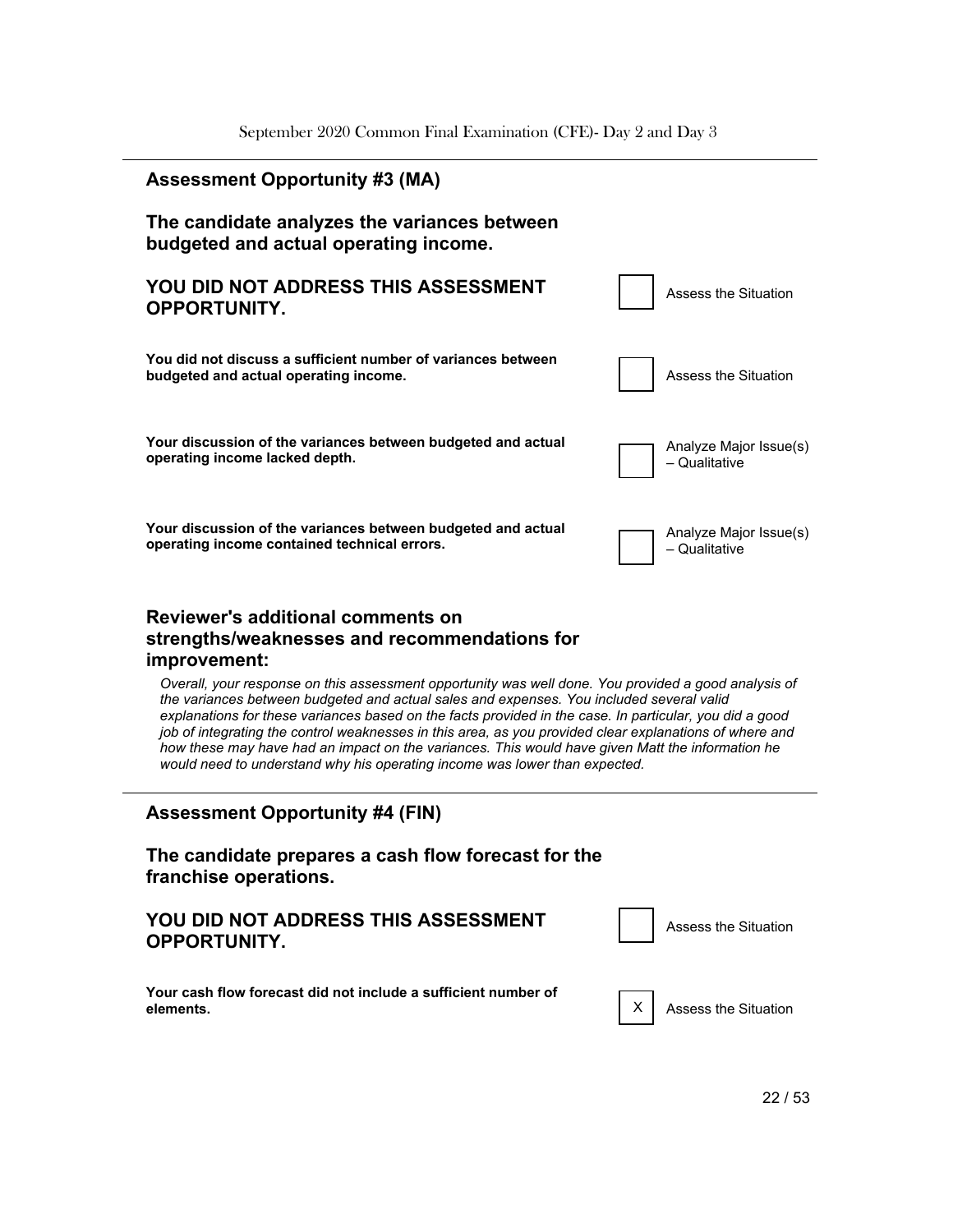## Assessment Opportunity #3 (MA)

### The candidate analyzes the variances between budgeted and actual operating income.

| | | |
|---|---|---|
| **YOU DID NOT ADDRESS THIS ASSESSMENT OPPORTUNITY.** | | Assess the Situation |
| **You did not discuss a sufficient number of variances between budgeted and actual operating income.** | | Assess the Situation |
| **Your discussion of the variances between budgeted and actual operating income lacked depth.** | | Analyze Major Issue(s) – Qualitative |
| **Your discussion of the variances between budgeted and actual operating income contained technical errors.** | | Analyze Major Issue(s) – Qualitative |

### Reviewer's additional comments on strengths/weaknesses and recommendations for improvement:

*Overall, your response on this assessment opportunity was well done. You provided a good analysis of the variances between budgeted and actual sales and expenses. You included several valid explanations for these variances based on the facts provided in the case. In particular, you did a good job of integrating the control weaknesses in this area, as you provided clear explanations of where and how these may have had an impact on the variances. This would have given Matt the information he would need to understand why his operating income was lower than expected.*

---

## Assessment Opportunity #4 (FIN)

### The candidate prepares a cash flow forecast for the franchise operations.

| | | |
|---|---|---|
| **YOU DID NOT ADDRESS THIS ASSESSMENT OPPORTUNITY.** | | Assess the Situation |
| **Your cash flow forecast did not include a sufficient number of elements.** | X | Assess the Situation |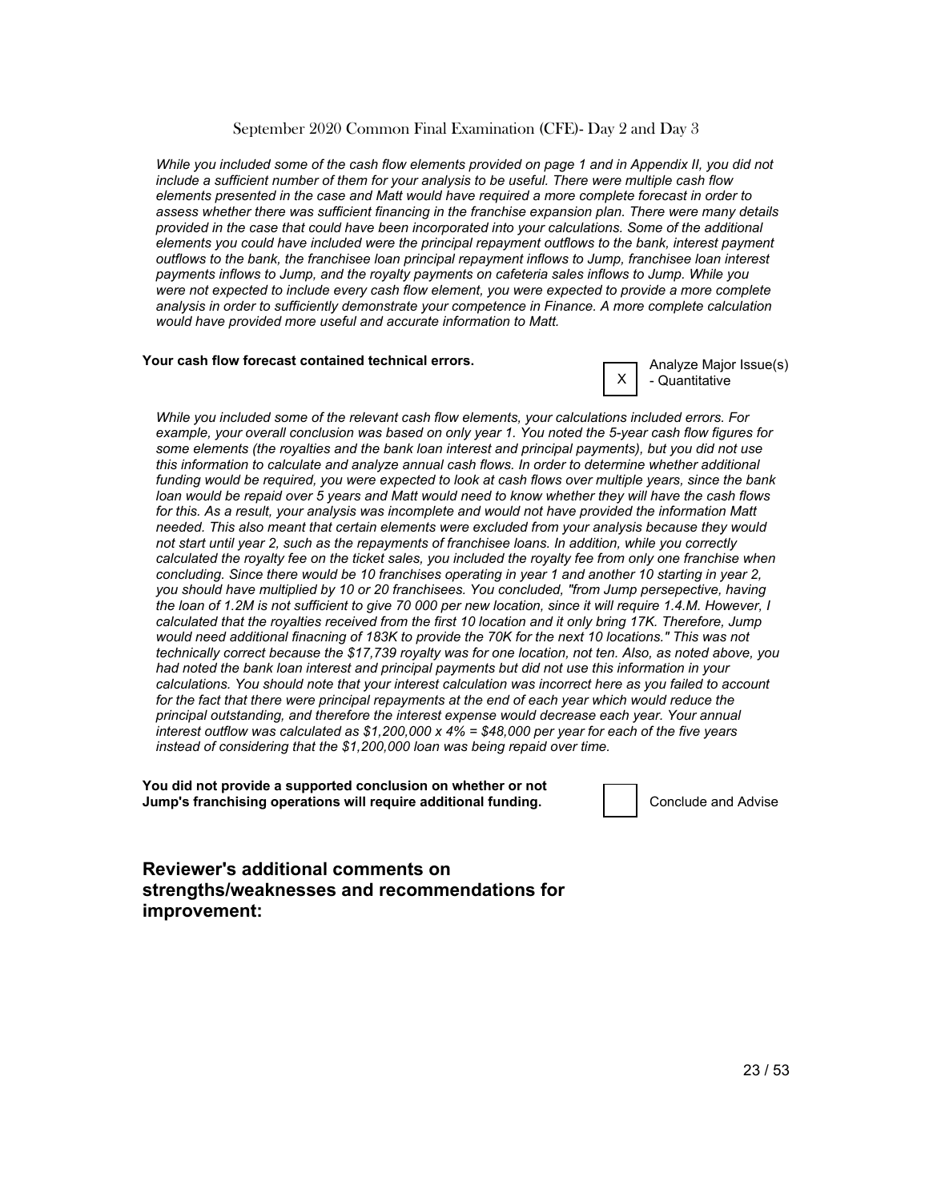*While you included some of the cash flow elements provided on page 1 and in Appendix II, you did not include a sufficient number of them for your analysis to be useful. There were multiple cash flow elements presented in the case and Matt would have required a more complete forecast in order to assess whether there was sufficient financing in the franchise expansion plan. There were many details provided in the case that could have been incorporated into your calculations. Some of the additional elements you could have included were the principal repayment outflows to the bank, interest payment outflows to the bank, the franchisee loan principal repayment inflows to Jump, franchisee loan interest payments inflows to Jump, and the royalty payments on cafeteria sales inflows to Jump. While you were not expected to include every cash flow element, you were expected to provide a more complete analysis in order to sufficiently demonstrate your competence in Finance. A more complete calculation would have provided more useful and accurate information to Matt.*

**Your cash flow forecast contained technical errors.**

| X | Analyze Major Issue(s) - Quantitative |
|---|---|

*While you included some of the relevant cash flow elements, your calculations included errors. For example, your overall conclusion was based on only year 1. You noted the 5-year cash flow figures for some elements (the royalties and the bank loan interest and principal payments), but you did not use this information to calculate and analyze annual cash flows. In order to determine whether additional funding would be required, you were expected to look at cash flows over multiple years, since the bank loan would be repaid over 5 years and Matt would need to know whether they will have the cash flows for this. As a result, your analysis was incomplete and would not have provided the information Matt needed. This also meant that certain elements were excluded from your analysis because they would not start until year 2, such as the repayments of franchisee loans. In addition, while you correctly calculated the royalty fee on the ticket sales, you included the royalty fee from only one franchise when concluding. Since there would be 10 franchises operating in year 1 and another 10 starting in year 2, you should have multiplied by 10 or 20 franchisees. You concluded, "from Jump persepective, having the loan of 1.2M is not sufficient to give 70 000 per new location, since it will require 1.4.M. However, I calculated that the royalties received from the first 10 location and it only bring 17K. Therefore, Jump would need additional finacning of 183K to provide the 70K for the next 10 locations." This was not technically correct because the $17,739 royalty was for one location, not ten. Also, as noted above, you had noted the bank loan interest and principal payments but did not use this information in your calculations. You should note that your interest calculation was incorrect here as you failed to account for the fact that there were principal repayments at the end of each year which would reduce the principal outstanding, and therefore the interest expense would decrease each year. Your annual interest outflow was calculated as $1,200,000 x 4% = $48,000 per year for each of the five years instead of considering that the $1,200,000 loan was being repaid over time.*

**You did not provide a supported conclusion on whether or not Jump's franchising operations will require additional funding.**

| | Conclude and Advise |
|---|---|

## Reviewer's additional comments on strengths/weaknesses and recommendations for improvement: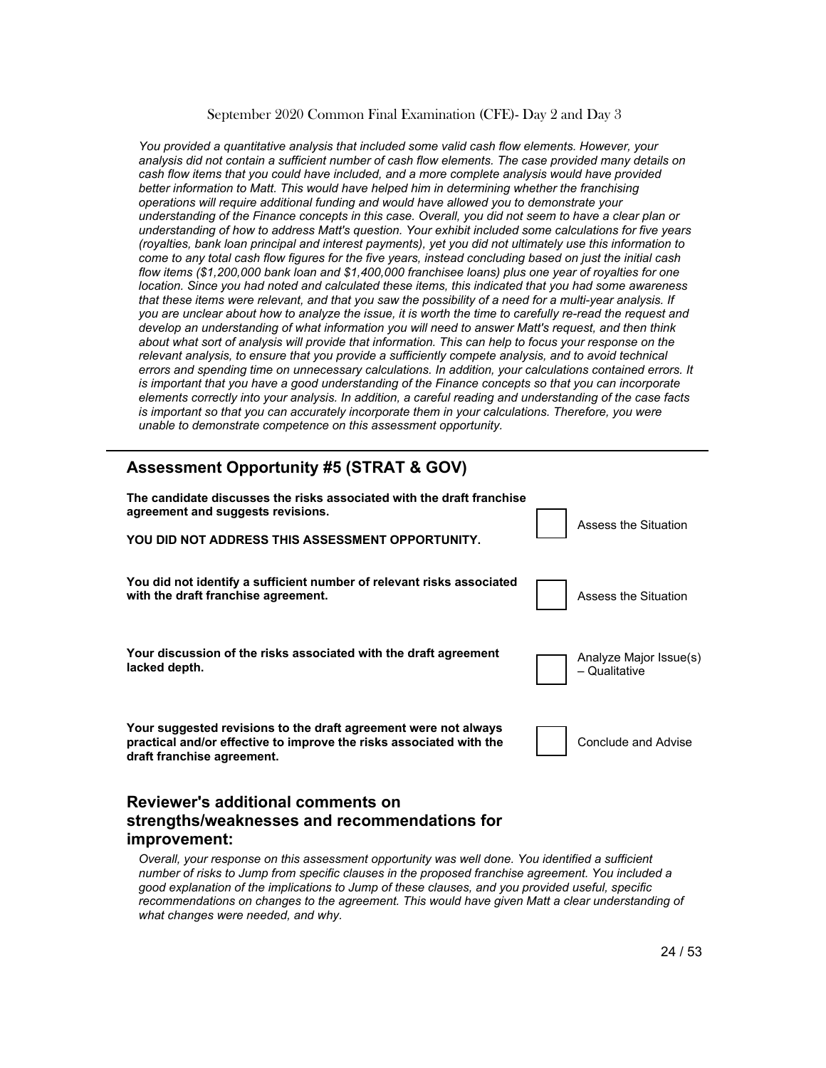*You provided a quantitative analysis that included some valid cash flow elements. However, your analysis did not contain a sufficient number of cash flow elements. The case provided many details on cash flow items that you could have included, and a more complete analysis would have provided better information to Matt. This would have helped him in determining whether the franchising operations will require additional funding and would have allowed you to demonstrate your understanding of the Finance concepts in this case. Overall, you did not seem to have a clear plan or understanding of how to address Matt's question. Your exhibit included some calculations for five years (royalties, bank loan principal and interest payments), yet you did not ultimately use this information to come to any total cash flow figures for the five years, instead concluding based on just the initial cash flow items ($1,200,000 bank loan and $1,400,000 franchisee loans) plus one year of royalties for one location. Since you had noted and calculated these items, this indicated that you had some awareness that these items were relevant, and that you saw the possibility of a need for a multi-year analysis. If you are unclear about how to analyze the issue, it is worth the time to carefully re-read the request and develop an understanding of what information you will need to answer Matt's request, and then think about what sort of analysis will provide that information. This can help to focus your response on the relevant analysis, to ensure that you provide a sufficiently compete analysis, and to avoid technical errors and spending time on unnecessary calculations. In addition, your calculations contained errors. It is important that you have a good understanding of the Finance concepts so that you can incorporate elements correctly into your analysis. In addition, a careful reading and understanding of the case facts is important so that you can accurately incorporate them in your calculations. Therefore, you were unable to demonstrate competence on this assessment opportunity.*

---

## Assessment Opportunity #5 (STRAT & GOV)

| | | |
|---|---|---|
| **The candidate discusses the risks associated with the draft franchise agreement and suggests revisions.**<br><br>**YOU DID NOT ADDRESS THIS ASSESSMENT OPPORTUNITY.** | ☐ | Assess the Situation |
| **You did not identify a sufficient number of relevant risks associated with the draft franchise agreement.** | ☐ | Assess the Situation |
| **Your discussion of the risks associated with the draft agreement lacked depth.** | ☐ | Analyze Major Issue(s) – Qualitative |
| **Your suggested revisions to the draft agreement were not always practical and/or effective to improve the risks associated with the draft franchise agreement.** | ☐ | Conclude and Advise |

## Reviewer's additional comments on strengths/weaknesses and recommendations for improvement:

*Overall, your response on this assessment opportunity was well done. You identified a sufficient number of risks to Jump from specific clauses in the proposed franchise agreement. You included a good explanation of the implications to Jump of these clauses, and you provided useful, specific recommendations on changes to the agreement. This would have given Matt a clear understanding of what changes were needed, and why.*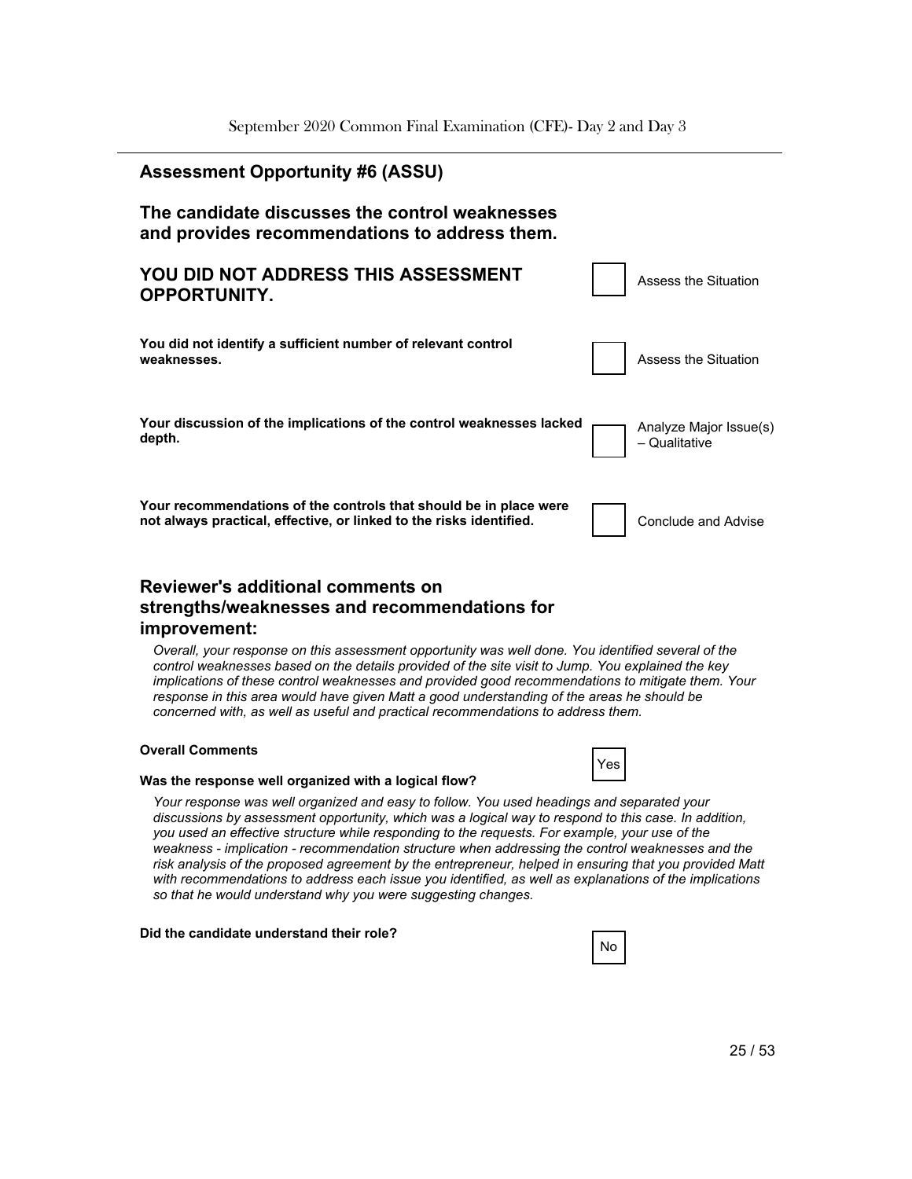## Assessment Opportunity #6 (ASSU)

## The candidate discusses the control weaknesses and provides recommendations to address them.

| | | |
|---|---|---|
| **YOU DID NOT ADDRESS THIS ASSESSMENT OPPORTUNITY.** | ☐ | Assess the Situation |
| **You did not identify a sufficient number of relevant control weaknesses.** | ☐ | Assess the Situation |
| **Your discussion of the implications of the control weaknesses lacked depth.** | ☐ | Analyze Major Issue(s) – Qualitative |
| **Your recommendations of the controls that should be in place were not always practical, effective, or linked to the risks identified.** | ☐ | Conclude and Advise |

## Reviewer's additional comments on strengths/weaknesses and recommendations for improvement:

*Overall, your response on this assessment opportunity was well done. You identified several of the control weaknesses based on the details provided of the site visit to Jump. You explained the key implications of these control weaknesses and provided good recommendations to mitigate them. Your response in this area would have given Matt a good understanding of the areas he should be concerned with, as well as useful and practical recommendations to address them.*

**Overall Comments**

**Was the response well organized with a logical flow?** Yes

*Your response was well organized and easy to follow. You used headings and separated your discussions by assessment opportunity, which was a logical way to respond to this case. In addition, you used an effective structure while responding to the requests. For example, your use of the weakness - implication - recommendation structure when addressing the control weaknesses and the risk analysis of the proposed agreement by the entrepreneur, helped in ensuring that you provided Matt with recommendations to address each issue you identified, as well as explanations of the implications so that he would understand why you were suggesting changes.*

**Did the candidate understand their role?** No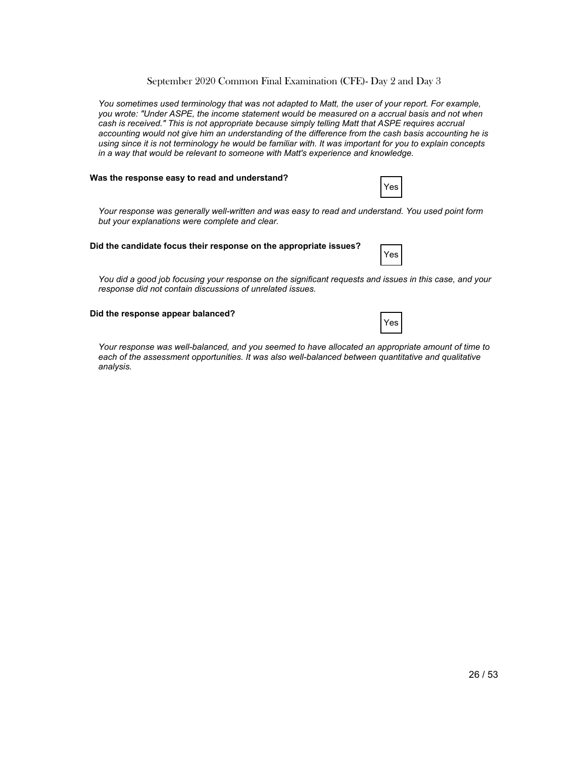*You sometimes used terminology that was not adapted to Matt, the user of your report. For example, you wrote: "Under ASPE, the income statement would be measured on a accrual basis and not when cash is received." This is not appropriate because simply telling Matt that ASPE requires accrual accounting would not give him an understanding of the difference from the cash basis accounting he is using since it is not terminology he would be familiar with. It was important for you to explain concepts in a way that would be relevant to someone with Matt's experience and knowledge.*

**Was the response easy to read and understand?**

Yes

*Your response was generally well-written and was easy to read and understand. You used point form but your explanations were complete and clear.*

**Did the candidate focus their response on the appropriate issues?**

Yes

*You did a good job focusing your response on the significant requests and issues in this case, and your response did not contain discussions of unrelated issues.*

**Did the response appear balanced?**

Yes

*Your response was well-balanced, and you seemed to have allocated an appropriate amount of time to each of the assessment opportunities. It was also well-balanced between quantitative and qualitative analysis.*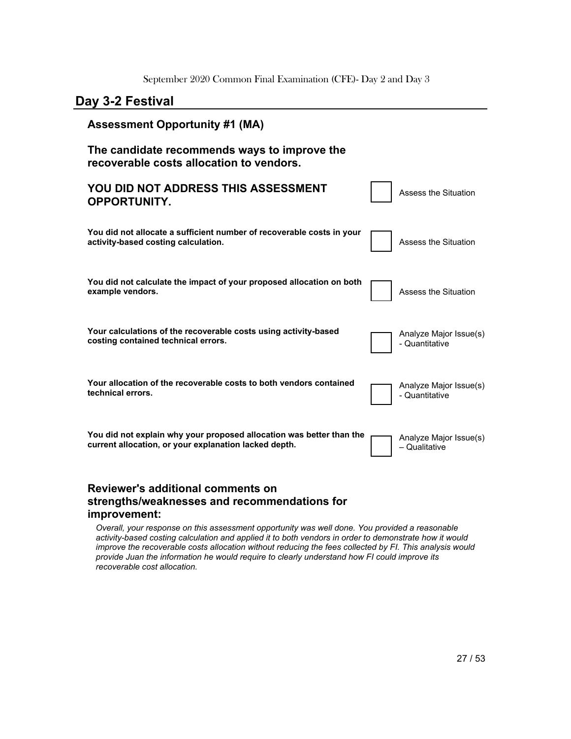## Day 3-2 Festival

### Assessment Opportunity #1 (MA)

### The candidate recommends ways to improve the recoverable costs allocation to vendors.

| | | |
|---|---|---|
| **YOU DID NOT ADDRESS THIS ASSESSMENT OPPORTUNITY.** | ☐ | Assess the Situation |
| **You did not allocate a sufficient number of recoverable costs in your activity-based costing calculation.** | ☐ | Assess the Situation |
| **You did not calculate the impact of your proposed allocation on both example vendors.** | ☐ | Assess the Situation |
| **Your calculations of the recoverable costs using activity-based costing contained technical errors.** | ☐ | Analyze Major Issue(s) - Quantitative |
| **Your allocation of the recoverable costs to both vendors contained technical errors.** | ☐ | Analyze Major Issue(s) - Quantitative |
| **You did not explain why your proposed allocation was better than the current allocation, or your explanation lacked depth.** | ☐ | Analyze Major Issue(s) – Qualitative |

### Reviewer's additional comments on strengths/weaknesses and recommendations for improvement:

*Overall, your response on this assessment opportunity was well done. You provided a reasonable activity-based costing calculation and applied it to both vendors in order to demonstrate how it would improve the recoverable costs allocation without reducing the fees collected by FI. This analysis would provide Juan the information he would require to clearly understand how FI could improve its recoverable cost allocation.*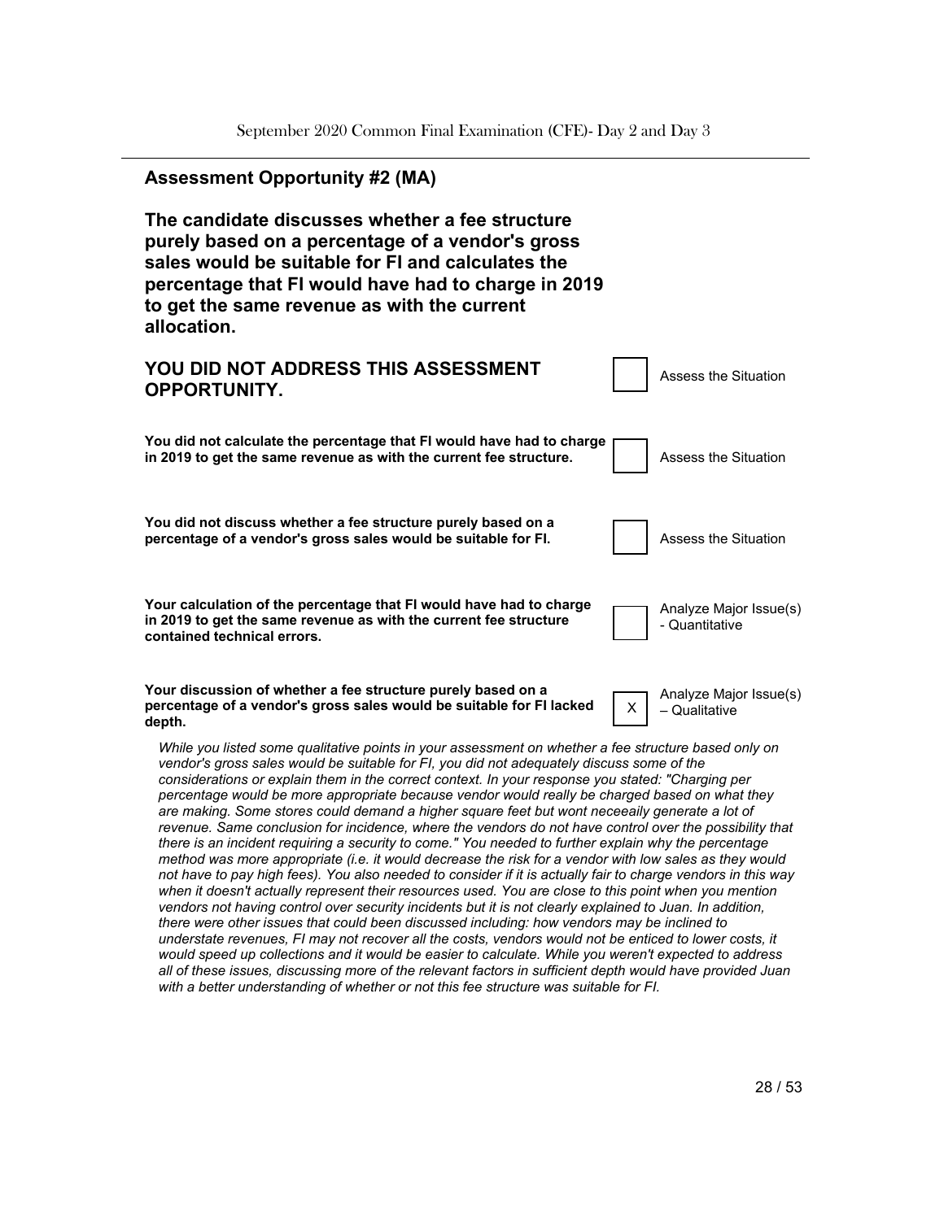## Assessment Opportunity #2 (MA)

**The candidate discusses whether a fee structure purely based on a percentage of a vendor's gross sales would be suitable for FI and calculates the percentage that FI would have had to charge in 2019 to get the same revenue as with the current allocation.**

| | | |
|---|---|---|
| **YOU DID NOT ADDRESS THIS ASSESSMENT OPPORTUNITY.** | | Assess the Situation |
| **You did not calculate the percentage that FI would have had to charge in 2019 to get the same revenue as with the current fee structure.** | | Assess the Situation |
| **You did not discuss whether a fee structure purely based on a percentage of a vendor's gross sales would be suitable for FI.** | | Assess the Situation |
| **Your calculation of the percentage that FI would have had to charge in 2019 to get the same revenue as with the current fee structure contained technical errors.** | | Analyze Major Issue(s) - Quantitative |
| **Your discussion of whether a fee structure purely based on a percentage of a vendor's gross sales would be suitable for FI lacked depth.** | X | Analyze Major Issue(s) – Qualitative |

*While you listed some qualitative points in your assessment on whether a fee structure based only on vendor's gross sales would be suitable for FI, you did not adequately discuss some of the considerations or explain them in the correct context. In your response you stated: "Charging per percentage would be more appropriate because vendor would really be charged based on what they are making. Some stores could demand a higher square feet but wont neceeaily generate a lot of revenue. Same conclusion for incidence, where the vendors do not have control over the possibility that there is an incident requiring a security to come." You needed to further explain why the percentage method was more appropriate (i.e. it would decrease the risk for a vendor with low sales as they would not have to pay high fees). You also needed to consider if it is actually fair to charge vendors in this way when it doesn't actually represent their resources used. You are close to this point when you mention vendors not having control over security incidents but it is not clearly explained to Juan. In addition, there were other issues that could been discussed including: how vendors may be inclined to understate revenues, FI may not recover all the costs, vendors would not be enticed to lower costs, it would speed up collections and it would be easier to calculate. While you weren't expected to address all of these issues, discussing more of the relevant factors in sufficient depth would have provided Juan with a better understanding of whether or not this fee structure was suitable for FI.*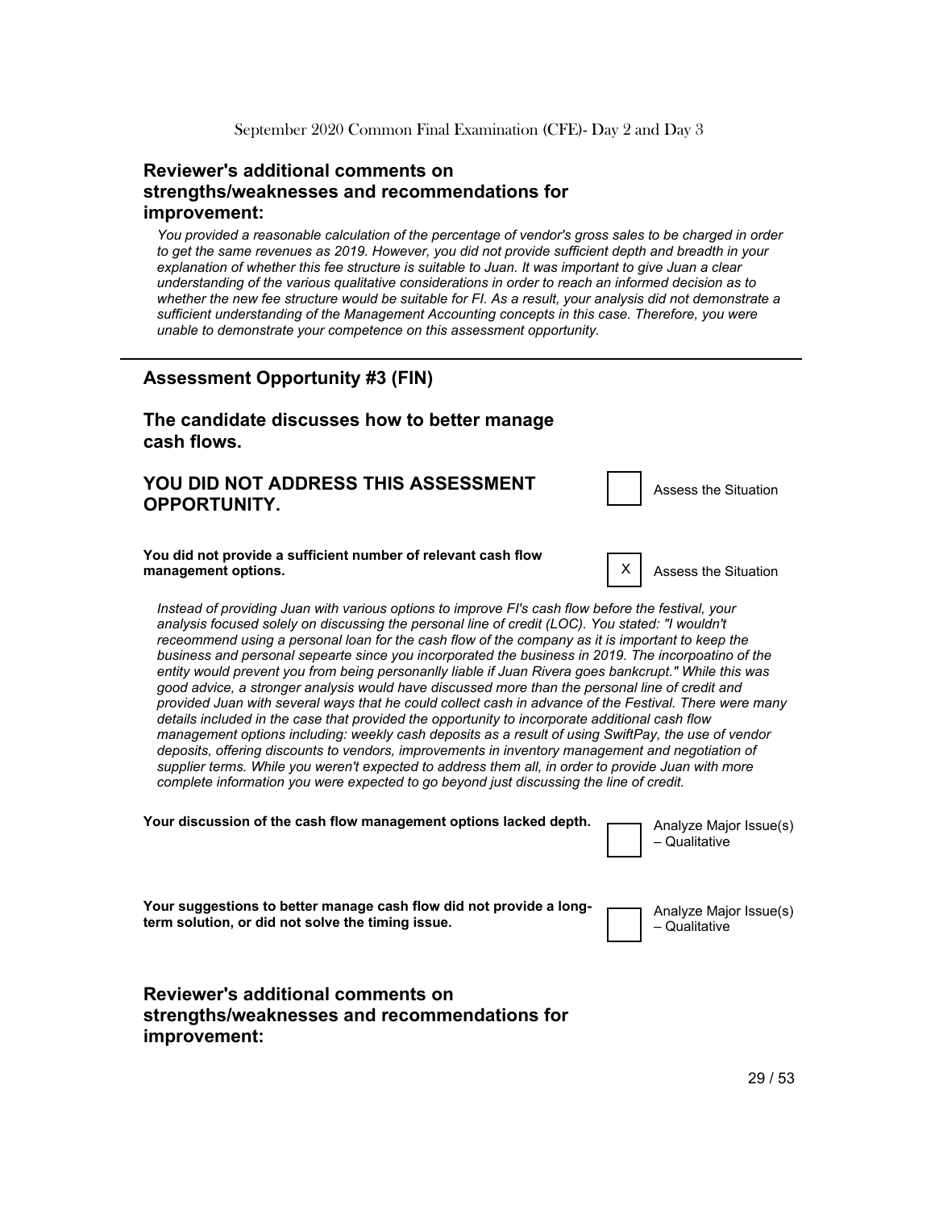## Reviewer's additional comments on strengths/weaknesses and recommendations for improvement:

*You provided a reasonable calculation of the percentage of vendor's gross sales to be charged in order to get the same revenues as 2019. However, you did not provide sufficient depth and breadth in your explanation of whether this fee structure is suitable to Juan. It was important to give Juan a clear understanding of the various qualitative considerations in order to reach an informed decision as to whether the new fee structure would be suitable for FI. As a result, your analysis did not demonstrate a sufficient understanding of the Management Accounting concepts in this case. Therefore, you were unable to demonstrate your competence on this assessment opportunity.*

---

## Assessment Opportunity #3 (FIN)

### The candidate discusses how to better manage cash flows.

| | | |
|---|---|---|
| **YOU DID NOT ADDRESS THIS ASSESSMENT OPPORTUNITY.** | [ ] | Assess the Situation |
| **You did not provide a sufficient number of relevant cash flow management options.** | [X] | Assess the Situation |

*Instead of providing Juan with various options to improve FI's cash flow before the festival, your analysis focused solely on discussing the personal line of credit (LOC). You stated: "I wouldn't receommend using a personal loan for the cash flow of the company as it is important to keep the business and personal sepearte since you incorporated the business in 2019. The incorpoatino of the entity would prevent you from being personanlly liable if Juan Rivera goes bankcrupt." While this was good advice, a stronger analysis would have discussed more than the personal line of credit and provided Juan with several ways that he could collect cash in advance of the Festival. There were many details included in the case that provided the opportunity to incorporate additional cash flow management options including: weekly cash deposits as a result of using SwiftPay, the use of vendor deposits, offering discounts to vendors, improvements in inventory management and negotiation of supplier terms. While you weren't expected to address them all, in order to provide Juan with more complete information you were expected to go beyond just discussing the line of credit.*

| | | |
|---|---|---|
| **Your discussion of the cash flow management options lacked depth.** | [ ] | Analyze Major Issue(s) – Qualitative |
| **Your suggestions to better manage cash flow did not provide a long-term solution, or did not solve the timing issue.** | [ ] | Analyze Major Issue(s) – Qualitative |

## Reviewer's additional comments on strengths/weaknesses and recommendations for improvement: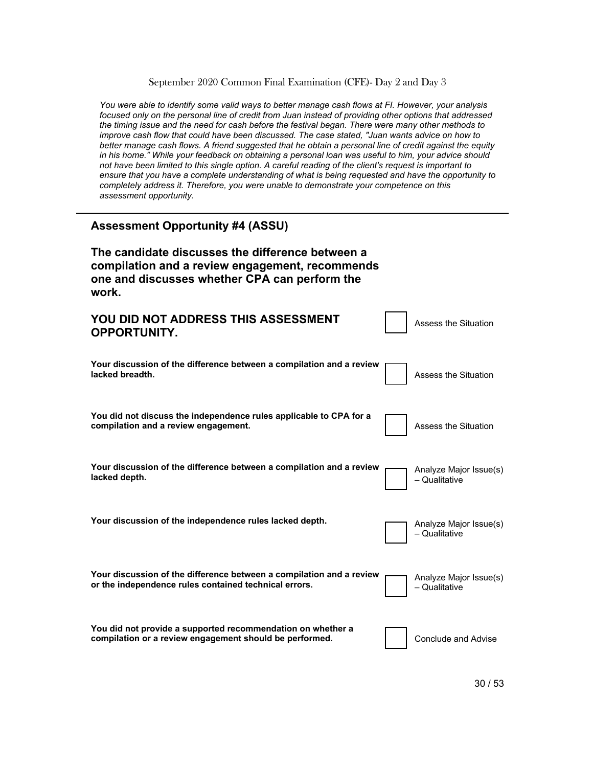*You were able to identify some valid ways to better manage cash flows at FI. However, your analysis focused only on the personal line of credit from Juan instead of providing other options that addressed the timing issue and the need for cash before the festival began. There were many other methods to improve cash flow that could have been discussed. The case stated, "Juan wants advice on how to better manage cash flows. A friend suggested that he obtain a personal line of credit against the equity in his home." While your feedback on obtaining a personal loan was useful to him, your advice should not have been limited to this single option. A careful reading of the client's request is important to ensure that you have a complete understanding of what is being requested and have the opportunity to completely address it. Therefore, you were unable to demonstrate your competence on this assessment opportunity.*

---

## Assessment Opportunity #4 (ASSU)

### The candidate discusses the difference between a compilation and a review engagement, recommends one and discusses whether CPA can perform the work.

| | | |
|---|---|---|
| **YOU DID NOT ADDRESS THIS ASSESSMENT OPPORTUNITY.** | ☐ | Assess the Situation |
| **Your discussion of the difference between a compilation and a review lacked breadth.** | ☐ | Assess the Situation |
| **You did not discuss the independence rules applicable to CPA for a compilation and a review engagement.** | ☐ | Assess the Situation |
| **Your discussion of the difference between a compilation and a review lacked depth.** | ☐ | Analyze Major Issue(s) – Qualitative |
| **Your discussion of the independence rules lacked depth.** | ☐ | Analyze Major Issue(s) – Qualitative |
| **Your discussion of the difference between a compilation and a review or the independence rules contained technical errors.** | ☐ | Analyze Major Issue(s) – Qualitative |
| **You did not provide a supported recommendation on whether a compilation or a review engagement should be performed.** | ☐ | Conclude and Advise |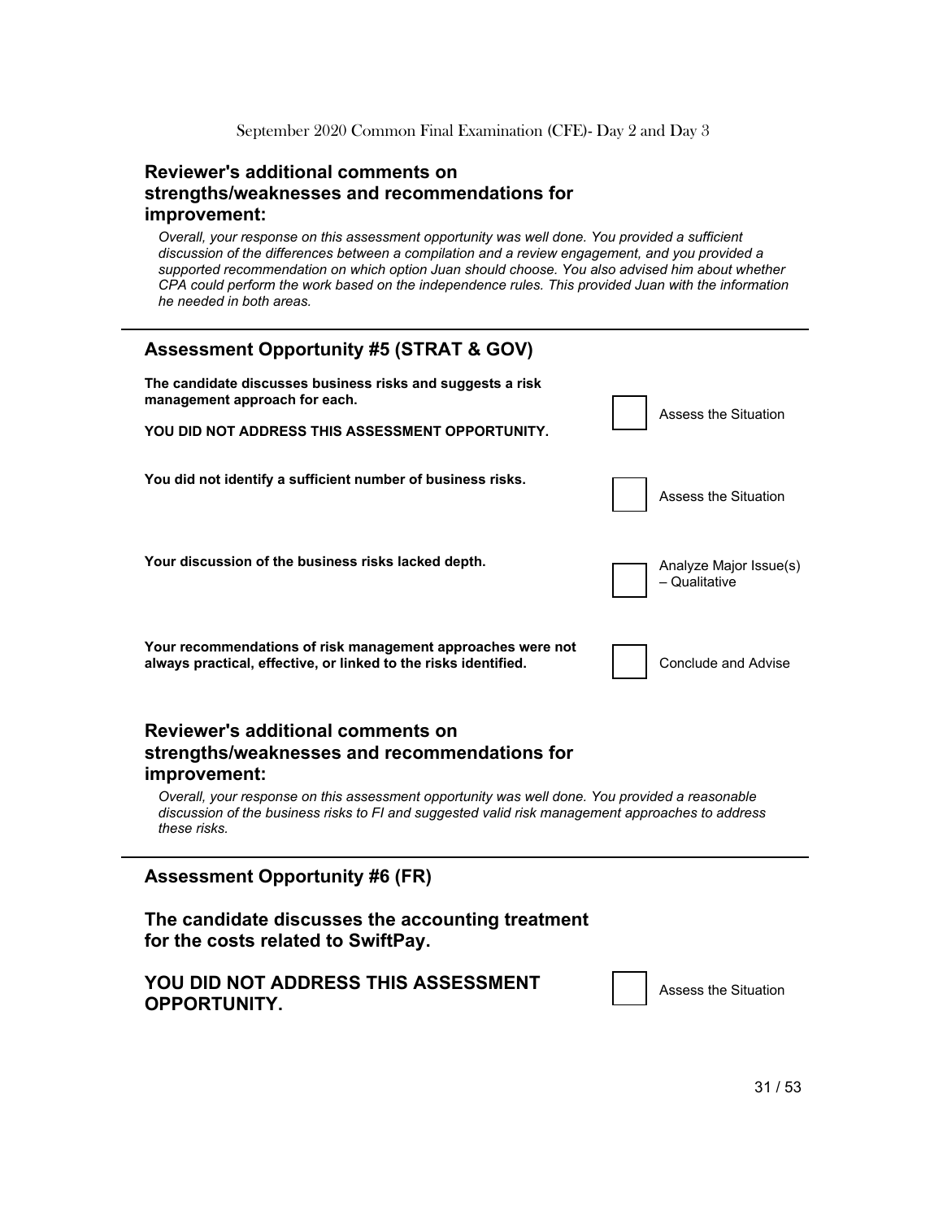## Reviewer's additional comments on strengths/weaknesses and recommendations for improvement:

*Overall, your response on this assessment opportunity was well done. You provided a sufficient discussion of the differences between a compilation and a review engagement, and you provided a supported recommendation on which option Juan should choose. You also advised him about whether CPA could perform the work based on the independence rules. This provided Juan with the information he needed in both areas.*

---

## Assessment Opportunity #5 (STRAT & GOV)

**The candidate discusses business risks and suggests a risk management approach for each.**

| | | |
|---|---|---|
| **YOU DID NOT ADDRESS THIS ASSESSMENT OPPORTUNITY.** | ☐ | Assess the Situation |
| **You did not identify a sufficient number of business risks.** | ☐ | Assess the Situation |
| **Your discussion of the business risks lacked depth.** | ☐ | Analyze Major Issue(s) – Qualitative |
| **Your recommendations of risk management approaches were not always practical, effective, or linked to the risks identified.** | ☐ | Conclude and Advise |

## Reviewer's additional comments on strengths/weaknesses and recommendations for improvement:

*Overall, your response on this assessment opportunity was well done. You provided a reasonable discussion of the business risks to FI and suggested valid risk management approaches to address these risks.*

---

## Assessment Opportunity #6 (FR)

## The candidate discusses the accounting treatment for the costs related to SwiftPay.

| | | |
|---|---|---|
| **YOU DID NOT ADDRESS THIS ASSESSMENT OPPORTUNITY.** | ☐ | Assess the Situation |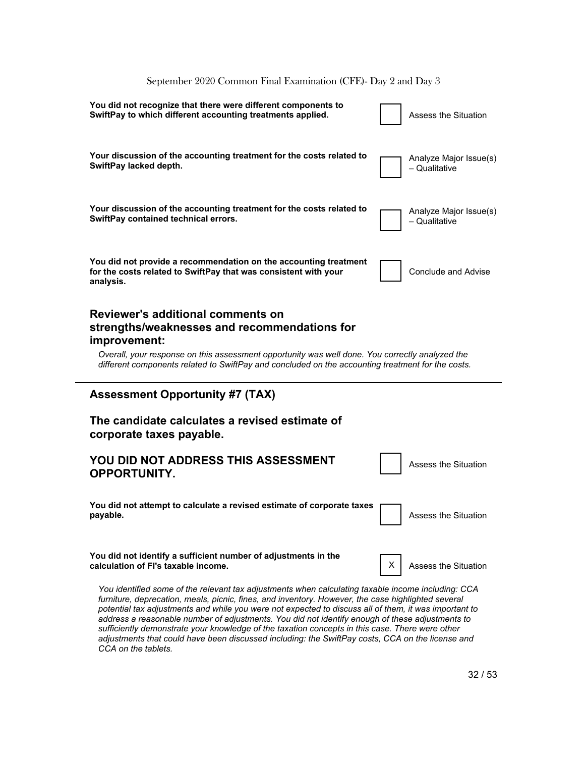| | | |
|---|---|---|
| **You did not recognize that there were different components to SwiftPay to which different accounting treatments applied.** | | Assess the Situation |
| **Your discussion of the accounting treatment for the costs related to SwiftPay lacked depth.** | | Analyze Major Issue(s) – Qualitative |
| **Your discussion of the accounting treatment for the costs related to SwiftPay contained technical errors.** | | Analyze Major Issue(s) – Qualitative |
| **You did not provide a recommendation on the accounting treatment for the costs related to SwiftPay that was consistent with your analysis.** | | Conclude and Advise |

## Reviewer's additional comments on strengths/weaknesses and recommendations for improvement:

*Overall, your response on this assessment opportunity was well done. You correctly analyzed the different components related to SwiftPay and concluded on the accounting treatment for the costs.*

---

## Assessment Opportunity #7 (TAX)

## The candidate calculates a revised estimate of corporate taxes payable.

| | | |
|---|---|---|
| **YOU DID NOT ADDRESS THIS ASSESSMENT OPPORTUNITY.** | | Assess the Situation |
| **You did not attempt to calculate a revised estimate of corporate taxes payable.** | | Assess the Situation |
| **You did not identify a sufficient number of adjustments in the calculation of FI's taxable income.** | X | Assess the Situation |

*You identified some of the relevant tax adjustments when calculating taxable income including: CCA furniture, deprecation, meals, picnic, fines, and inventory. However, the case highlighted several potential tax adjustments and while you were not expected to discuss all of them, it was important to address a reasonable number of adjustments. You did not identify enough of these adjustments to sufficiently demonstrate your knowledge of the taxation concepts in this case. There were other adjustments that could have been discussed including: the SwiftPay costs, CCA on the license and CCA on the tablets.*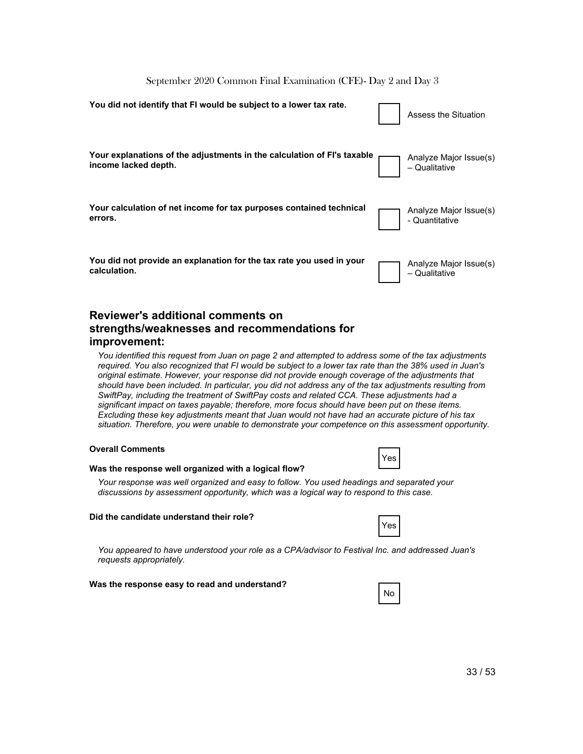| Feedback | | Category |
|---|---|---|
| **You did not identify that FI would be subject to a lower tax rate.** | | Assess the Situation |
| **Your explanations of the adjustments in the calculation of FI's taxable income lacked depth.** | | Analyze Major Issue(s) – Qualitative |
| **Your calculation of net income for tax purposes contained technical errors.** | | Analyze Major Issue(s) - Quantitative |
| **You did not provide an explanation for the tax rate you used in your calculation.** | | Analyze Major Issue(s) – Qualitative |

## Reviewer's additional comments on strengths/weaknesses and recommendations for improvement:

*You identified this request from Juan on page 2 and attempted to address some of the tax adjustments required. You also recognized that FI would be subject to a lower tax rate than the 38% used in Juan's original estimate. However, your response did not provide enough coverage of the adjustments that should have been included. In particular, you did not address any of the tax adjustments resulting from SwiftPay, including the treatment of SwiftPay costs and related CCA. These adjustments had a significant impact on taxes payable; therefore, more focus should have been put on these items. Excluding these key adjustments meant that Juan would not have had an accurate picture of his tax situation. Therefore, you were unable to demonstrate your competence on this assessment opportunity.*

**Overall Comments**

**Was the response well organized with a logical flow?** Yes

*Your response was well organized and easy to follow. You used headings and separated your discussions by assessment opportunity, which was a logical way to respond to this case.*

**Did the candidate understand their role?** Yes

*You appeared to have understood your role as a CPA/advisor to Festival Inc. and addressed Juan's requests appropriately.*

**Was the response easy to read and understand?** No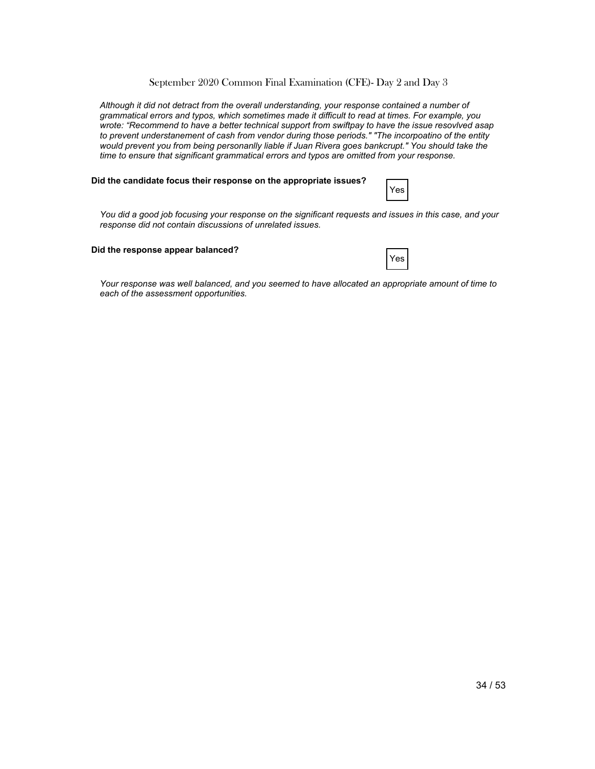*Although it did not detract from the overall understanding, your response contained a number of grammatical errors and typos, which sometimes made it difficult to read at times. For example, you wrote: "Recommend to have a better technical support from swiftpay to have the issue resovlved asap to prevent understanement of cash from vendor during those periods." "The incorpoatino of the entity would prevent you from being personanlly liable if Juan Rivera goes bankcrupt." You should take the time to ensure that significant grammatical errors and typos are omitted from your response.*

**Did the candidate focus their response on the appropriate issues?** Yes

*You did a good job focusing your response on the significant requests and issues in this case, and your response did not contain discussions of unrelated issues.*

**Did the response appear balanced?** Yes

*Your response was well balanced, and you seemed to have allocated an appropriate amount of time to each of the assessment opportunities.*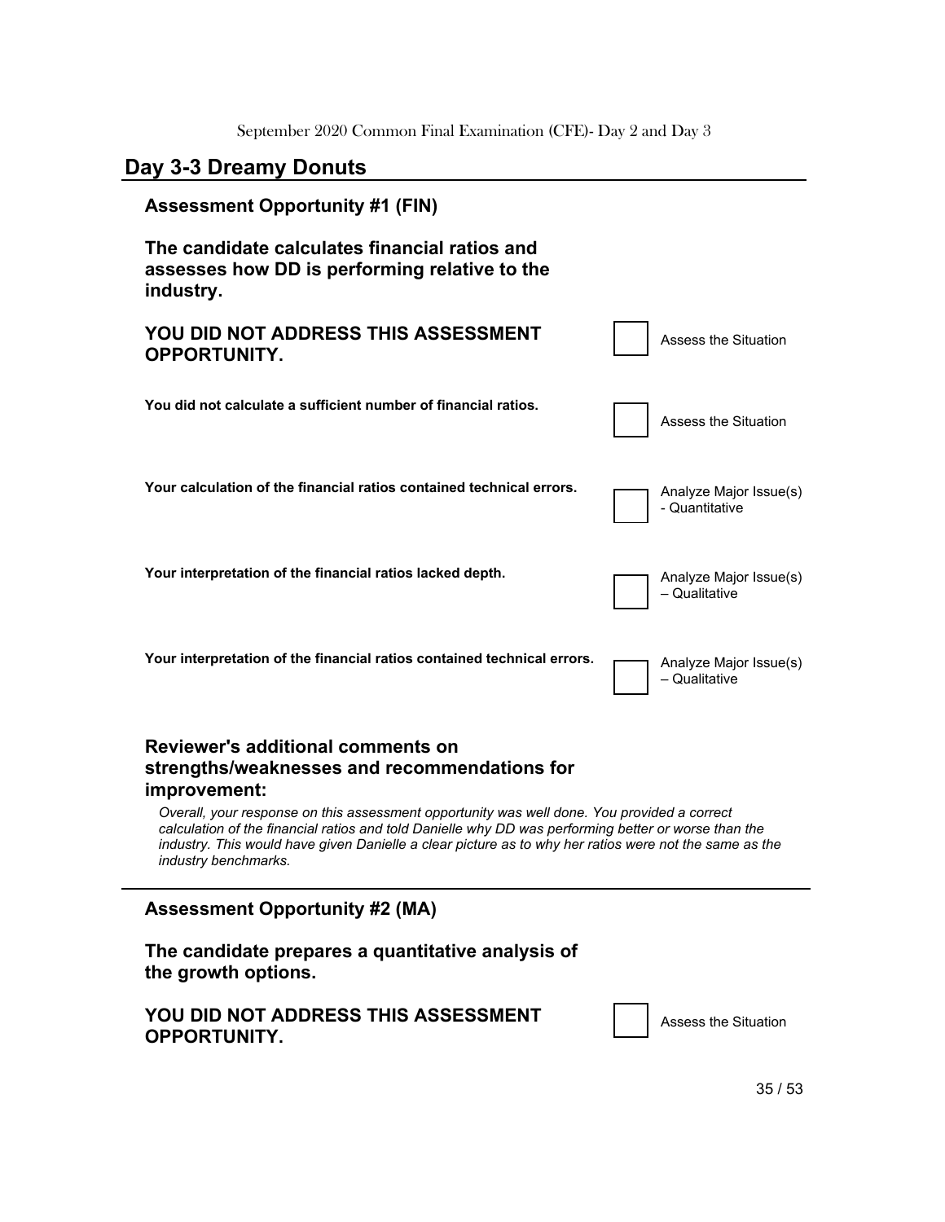## Day 3-3 Dreamy Donuts

### Assessment Opportunity #1 (FIN)

### The candidate calculates financial ratios and assesses how DD is performing relative to the industry.

| | |
|---|---|
| **YOU DID NOT ADDRESS THIS ASSESSMENT OPPORTUNITY.** | ☐ Assess the Situation |
| **You did not calculate a sufficient number of financial ratios.** | ☐ Assess the Situation |
| **Your calculation of the financial ratios contained technical errors.** | ☐ Analyze Major Issue(s) - Quantitative |
| **Your interpretation of the financial ratios lacked depth.** | ☐ Analyze Major Issue(s) – Qualitative |
| **Your interpretation of the financial ratios contained technical errors.** | ☐ Analyze Major Issue(s) – Qualitative |

### Reviewer's additional comments on strengths/weaknesses and recommendations for improvement:

*Overall, your response on this assessment opportunity was well done. You provided a correct calculation of the financial ratios and told Danielle why DD was performing better or worse than the industry. This would have given Danielle a clear picture as to why her ratios were not the same as the industry benchmarks.*

---

### Assessment Opportunity #2 (MA)

### The candidate prepares a quantitative analysis of the growth options.

| | |
|---|---|
| **YOU DID NOT ADDRESS THIS ASSESSMENT OPPORTUNITY.** | ☐ Assess the Situation |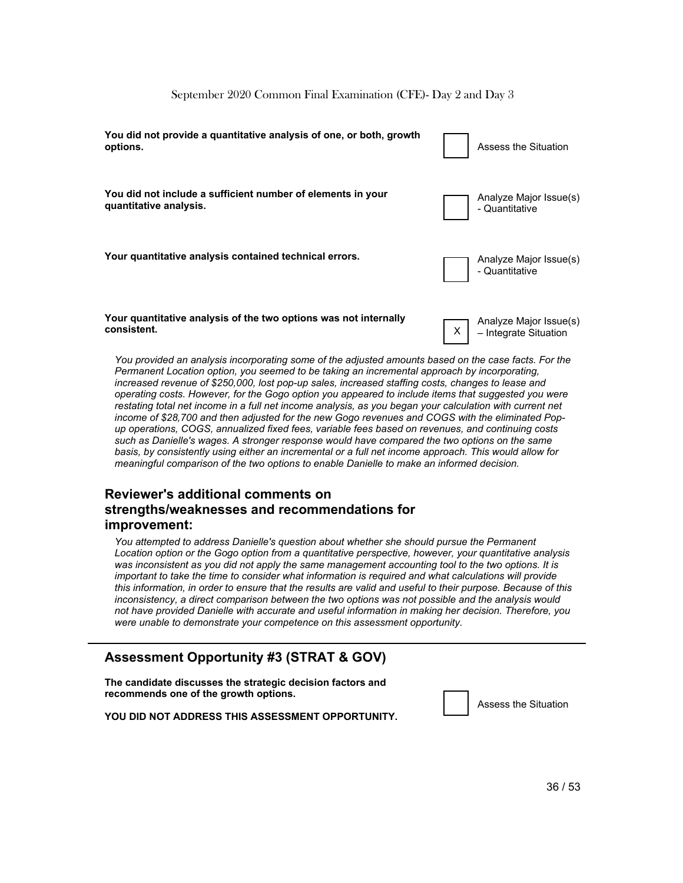**You did not provide a quantitative analysis of one, or both, growth options.**

[ ] Assess the Situation

**You did not include a sufficient number of elements in your quantitative analysis.**

[ ] Analyze Major Issue(s) - Quantitative

**Your quantitative analysis contained technical errors.**

[ ] Analyze Major Issue(s) - Quantitative

**Your quantitative analysis of the two options was not internally consistent.**

[X] Analyze Major Issue(s) – Integrate Situation

*You provided an analysis incorporating some of the adjusted amounts based on the case facts. For the Permanent Location option, you seemed to be taking an incremental approach by incorporating, increased revenue of $250,000, lost pop-up sales, increased staffing costs, changes to lease and operating costs. However, for the Gogo option you appeared to include items that suggested you were restating total net income in a full net income analysis, as you began your calculation with current net income of $28,700 and then adjusted for the new Gogo revenues and COGS with the eliminated Pop-up operations, COGS, annualized fixed fees, variable fees based on revenues, and continuing costs such as Danielle's wages. A stronger response would have compared the two options on the same basis, by consistently using either an incremental or a full net income approach. This would allow for meaningful comparison of the two options to enable Danielle to make an informed decision.*

## Reviewer's additional comments on strengths/weaknesses and recommendations for improvement:

*You attempted to address Danielle's question about whether she should pursue the Permanent Location option or the Gogo option from a quantitative perspective, however, your quantitative analysis was inconsistent as you did not apply the same management accounting tool to the two options. It is important to take the time to consider what information is required and what calculations will provide this information, in order to ensure that the results are valid and useful to their purpose. Because of this inconsistency, a direct comparison between the two options was not possible and the analysis would not have provided Danielle with accurate and useful information in making her decision. Therefore, you were unable to demonstrate your competence on this assessment opportunity.*

---

## Assessment Opportunity #3 (STRAT & GOV)

**The candidate discusses the strategic decision factors and recommends one of the growth options.**

**YOU DID NOT ADDRESS THIS ASSESSMENT OPPORTUNITY.**

[ ] Assess the Situation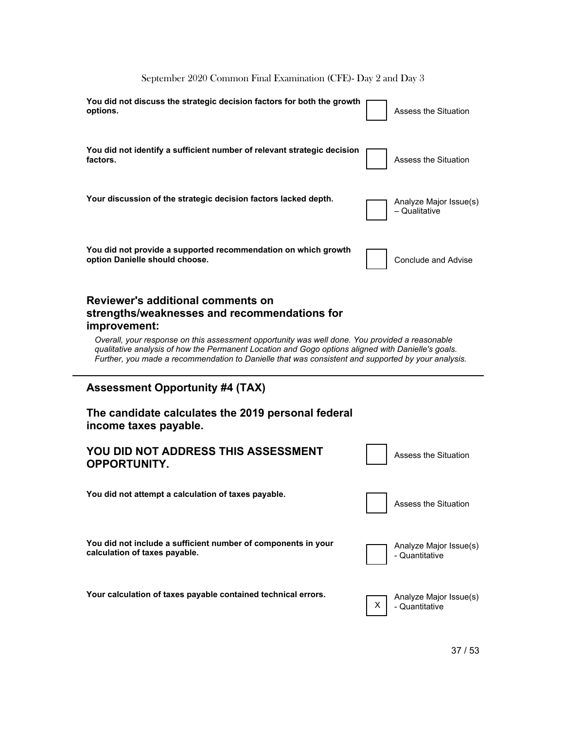| | | |
|---|---|---|
| **You did not discuss the strategic decision factors for both the growth options.** | | Assess the Situation |
| **You did not identify a sufficient number of relevant strategic decision factors.** | | Assess the Situation |
| **Your discussion of the strategic decision factors lacked depth.** | | Analyze Major Issue(s) – Qualitative |
| **You did not provide a supported recommendation on which growth option Danielle should choose.** | | Conclude and Advise |

### Reviewer's additional comments on strengths/weaknesses and recommendations for improvement:

*Overall, your response on this assessment opportunity was well done. You provided a reasonable qualitative analysis of how the Permanent Location and Gogo options aligned with Danielle's goals. Further, you made a recommendation to Danielle that was consistent and supported by your analysis.*

---

## Assessment Opportunity #4 (TAX)

### The candidate calculates the 2019 personal federal income taxes payable.

| | | |
|---|---|---|
| **YOU DID NOT ADDRESS THIS ASSESSMENT OPPORTUNITY.** | | Assess the Situation |
| **You did not attempt a calculation of taxes payable.** | | Assess the Situation |
| **You did not include a sufficient number of components in your calculation of taxes payable.** | | Analyze Major Issue(s) - Quantitative |
| **Your calculation of taxes payable contained technical errors.** | X | Analyze Major Issue(s) - Quantitative |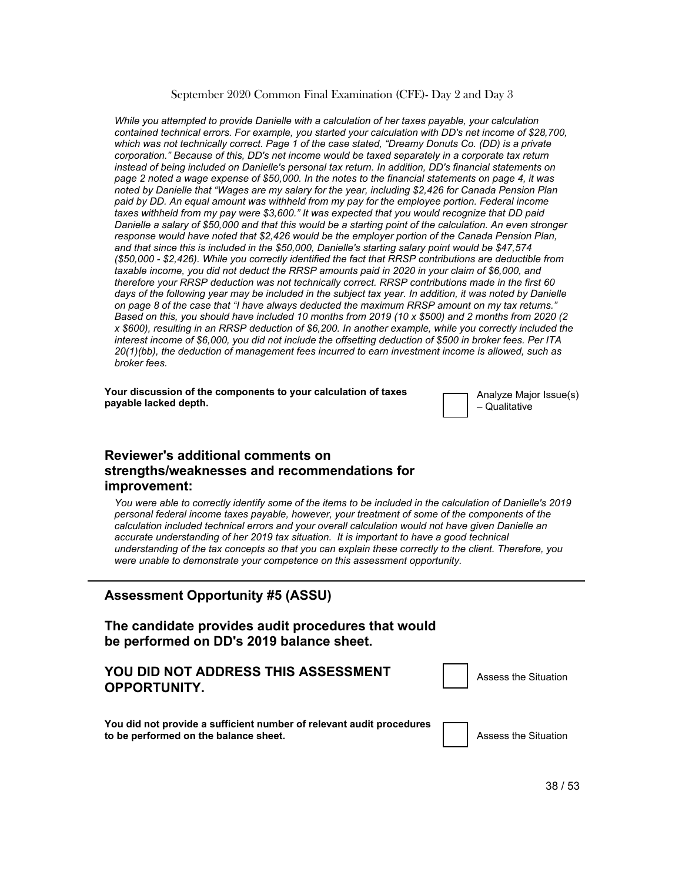*While you attempted to provide Danielle with a calculation of her taxes payable, your calculation contained technical errors. For example, you started your calculation with DD's net income of $28,700, which was not technically correct. Page 1 of the case stated, "Dreamy Donuts Co. (DD) is a private corporation." Because of this, DD's net income would be taxed separately in a corporate tax return instead of being included on Danielle's personal tax return. In addition, DD's financial statements on page 2 noted a wage expense of $50,000. In the notes to the financial statements on page 4, it was noted by Danielle that "Wages are my salary for the year, including $2,426 for Canada Pension Plan paid by DD. An equal amount was withheld from my pay for the employee portion. Federal income taxes withheld from my pay were $3,600." It was expected that you would recognize that DD paid Danielle a salary of $50,000 and that this would be a starting point of the calculation. An even stronger response would have noted that $2,426 would be the employer portion of the Canada Pension Plan, and that since this is included in the $50,000, Danielle's starting salary point would be $47,574 ($50,000 - $2,426). While you correctly identified the fact that RRSP contributions are deductible from taxable income, you did not deduct the RRSP amounts paid in 2020 in your claim of $6,000, and therefore your RRSP deduction was not technically correct. RRSP contributions made in the first 60 days of the following year may be included in the subject tax year. In addition, it was noted by Danielle on page 8 of the case that "I have always deducted the maximum RRSP amount on my tax returns." Based on this, you should have included 10 months from 2019 (10 x $500) and 2 months from 2020 (2 x $600), resulting in an RRSP deduction of $6,200. In another example, while you correctly included the interest income of $6,000, you did not include the offsetting deduction of $500 in broker fees. Per ITA 20(1)(bb), the deduction of management fees incurred to earn investment income is allowed, such as broker fees.*

**Your discussion of the components to your calculation of taxes payable lacked depth.** ☐ Analyze Major Issue(s) – Qualitative

## Reviewer's additional comments on strengths/weaknesses and recommendations for improvement:

*You were able to correctly identify some of the items to be included in the calculation of Danielle's 2019 personal federal income taxes payable, however, your treatment of some of the components of the calculation included technical errors and your overall calculation would not have given Danielle an accurate understanding of her 2019 tax situation. It is important to have a good technical understanding of the tax concepts so that you can explain these correctly to the client. Therefore, you were unable to demonstrate your competence on this assessment opportunity.*

---

## Assessment Opportunity #5 (ASSU)

## The candidate provides audit procedures that would be performed on DD's 2019 balance sheet.

## YOU DID NOT ADDRESS THIS ASSESSMENT OPPORTUNITY.

☐ Assess the Situation

**You did not provide a sufficient number of relevant audit procedures to be performed on the balance sheet.** ☐ Assess the Situation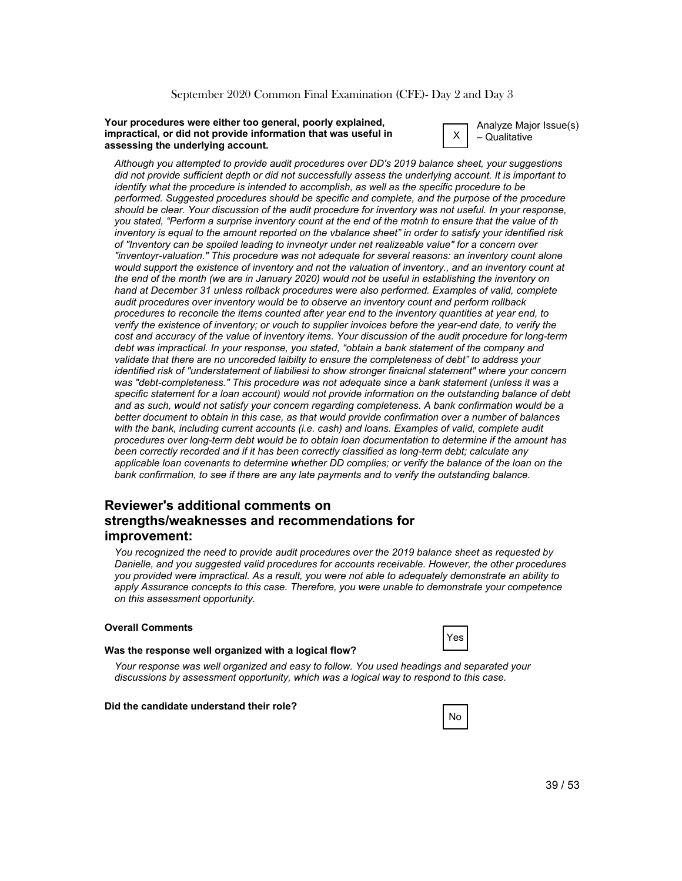**Your procedures were either too general, poorly explained, impractical, or did not provide information that was useful in assessing the underlying account.**

| X | Analyze Major Issue(s) – Qualitative |
|---|---|

*Although you attempted to provide audit procedures over DD's 2019 balance sheet, your suggestions did not provide sufficient depth or did not successfully assess the underlying account. It is important to identify what the procedure is intended to accomplish, as well as the specific procedure to be performed. Suggested procedures should be specific and complete, and the purpose of the procedure should be clear. Your discussion of the audit procedure for inventory was not useful. In your response, you stated, "Perform a surprise inventory count at the end of the motnh to ensure that the value of th inventory is equal to the amount reported on the vbalance sheet" in order to satisfy your identified risk of "Inventory can be spoiled leading to invneotyr under net realizeable value" for a concern over "inventoyr-valuation." This procedure was not adequate for several reasons: an inventory count alone would support the existence of inventory and not the valuation of inventory., and an inventory count at the end of the month (we are in January 2020) would not be useful in establishing the inventory on hand at December 31 unless rollback procedures were also performed. Examples of valid, complete audit procedures over inventory would be to observe an inventory count and perform rollback procedures to reconcile the items counted after year end to the inventory quantities at year end, to verify the existence of inventory; or vouch to supplier invoices before the year-end date, to verify the cost and accuracy of the value of inventory items. Your discussion of the audit procedure for long-term debt was impractical. In your response, you stated, "obtain a bank statement of the company and validate that there are no uncoreded laibilty to ensure the completeness of debt" to address your identified risk of "understatement of liabiliesi to show stronger finaicnal statement" where your concern was "debt-completeness." This procedure was not adequate since a bank statement (unless it was a specific statement for a loan account) would not provide information on the outstanding balance of debt and as such, would not satisfy your concern regarding completeness. A bank confirmation would be a better document to obtain in this case, as that would provide confirmation over a number of balances with the bank, including current accounts (i.e. cash) and loans. Examples of valid, complete audit procedures over long-term debt would be to obtain loan documentation to determine if the amount has been correctly recorded and if it has been correctly classified as long-term debt; calculate any applicable loan covenants to determine whether DD complies; or verify the balance of the loan on the bank confirmation, to see if there are any late payments and to verify the outstanding balance.*

## Reviewer's additional comments on strengths/weaknesses and recommendations for improvement:

*You recognized the need to provide audit procedures over the 2019 balance sheet as requested by Danielle, and you suggested valid procedures for accounts receivable. However, the other procedures you provided were impractical. As a result, you were not able to adequately demonstrate an ability to apply Assurance concepts to this case. Therefore, you were unable to demonstrate your competence on this assessment opportunity.*

**Overall Comments**

**Was the response well organized with a logical flow?** Yes

*Your response was well organized and easy to follow. You used headings and separated your discussions by assessment opportunity, which was a logical way to respond to this case.*

**Did the candidate understand their role?** No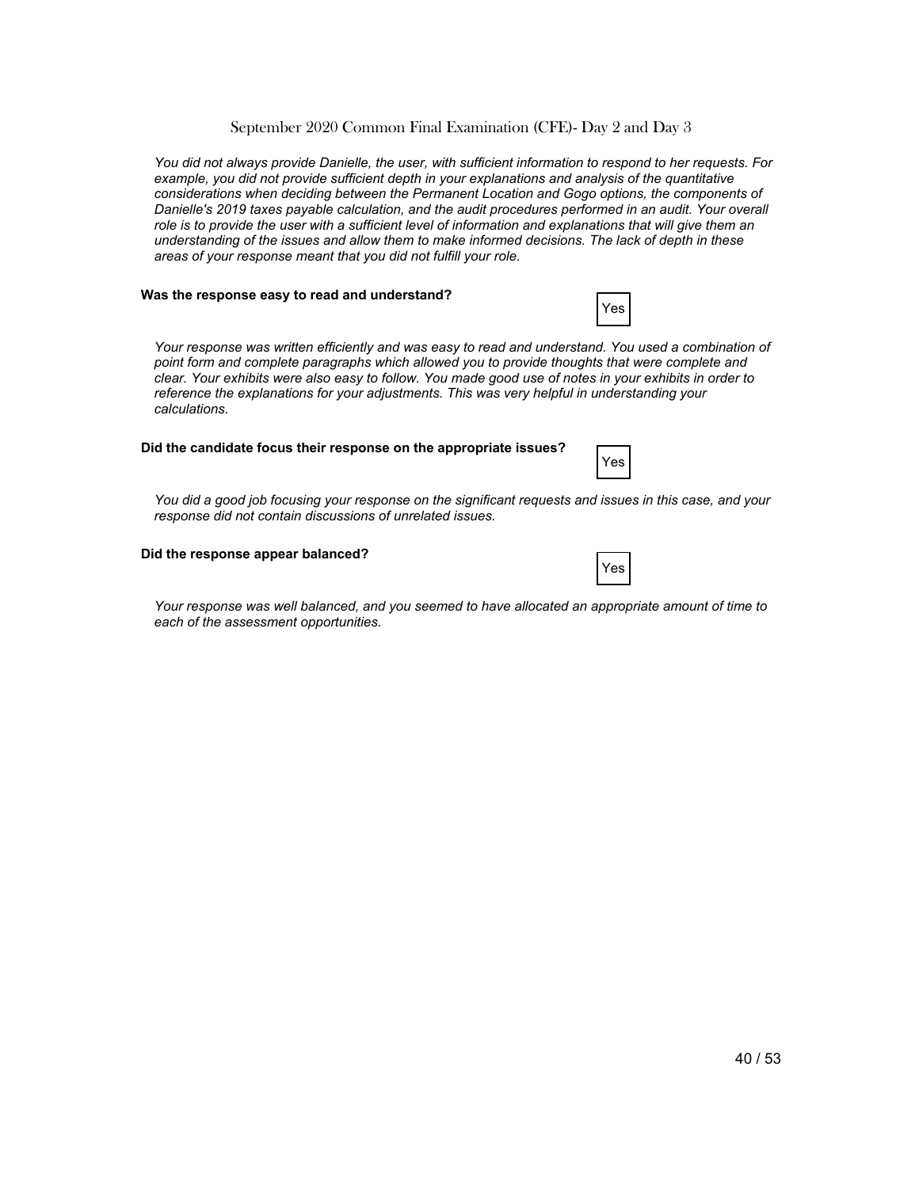*You did not always provide Danielle, the user, with sufficient information to respond to her requests. For example, you did not provide sufficient depth in your explanations and analysis of the quantitative considerations when deciding between the Permanent Location and Gogo options, the components of Danielle's 2019 taxes payable calculation, and the audit procedures performed in an audit. Your overall role is to provide the user with a sufficient level of information and explanations that will give them an understanding of the issues and allow them to make informed decisions. The lack of depth in these areas of your response meant that you did not fulfill your role.*

**Was the response easy to read and understand?**

Yes

*Your response was written efficiently and was easy to read and understand. You used a combination of point form and complete paragraphs which allowed you to provide thoughts that were complete and clear. Your exhibits were also easy to follow. You made good use of notes in your exhibits in order to reference the explanations for your adjustments. This was very helpful in understanding your calculations.*

**Did the candidate focus their response on the appropriate issues?**

Yes

*You did a good job focusing your response on the significant requests and issues in this case, and your response did not contain discussions of unrelated issues.*

**Did the response appear balanced?**

Yes

*Your response was well balanced, and you seemed to have allocated an appropriate amount of time to each of the assessment opportunities.*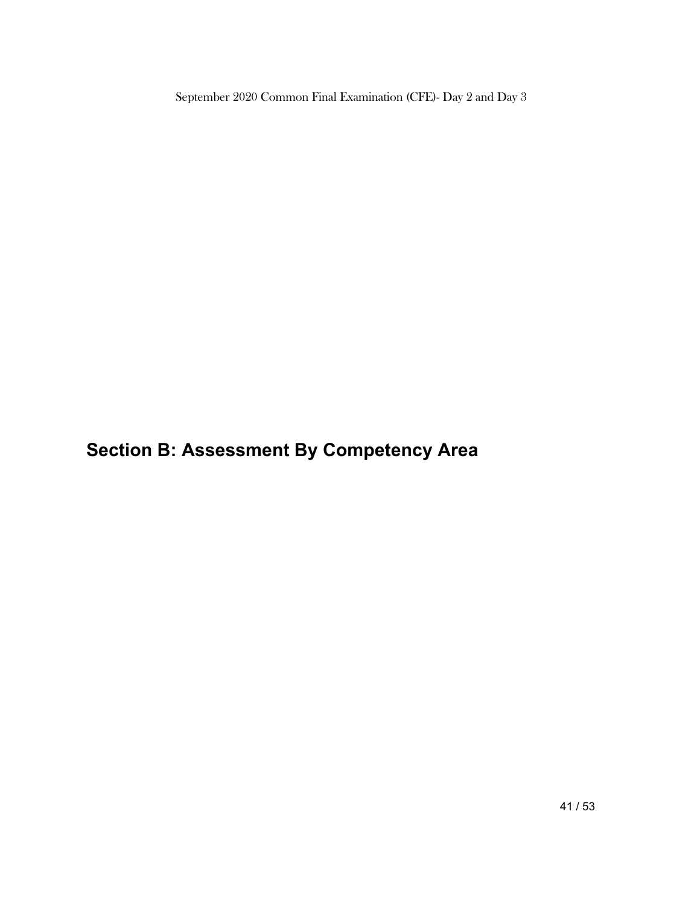## Section B: Assessment By Competency Area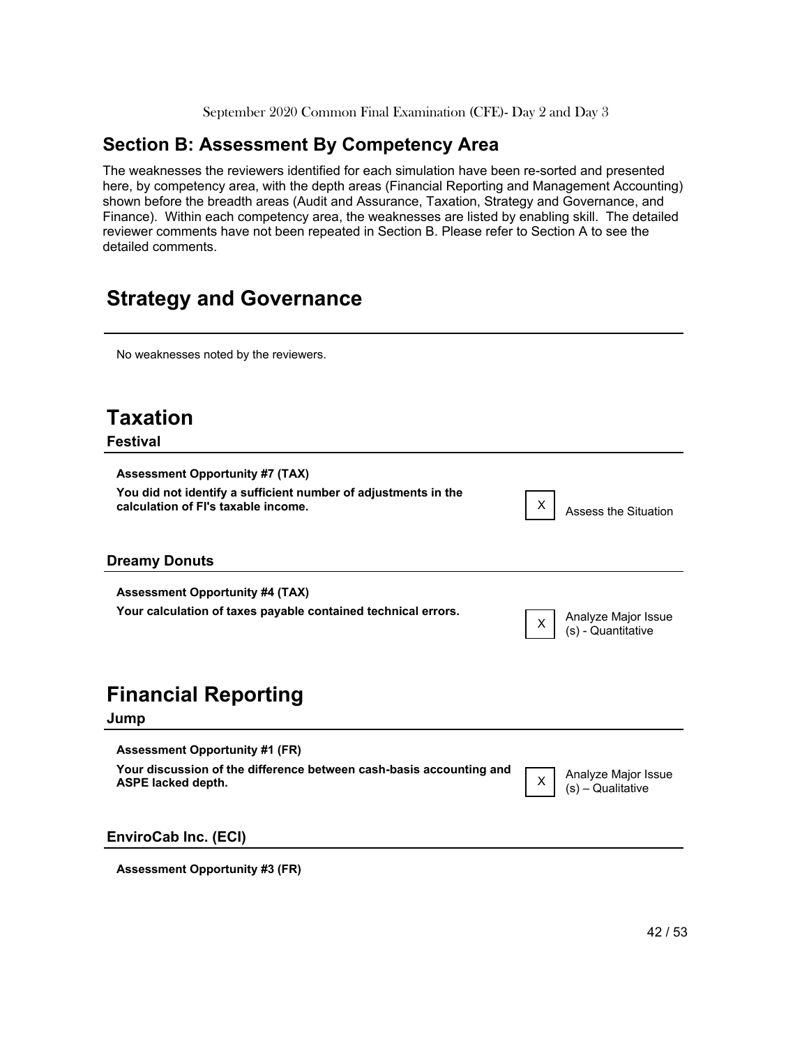## Section B: Assessment By Competency Area

The weaknesses the reviewers identified for each simulation have been re-sorted and presented here, by competency area, with the depth areas (Financial Reporting and Management Accounting) shown before the breadth areas (Audit and Assurance, Taxation, Strategy and Governance, and Finance). Within each competency area, the weaknesses are listed by enabling skill. The detailed reviewer comments have not been repeated in Section B. Please refer to Section A to see the detailed comments.

# Strategy and Governance

No weaknesses noted by the reviewers.

# Taxation

### Festival

**Assessment Opportunity #7 (TAX)**

| | | |
|---|---|---|
| **You did not identify a sufficient number of adjustments in the calculation of FI's taxable income.** | X | Assess the Situation |

### Dreamy Donuts

**Assessment Opportunity #4 (TAX)**

| | | |
|---|---|---|
| **Your calculation of taxes payable contained technical errors.** | X | Analyze Major Issue (s) - Quantitative |

# Financial Reporting

### Jump

**Assessment Opportunity #1 (FR)**

| | | |
|---|---|---|
| **Your discussion of the difference between cash-basis accounting and ASPE lacked depth.** | X | Analyze Major Issue (s) – Qualitative |

### EnviroCab Inc. (ECI)

**Assessment Opportunity #3 (FR)**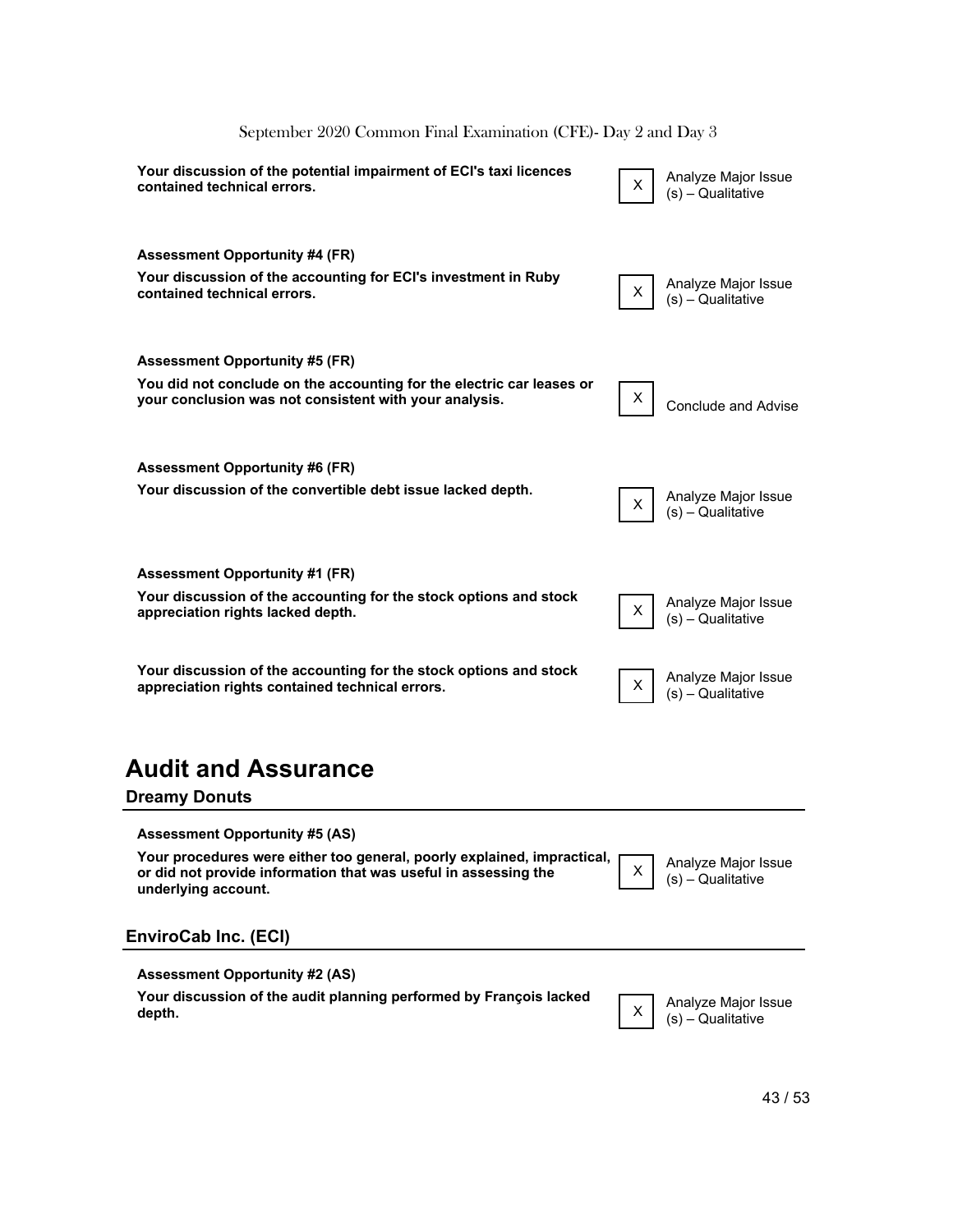| | | |
|---|---|---|
| **Your discussion of the potential impairment of ECI's taxi licences contained technical errors.** | X | Analyze Major Issue (s) – Qualitative |

**Assessment Opportunity #4 (FR)**

| | | |
|---|---|---|
| **Your discussion of the accounting for ECI's investment in Ruby contained technical errors.** | X | Analyze Major Issue (s) – Qualitative |

**Assessment Opportunity #5 (FR)**

| | | |
|---|---|---|
| **You did not conclude on the accounting for the electric car leases or your conclusion was not consistent with your analysis.** | X | Conclude and Advise |

**Assessment Opportunity #6 (FR)**

| | | |
|---|---|---|
| **Your discussion of the convertible debt issue lacked depth.** | X | Analyze Major Issue (s) – Qualitative |

**Assessment Opportunity #1 (FR)**

| | | |
|---|---|---|
| **Your discussion of the accounting for the stock options and stock appreciation rights lacked depth.** | X | Analyze Major Issue (s) – Qualitative |
| **Your discussion of the accounting for the stock options and stock appreciation rights contained technical errors.** | X | Analyze Major Issue (s) – Qualitative |

# Audit and Assurance

## Dreamy Donuts

**Assessment Opportunity #5 (AS)**

| | | |
|---|---|---|
| **Your procedures were either too general, poorly explained, impractical, or did not provide information that was useful in assessing the underlying account.** | X | Analyze Major Issue (s) – Qualitative |

## EnviroCab Inc. (ECI)

**Assessment Opportunity #2 (AS)**

| | | |
|---|---|---|
| **Your discussion of the audit planning performed by François lacked depth.** | X | Analyze Major Issue (s) – Qualitative |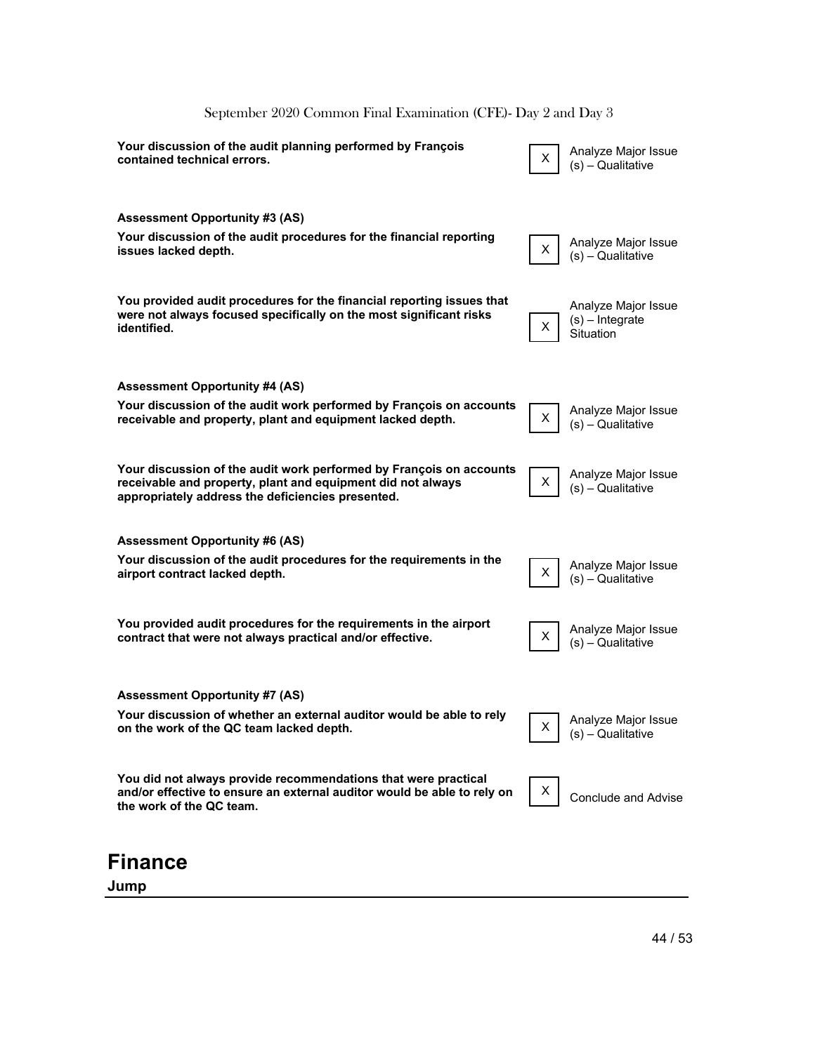| | | |
|---|---|---|
| **Your discussion of the audit planning performed by François contained technical errors.** | X | Analyze Major Issue (s) – Qualitative |
| **Assessment Opportunity #3 (AS)** | | |
| **Your discussion of the audit procedures for the financial reporting issues lacked depth.** | X | Analyze Major Issue (s) – Qualitative |
| **You provided audit procedures for the financial reporting issues that were not always focused specifically on the most significant risks identified.** | X | Analyze Major Issue (s) – Integrate Situation |
| **Assessment Opportunity #4 (AS)** | | |
| **Your discussion of the audit work performed by François on accounts receivable and property, plant and equipment lacked depth.** | X | Analyze Major Issue (s) – Qualitative |
| **Your discussion of the audit work performed by François on accounts receivable and property, plant and equipment did not always appropriately address the deficiencies presented.** | X | Analyze Major Issue (s) – Qualitative |
| **Assessment Opportunity #6 (AS)** | | |
| **Your discussion of the audit procedures for the requirements in the airport contract lacked depth.** | X | Analyze Major Issue (s) – Qualitative |
| **You provided audit procedures for the requirements in the airport contract that were not always practical and/or effective.** | X | Analyze Major Issue (s) – Qualitative |
| **Assessment Opportunity #7 (AS)** | | |
| **Your discussion of whether an external auditor would be able to rely on the work of the QC team lacked depth.** | X | Analyze Major Issue (s) – Qualitative |
| **You did not always provide recommendations that were practical and/or effective to ensure an external auditor would be able to rely on the work of the QC team.** | X | Conclude and Advise |

# Finance

**Jump**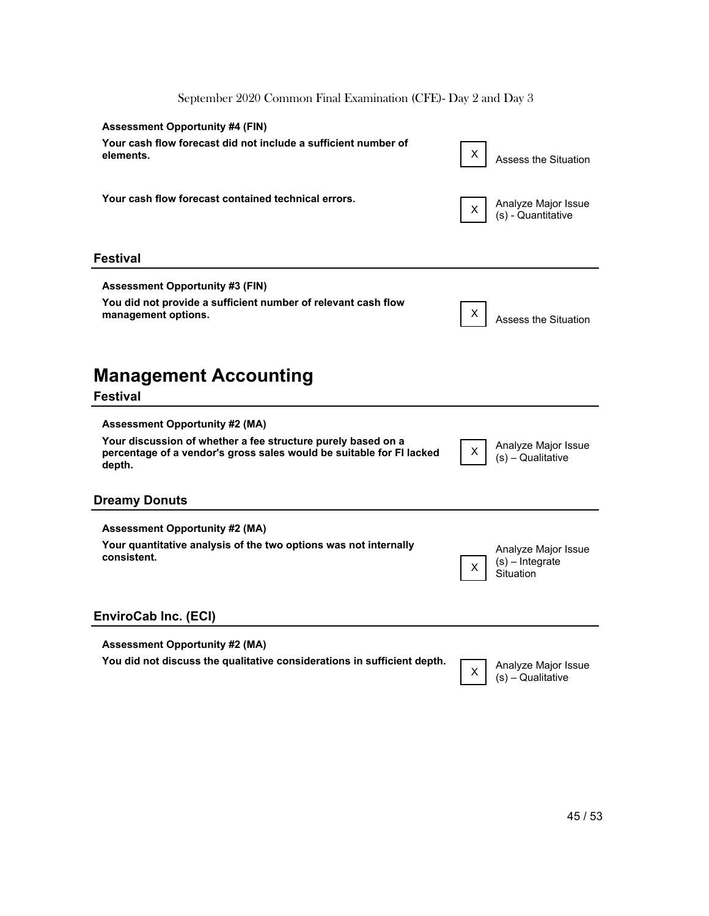**Assessment Opportunity #4 (FIN)**

| | | |
|---|---|---|
| **Your cash flow forecast did not include a sufficient number of elements.** | X | Assess the Situation |
| **Your cash flow forecast contained technical errors.** | X | Analyze Major Issue (s) - Quantitative |

### Festival

**Assessment Opportunity #3 (FIN)**

| | | |
|---|---|---|
| **You did not provide a sufficient number of relevant cash flow management options.** | X | Assess the Situation |

# Management Accounting

### Festival

**Assessment Opportunity #2 (MA)**

| | | |
|---|---|---|
| **Your discussion of whether a fee structure purely based on a percentage of a vendor's gross sales would be suitable for FI lacked depth.** | X | Analyze Major Issue (s) – Qualitative |

### Dreamy Donuts

**Assessment Opportunity #2 (MA)**

| | | |
|---|---|---|
| **Your quantitative analysis of the two options was not internally consistent.** | X | Analyze Major Issue (s) – Integrate Situation |

### EnviroCab Inc. (ECI)

**Assessment Opportunity #2 (MA)**

| | | |
|---|---|---|
| **You did not discuss the qualitative considerations in sufficient depth.** | X | Analyze Major Issue (s) – Qualitative |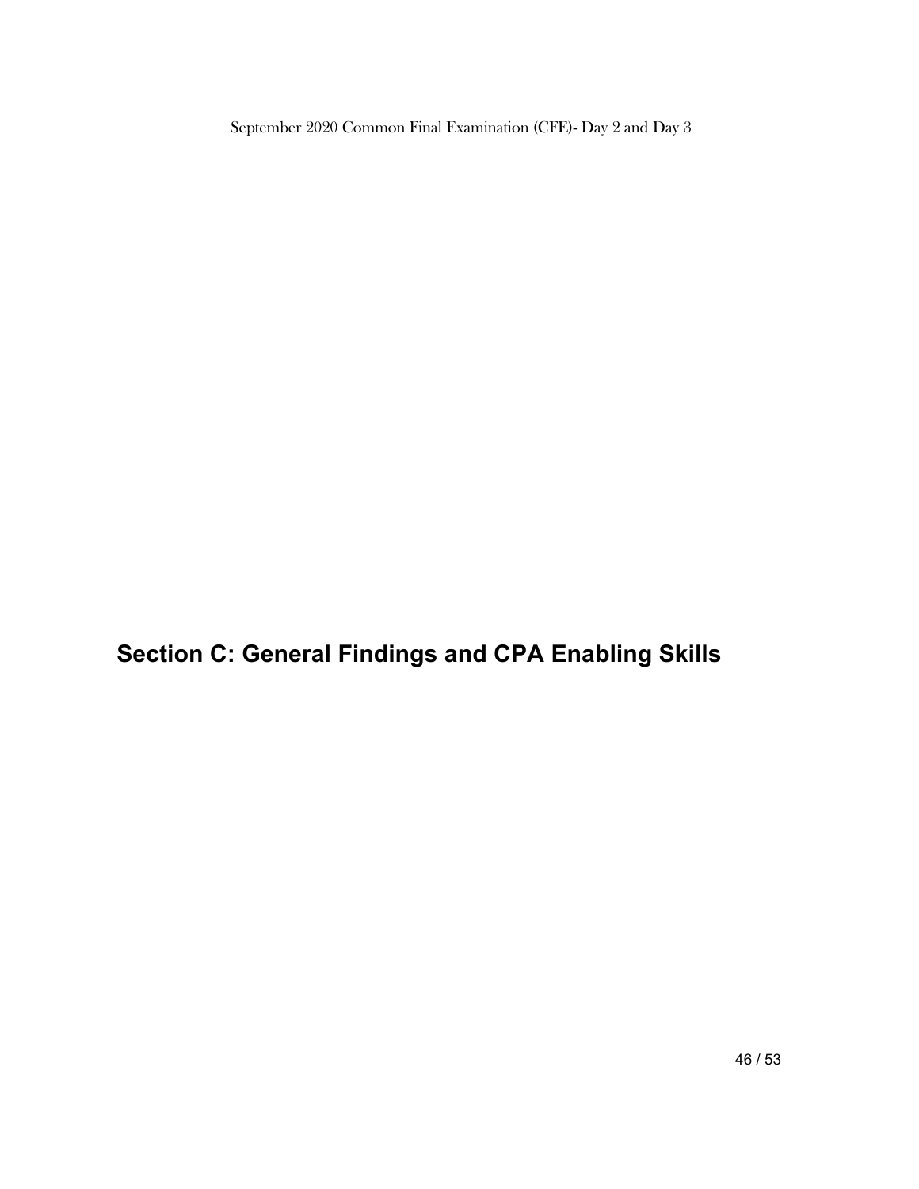# Section C: General Findings and CPA Enabling Skills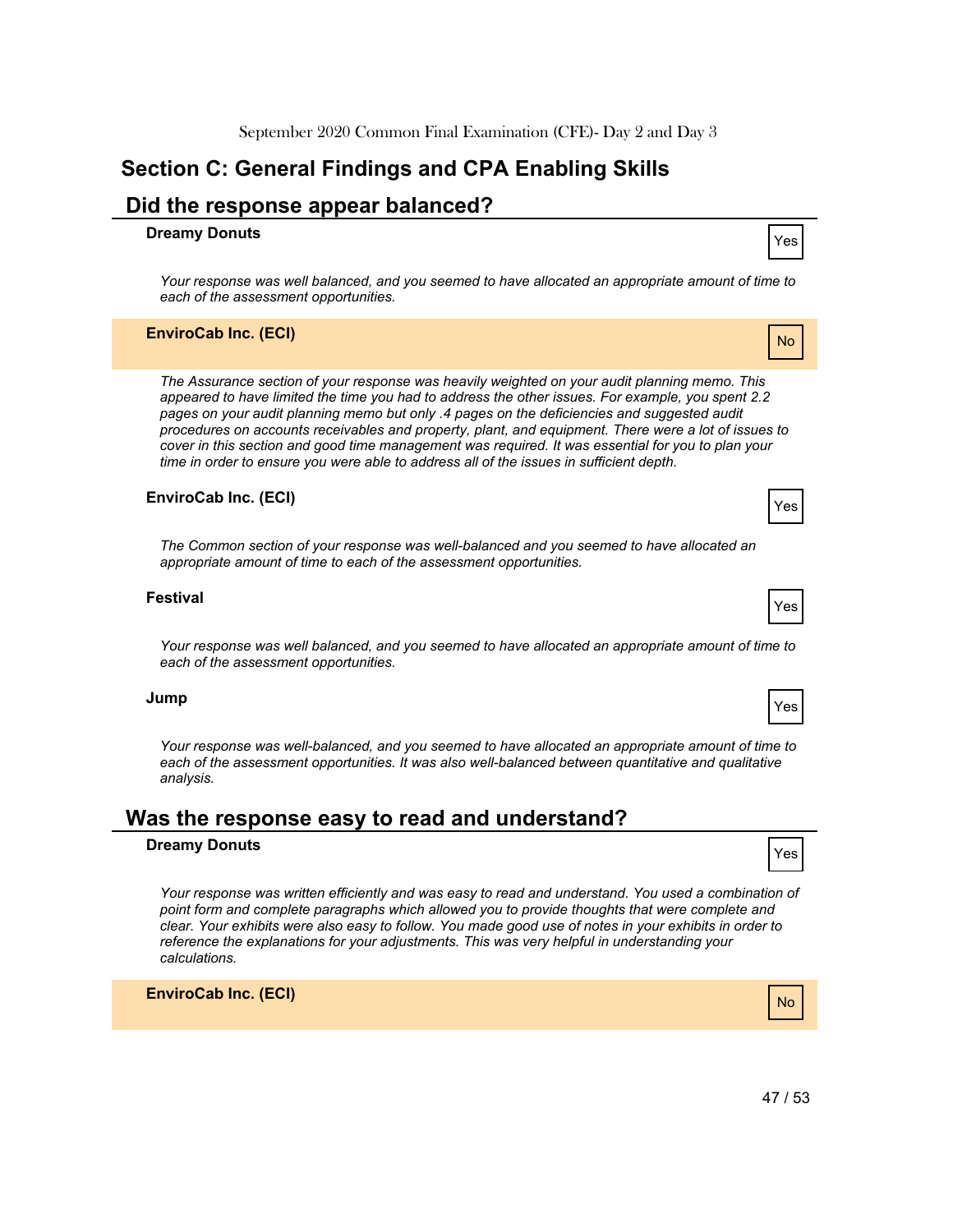## Section C: General Findings and CPA Enabling Skills

### Did the response appear balanced?

**Dreamy Donuts** — Yes

*Your response was well balanced, and you seemed to have allocated an appropriate amount of time to each of the assessment opportunities.*

**EnviroCab Inc. (ECI)** — No

*The Assurance section of your response was heavily weighted on your audit planning memo. This appeared to have limited the time you had to address the other issues. For example, you spent 2.2 pages on your audit planning memo but only .4 pages on the deficiencies and suggested audit procedures on accounts receivables and property, plant, and equipment. There were a lot of issues to cover in this section and good time management was required. It was essential for you to plan your time in order to ensure you were able to address all of the issues in sufficient depth.*

**EnviroCab Inc. (ECI)** — Yes

*The Common section of your response was well-balanced and you seemed to have allocated an appropriate amount of time to each of the assessment opportunities.*

**Festival** — Yes

*Your response was well balanced, and you seemed to have allocated an appropriate amount of time to each of the assessment opportunities.*

**Jump** — Yes

*Your response was well-balanced, and you seemed to have allocated an appropriate amount of time to each of the assessment opportunities. It was also well-balanced between quantitative and qualitative analysis.*

### Was the response easy to read and understand?

**Dreamy Donuts** — Yes

*Your response was written efficiently and was easy to read and understand. You used a combination of point form and complete paragraphs which allowed you to provide thoughts that were complete and clear. Your exhibits were also easy to follow. You made good use of notes in your exhibits in order to reference the explanations for your adjustments. This was very helpful in understanding your calculations.*

**EnviroCab Inc. (ECI)** — No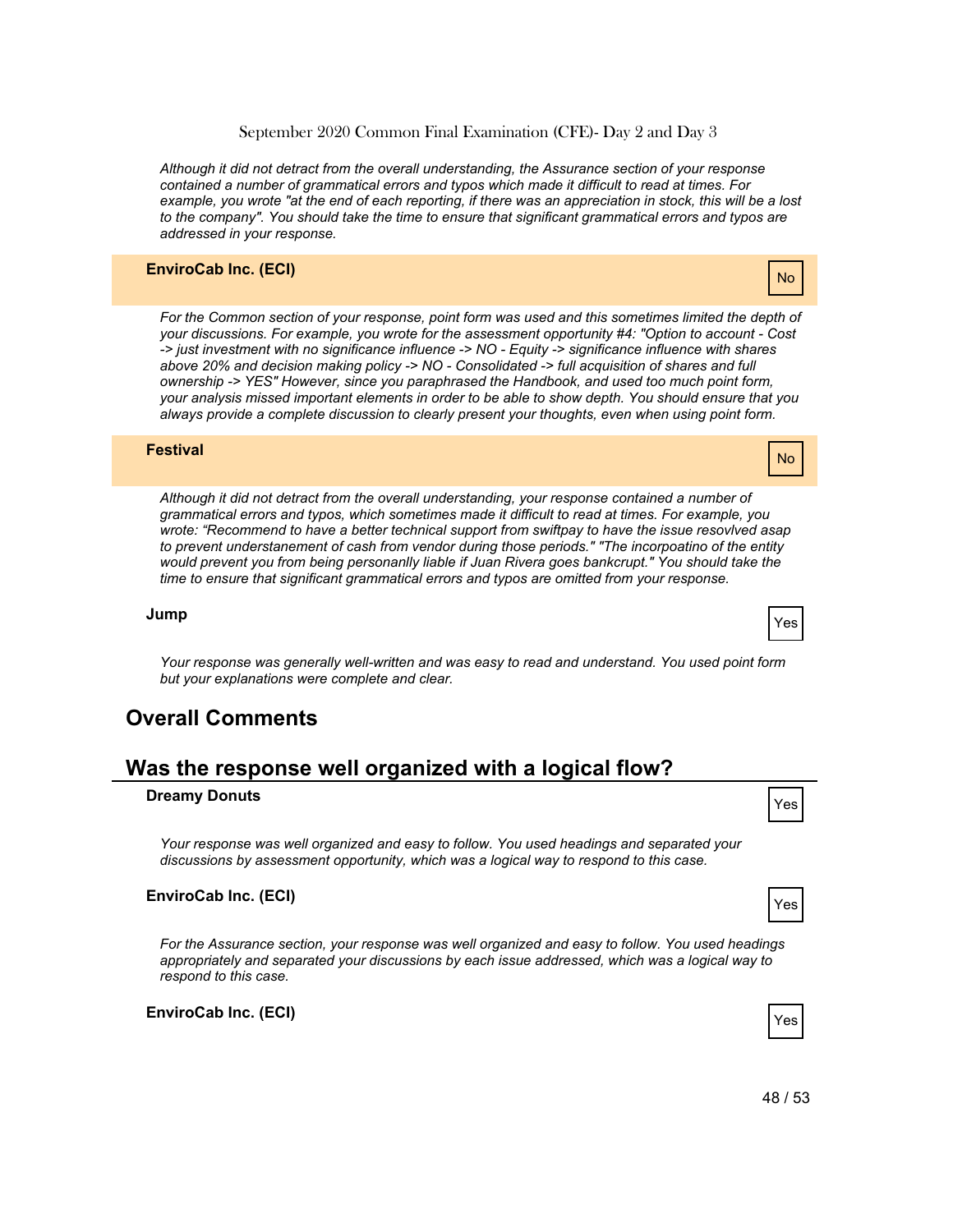*Although it did not detract from the overall understanding, the Assurance section of your response contained a number of grammatical errors and typos which made it difficult to read at times. For example, you wrote "at the end of each reporting, if there was an appreciation in stock, this will be a lost to the company". You should take the time to ensure that significant grammatical errors and typos are addressed in your response.*

**EnviroCab Inc. (ECI)** — No

*For the Common section of your response, point form was used and this sometimes limited the depth of your discussions. For example, you wrote for the assessment opportunity #4: "Option to account - Cost -> just investment with no significance influence -> NO - Equity -> significance influence with shares above 20% and decision making policy -> NO - Consolidated -> full acquisition of shares and full ownership -> YES" However, since you paraphrased the Handbook, and used too much point form, your analysis missed important elements in order to be able to show depth. You should ensure that you always provide a complete discussion to clearly present your thoughts, even when using point form.*

**Festival** — No

*Although it did not detract from the overall understanding, your response contained a number of grammatical errors and typos, which sometimes made it difficult to read at times. For example, you wrote: "Recommend to have a better technical support from swiftpay to have the issue resovlved asap to prevent understanement of cash from vendor during those periods." "The incorpoatino of the entity would prevent you from being personanlly liable if Juan Rivera goes bankcrupt." You should take the time to ensure that significant grammatical errors and typos are omitted from your response.*

**Jump** — Yes

*Your response was generally well-written and was easy to read and understand. You used point form but your explanations were complete and clear.*

## Overall Comments

## Was the response well organized with a logical flow?

**Dreamy Donuts** — Yes

*Your response was well organized and easy to follow. You used headings and separated your discussions by assessment opportunity, which was a logical way to respond to this case.*

**EnviroCab Inc. (ECI)** — Yes

*For the Assurance section, your response was well organized and easy to follow. You used headings appropriately and separated your discussions by each issue addressed, which was a logical way to respond to this case.*

**EnviroCab Inc. (ECI)** — Yes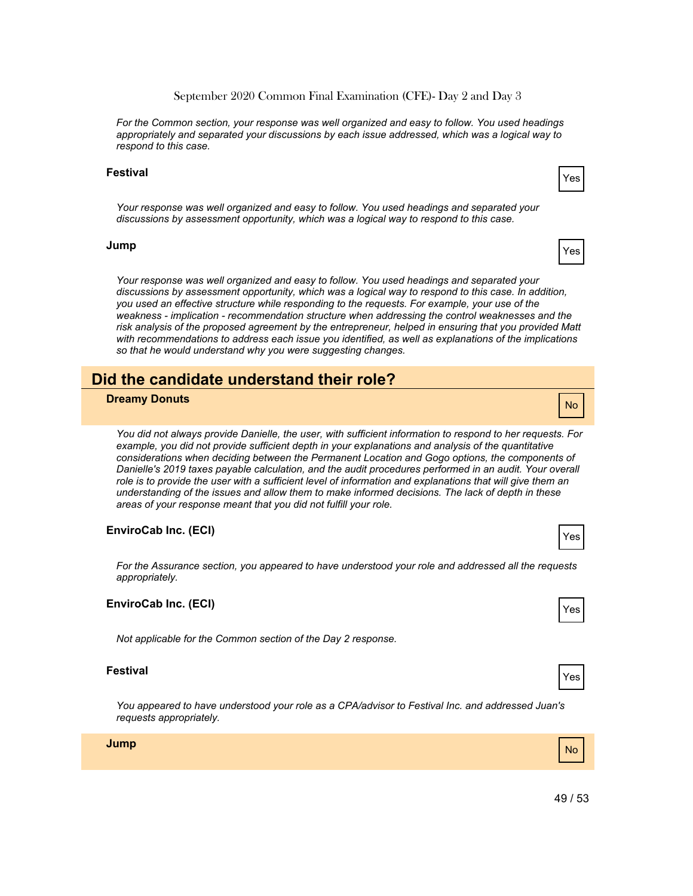*For the Common section, your response was well organized and easy to follow. You used headings appropriately and separated your discussions by each issue addressed, which was a logical way to respond to this case.*

**Festival** — Yes

*Your response was well organized and easy to follow. You used headings and separated your discussions by assessment opportunity, which was a logical way to respond to this case.*

**Jump** — Yes

*Your response was well organized and easy to follow. You used headings and separated your discussions by assessment opportunity, which was a logical way to respond to this case. In addition, you used an effective structure while responding to the requests. For example, your use of the weakness - implication - recommendation structure when addressing the control weaknesses and the risk analysis of the proposed agreement by the entrepreneur, helped in ensuring that you provided Matt with recommendations to address each issue you identified, as well as explanations of the implications so that he would understand why you were suggesting changes.*

## Did the candidate understand their role?

**Dreamy Donuts** — No

*You did not always provide Danielle, the user, with sufficient information to respond to her requests. For example, you did not provide sufficient depth in your explanations and analysis of the quantitative considerations when deciding between the Permanent Location and Gogo options, the components of Danielle's 2019 taxes payable calculation, and the audit procedures performed in an audit. Your overall role is to provide the user with a sufficient level of information and explanations that will give them an understanding of the issues and allow them to make informed decisions. The lack of depth in these areas of your response meant that you did not fulfill your role.*

**EnviroCab Inc. (ECI)** — Yes

*For the Assurance section, you appeared to have understood your role and addressed all the requests appropriately.*

**EnviroCab Inc. (ECI)** — Yes

*Not applicable for the Common section of the Day 2 response.*

**Festival** — Yes

*You appeared to have understood your role as a CPA/advisor to Festival Inc. and addressed Juan's requests appropriately.*

**Jump** — No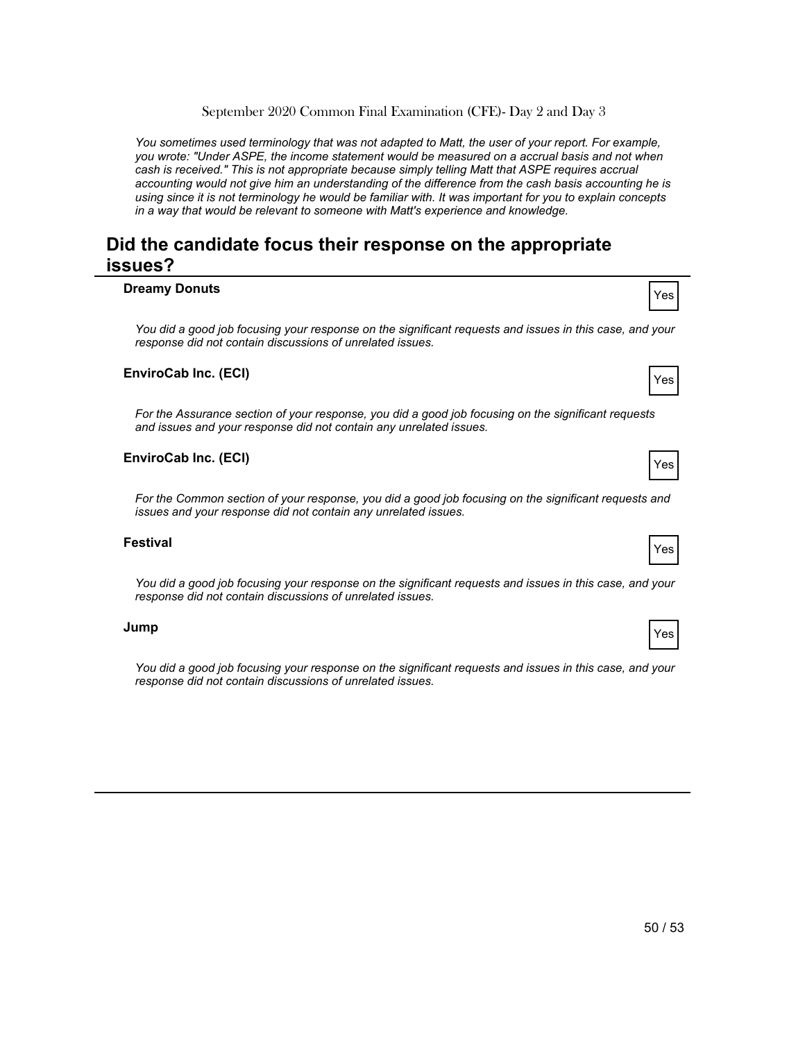*You sometimes used terminology that was not adapted to Matt, the user of your report. For example, you wrote: "Under ASPE, the income statement would be measured on a accrual basis and not when cash is received." This is not appropriate because simply telling Matt that ASPE requires accrual accounting would not give him an understanding of the difference from the cash basis accounting he is using since it is not terminology he would be familiar with. It was important for you to explain concepts in a way that would be relevant to someone with Matt's experience and knowledge.*

## Did the candidate focus their response on the appropriate issues?

**Dreamy Donuts** — Yes

*You did a good job focusing your response on the significant requests and issues in this case, and your response did not contain discussions of unrelated issues.*

**EnviroCab Inc. (ECI)** — Yes

*For the Assurance section of your response, you did a good job focusing on the significant requests and issues and your response did not contain any unrelated issues.*

**EnviroCab Inc. (ECI)** — Yes

*For the Common section of your response, you did a good job focusing on the significant requests and issues and your response did not contain any unrelated issues.*

**Festival** — Yes

*You did a good job focusing your response on the significant requests and issues in this case, and your response did not contain discussions of unrelated issues.*

**Jump** — Yes

*You did a good job focusing your response on the significant requests and issues in this case, and your response did not contain discussions of unrelated issues.*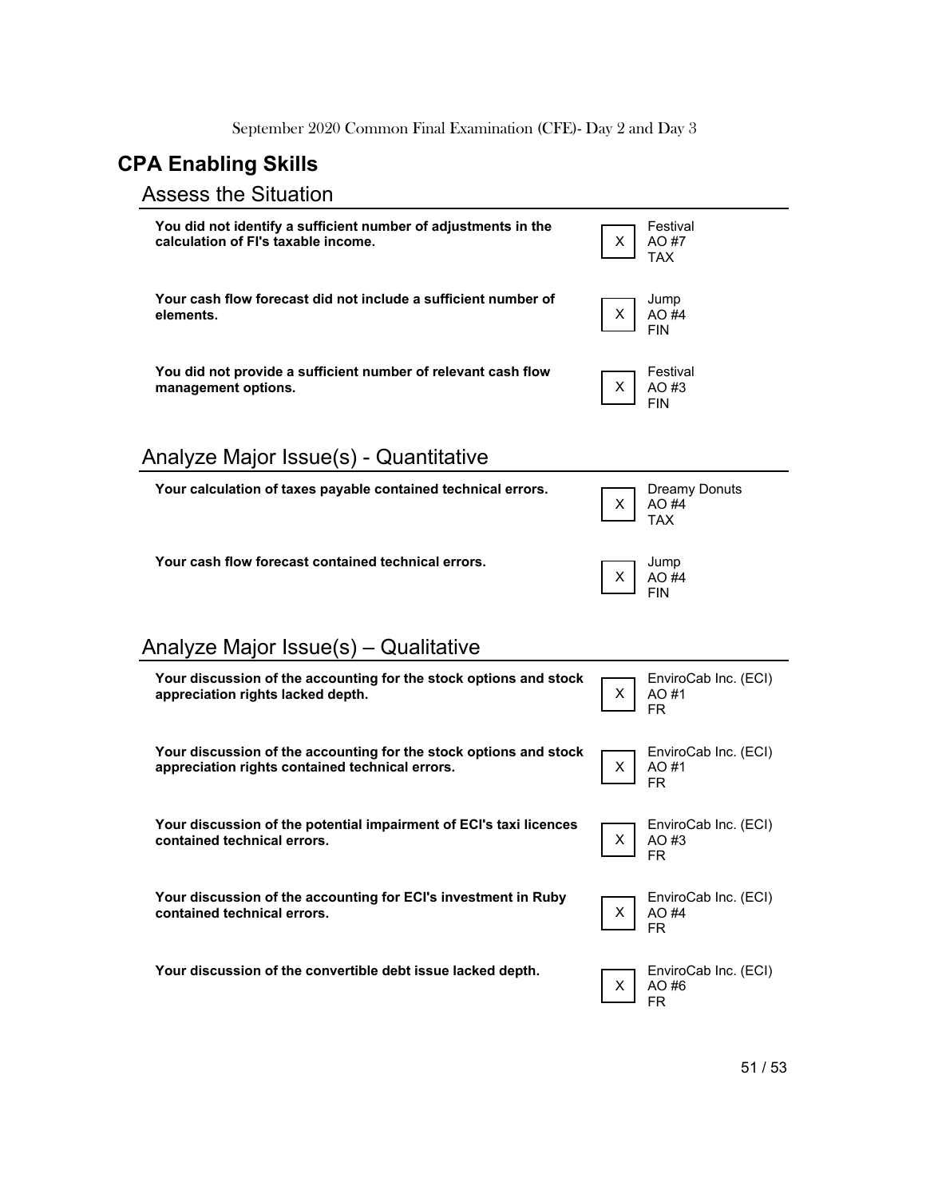## CPA Enabling Skills

### Assess the Situation

| | | |
|---|---|---|
| **You did not identify a sufficient number of adjustments in the calculation of FI's taxable income.** | X | Festival<br>AO #7<br>TAX |
| **Your cash flow forecast did not include a sufficient number of elements.** | X | Jump<br>AO #4<br>FIN |
| **You did not provide a sufficient number of relevant cash flow management options.** | X | Festival<br>AO #3<br>FIN |

### Analyze Major Issue(s) - Quantitative

| | | |
|---|---|---|
| **Your calculation of taxes payable contained technical errors.** | X | Dreamy Donuts<br>AO #4<br>TAX |
| **Your cash flow forecast contained technical errors.** | X | Jump<br>AO #4<br>FIN |

### Analyze Major Issue(s) – Qualitative

| | | |
|---|---|---|
| **Your discussion of the accounting for the stock options and stock appreciation rights lacked depth.** | X | EnviroCab Inc. (ECI)<br>AO #1<br>FR |
| **Your discussion of the accounting for the stock options and stock appreciation rights contained technical errors.** | X | EnviroCab Inc. (ECI)<br>AO #1<br>FR |
| **Your discussion of the potential impairment of ECI's taxi licences contained technical errors.** | X | EnviroCab Inc. (ECI)<br>AO #3<br>FR |
| **Your discussion of the accounting for ECI's investment in Ruby contained technical errors.** | X | EnviroCab Inc. (ECI)<br>AO #4<br>FR |
| **Your discussion of the convertible debt issue lacked depth.** | X | EnviroCab Inc. (ECI)<br>AO #6<br>FR |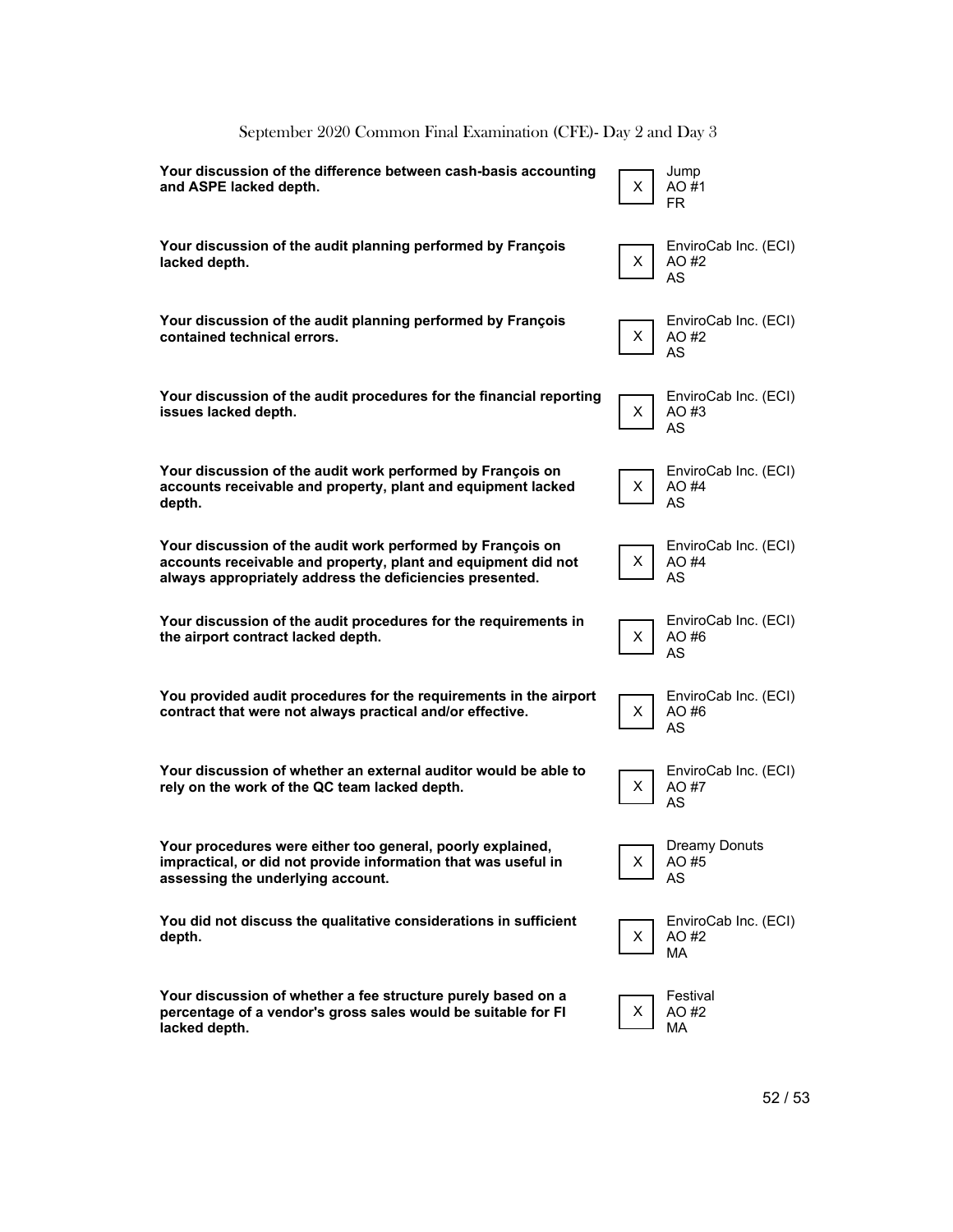| Comment | | Case |
|---|---|---|
| **Your discussion of the difference between cash-basis accounting and ASPE lacked depth.** | X | Jump<br>AO #1<br>FR |
| **Your discussion of the audit planning performed by François lacked depth.** | X | EnviroCab Inc. (ECI)<br>AO #2<br>AS |
| **Your discussion of the audit planning performed by François contained technical errors.** | X | EnviroCab Inc. (ECI)<br>AO #2<br>AS |
| **Your discussion of the audit procedures for the financial reporting issues lacked depth.** | X | EnviroCab Inc. (ECI)<br>AO #3<br>AS |
| **Your discussion of the audit work performed by François on accounts receivable and property, plant and equipment lacked depth.** | X | EnviroCab Inc. (ECI)<br>AO #4<br>AS |
| **Your discussion of the audit work performed by François on accounts receivable and property, plant and equipment did not always appropriately address the deficiencies presented.** | X | EnviroCab Inc. (ECI)<br>AO #4<br>AS |
| **Your discussion of the audit procedures for the requirements in the airport contract lacked depth.** | X | EnviroCab Inc. (ECI)<br>AO #6<br>AS |
| **You provided audit procedures for the requirements in the airport contract that were not always practical and/or effective.** | X | EnviroCab Inc. (ECI)<br>AO #6<br>AS |
| **Your discussion of whether an external auditor would be able to rely on the work of the QC team lacked depth.** | X | EnviroCab Inc. (ECI)<br>AO #7<br>AS |
| **Your procedures were either too general, poorly explained, impractical, or did not provide information that was useful in assessing the underlying account.** | X | Dreamy Donuts<br>AO #5<br>AS |
| **You did not discuss the qualitative considerations in sufficient depth.** | X | EnviroCab Inc. (ECI)<br>AO #2<br>MA |
| **Your discussion of whether a fee structure purely based on a percentage of a vendor's gross sales would be suitable for FI lacked depth.** | X | Festival<br>AO #2<br>MA |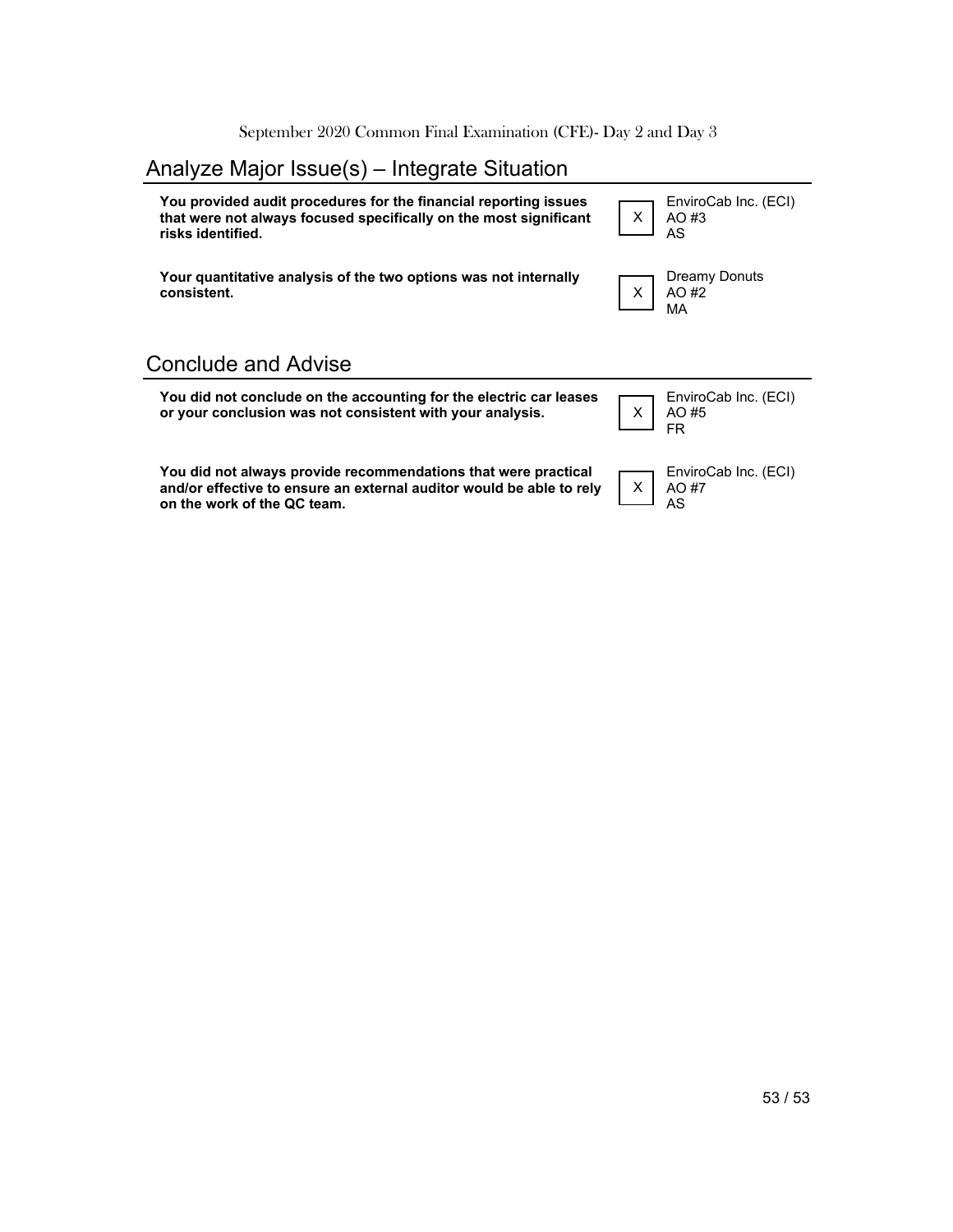## Analyze Major Issue(s) – Integrate Situation

| | | |
|---|---|---|
| **You provided audit procedures for the financial reporting issues that were not always focused specifically on the most significant risks identified.** | X | EnviroCab Inc. (ECI) AO #3 AS |
| **Your quantitative analysis of the two options was not internally consistent.** | X | Dreamy Donuts AO #2 MA |

## Conclude and Advise

| | | |
|---|---|---|
| **You did not conclude on the accounting for the electric car leases or your conclusion was not consistent with your analysis.** | X | EnviroCab Inc. (ECI) AO #5 FR |
| **You did not always provide recommendations that were practical and/or effective to ensure an external auditor would be able to rely on the work of the QC team.** | X | EnviroCab Inc. (ECI) AO #7 AS |